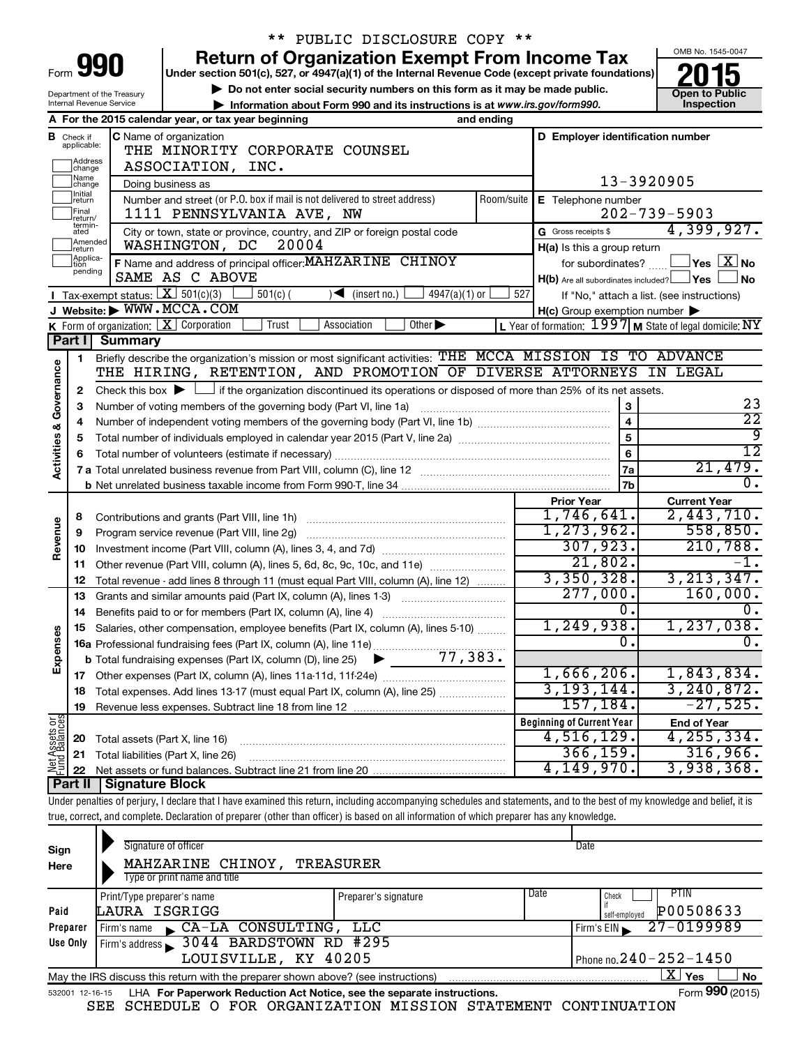\*\* PUBLIC DISCLOSURE COPY \*\*

# Form 990 — Return of Organization Exempt From Income Tax (2015)

Under section 501(c), 527, or 4947(a)(1) of the Internal Revenue Code (except private foundations)

▶ Do not enter social security numbers on this form as it may be made public.

▶ Information about Form 990 and its instructions is at www.irs.gov/form990.

Department of the Treasury
Internal Revenue Service

OMB No. 1545-0047 — Open to Public Inspection

**A** For the 2015 calendar year, or tax year beginning and ending

**B** Check if applicable: Address change; Name change; Initial return; Final return/terminated; Amended return; Application pending

**C** Name of organization: THE MINORITY CORPORATE COUNSEL ASSOCIATION, INC.

Doing business as

Number and street (or P.O. box if mail is not delivered to street address): 1111 PENNSYLVANIA AVE, NW — Room/suite

City or town, state or province, country, and ZIP or foreign postal code: WASHINGTON, DC 20004

**D** Employer identification number: 13-3920905

**E** Telephone number: 202-739-5903

**G** Gross receipts $ 4,399,927.

**F** Name and address of principal officer: MAHZARINE CHINOY, SAME AS C ABOVE

**H(a)** Is this a group return for subordinates? ☐ Yes ☒ No

**H(b)** Are all subordinates included? ☐ Yes ☐ No — If "No," attach a list. (see instructions)

**H(c)** Group exemption number ▶

**I** Tax-exempt status: ☒ 501(c)(3) ☐ 501(c) ( ) ◀ (insert no.) ☐ 4947(a)(1) or ☐ 527

**J** Website: ▶ WWW.MCCA.COM

**K** Form of organization: ☒ Corporation ☐ Trust ☐ Association ☐ Other ▶

**L** Year of formation: 1997 **M** State of legal domicile: NY

## Part I Summary

**Activities & Governance**

1. Briefly describe the organization's mission or most significant activities: THE MCCA MISSION IS TO ADVANCE THE HIRING, RETENTION, AND PROMOTION OF DIVERSE ATTORNEYS IN LEGAL
2. Check this box ▶ ☐ if the organization discontinued its operations or disposed of more than 25% of its net assets.

| Line | Description | | Value |
|---|---|---|---|
| 3 | Number of voting members of the governing body (Part VI, line 1a) | 3 | 23 |
| 4 | Number of independent voting members of the governing body (Part VI, line 1b) | 4 | 22 |
| 5 | Total number of individuals employed in calendar year 2015 (Part V, line 2a) | 5 | 9 |
| 6 | Total number of volunteers (estimate if necessary) | 6 | 12 |
| 7a | Total unrelated business revenue from Part VIII, column (C), line 12 | 7a | 21,479. |
| 7b | Net unrelated business taxable income from Form 990-T, line 34 | 7b | 0. |

| Line | Description | Prior Year | Current Year |
|---|---|---|---|
| **Revenue** | | | |
| 8 | Contributions and grants (Part VIII, line 1h) | 1,746,641. | 2,443,710. |
| 9 | Program service revenue (Part VIII, line 2g) | 1,273,962. | 558,850. |
| 10 | Investment income (Part VIII, column (A), lines 3, 4, and 7d) | 307,923. | 210,788. |
| 11 | Other revenue (Part VIII, column (A), lines 5, 6d, 8c, 9c, 10c, and 11e) | 21,802. | -1. |
| 12 | Total revenue - add lines 8 through 11 (must equal Part VIII, column (A), line 12) | 3,350,328. | 3,213,347. |
| **Expenses** | | | |
| 13 | Grants and similar amounts paid (Part IX, column (A), lines 1-3) | 277,000. | 160,000. |
| 14 | Benefits paid to or for members (Part IX, column (A), line 4) | 0. | 0. |
| 15 | Salaries, other compensation, employee benefits (Part IX, column (A), lines 5-10) | 1,249,938. | 1,237,038. |
| 16a | Professional fundraising fees (Part IX, column (A), line 11e) | 0. | 0. |
| b | Total fundraising expenses (Part IX, column (D), line 25) ▶ 77,383. | | |
| 17 | Other expenses (Part IX, column (A), lines 11a-11d, 11f-24e) | 1,666,206. | 1,843,834. |
| 18 | Total expenses. Add lines 13-17 (must equal Part IX, column (A), line 25) | 3,193,144. | 3,240,872. |
| 19 | Revenue less expenses. Subtract line 18 from line 12 | 157,184. | -27,525. |
| **Net Assets or Fund Balances** | | **Beginning of Current Year** | **End of Year** |
| 20 | Total assets (Part X, line 16) | 4,516,129. | 4,255,334. |
| 21 | Total liabilities (Part X, line 26) | 366,159. | 316,966. |
| 22 | Net assets or fund balances. Subtract line 21 from line 20 | 4,149,970. | 3,938,368. |

## Part II Signature Block

Under penalties of perjury, I declare that I have examined this return, including accompanying schedules and statements, and to the best of my knowledge and belief, it is true, correct, and complete. Declaration of preparer (other than officer) is based on all information of which preparer has any knowledge.

**Sign Here**

Signature of officer — Date

MAHZARINE CHINOY, TREASURER
Type or print name and title

**Paid Preparer Use Only**

| Print/Type preparer's name | Preparer's signature | Date | Check if self-employed | PTIN |
|---|---|---|---|---|
| LAURA ISGRIGG | | | | P00508633 |

Firm's name ▶ CA-LA CONSULTING, LLC — Firm's EIN ▶ 27-0199989

Firm's address ▶ 3044 BARDSTOWN RD #295, LOUISVILLE, KY 40205 — Phone no. 240-252-1450

May the IRS discuss this return with the preparer shown above? (see instructions) ☒ Yes ☐ No

532001 12-16-15 LHA For Paperwork Reduction Act Notice, see the separate instructions. Form 990 (2015)

SEE SCHEDULE O FOR ORGANIZATION MISSION STATEMENT CONTINUATION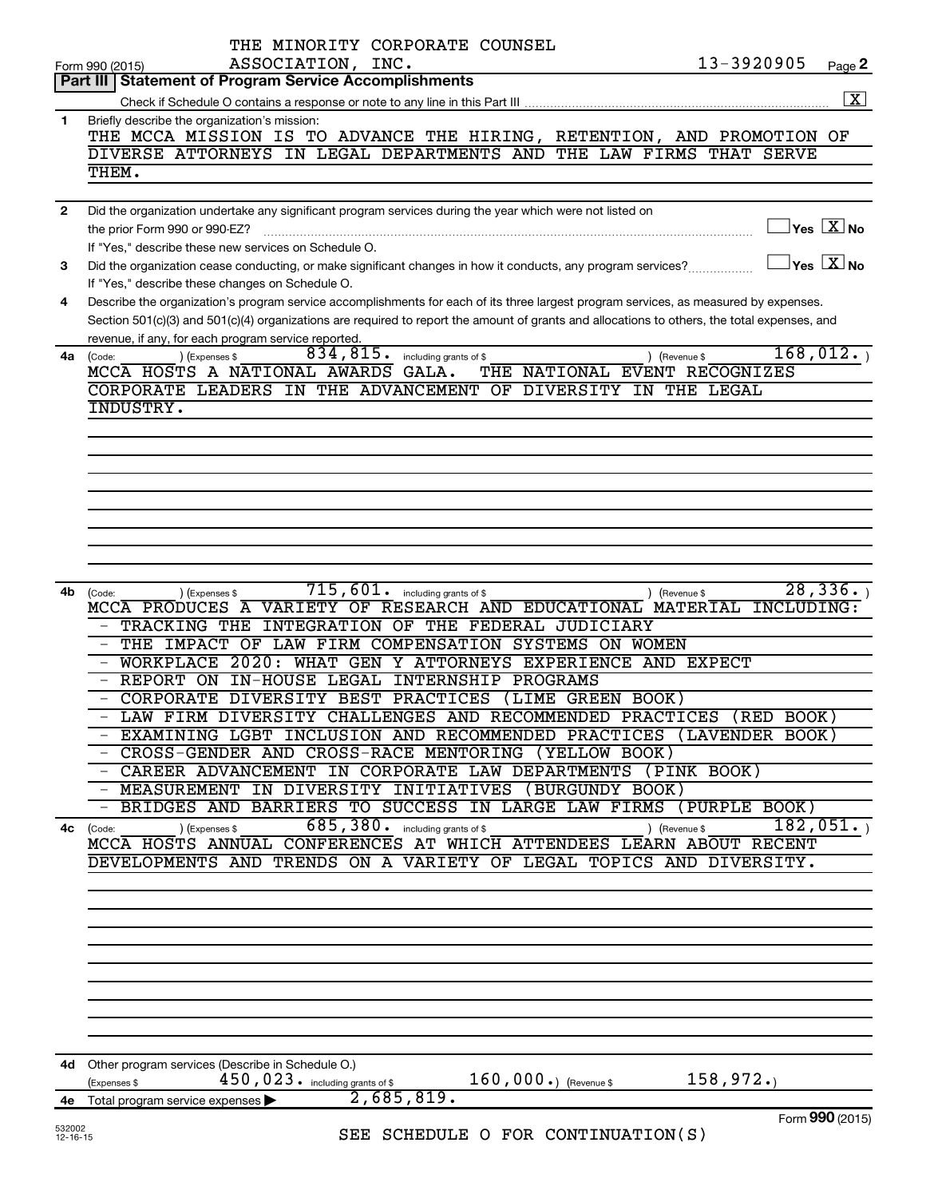THE MINORITY CORPORATE COUNSEL ASSOCIATION, INC.

Form 990 (2015) 13-3920905 Page 2

**Part III | Statement of Program Service Accomplishments**

Check if Schedule O contains a response or note to any line in this Part III ..... [X]

**1** Briefly describe the organization's mission:

THE MCCA MISSION IS TO ADVANCE THE HIRING, RETENTION, AND PROMOTION OF DIVERSE ATTORNEYS IN LEGAL DEPARTMENTS AND THE LAW FIRMS THAT SERVE THEM.

**2** Did the organization undertake any significant program services during the year which were not listed on the prior Form 990 or 990-EZ? ..... [ ] Yes [X] No

If "Yes," describe these new services on Schedule O.

**3** Did the organization cease conducting, or make significant changes in how it conducts, any program services? ..... [ ] Yes [X] No

If "Yes," describe these changes on Schedule O.

**4** Describe the organization's program service accomplishments for each of its three largest program services, as measured by expenses. Section 501(c)(3) and 501(c)(4) organizations are required to report the amount of grants and allocations to others, the total expenses, and revenue, if any, for each program service reported.

**4a** (Code: ) (Expenses $ 834,815. including grants of $ ) (Revenue $ 168,012. )

MCCA HOSTS A NATIONAL AWARDS GALA. THE NATIONAL EVENT RECOGNIZES CORPORATE LEADERS IN THE ADVANCEMENT OF DIVERSITY IN THE LEGAL INDUSTRY.

**4b** (Code: ) (Expenses $ 715,601. including grants of $ ) (Revenue $ 28,336. )

MCCA PRODUCES A VARIETY OF RESEARCH AND EDUCATIONAL MATERIAL INCLUDING:

- TRACKING THE INTEGRATION OF THE FEDERAL JUDICIARY
- THE IMPACT OF LAW FIRM COMPENSATION SYSTEMS ON WOMEN
- WORKPLACE 2020: WHAT GEN Y ATTORNEYS EXPERIENCE AND EXPECT
- REPORT ON IN-HOUSE LEGAL INTERNSHIP PROGRAMS
- CORPORATE DIVERSITY BEST PRACTICES (LIME GREEN BOOK)
- LAW FIRM DIVERSITY CHALLENGES AND RECOMMENDED PRACTICES (RED BOOK)
- EXAMINING LGBT INCLUSION AND RECOMMENDED PRACTICES (LAVENDER BOOK)
- CROSS-GENDER AND CROSS-RACE MENTORING (YELLOW BOOK)
- CAREER ADVANCEMENT IN CORPORATE LAW DEPARTMENTS (PINK BOOK)
- MEASUREMENT IN DIVERSITY INITIATIVES (BURGUNDY BOOK)
- BRIDGES AND BARRIERS TO SUCCESS IN LARGE LAW FIRMS (PURPLE BOOK)

**4c** (Code: ) (Expenses $ 685,380. including grants of $ ) (Revenue $ 182,051. )

MCCA HOSTS ANNUAL CONFERENCES AT WHICH ATTENDEES LEARN ABOUT RECENT DEVELOPMENTS AND TRENDS ON A VARIETY OF LEGAL TOPICS AND DIVERSITY.

**4d** Other program services (Describe in Schedule O.)

(Expenses $ 450,023. including grants of $ 160,000.) (Revenue $ 158,972.)

**4e** Total program service expenses ▶ 2,685,819.

SEE SCHEDULE O FOR CONTINUATION(S)

Form **990** (2015)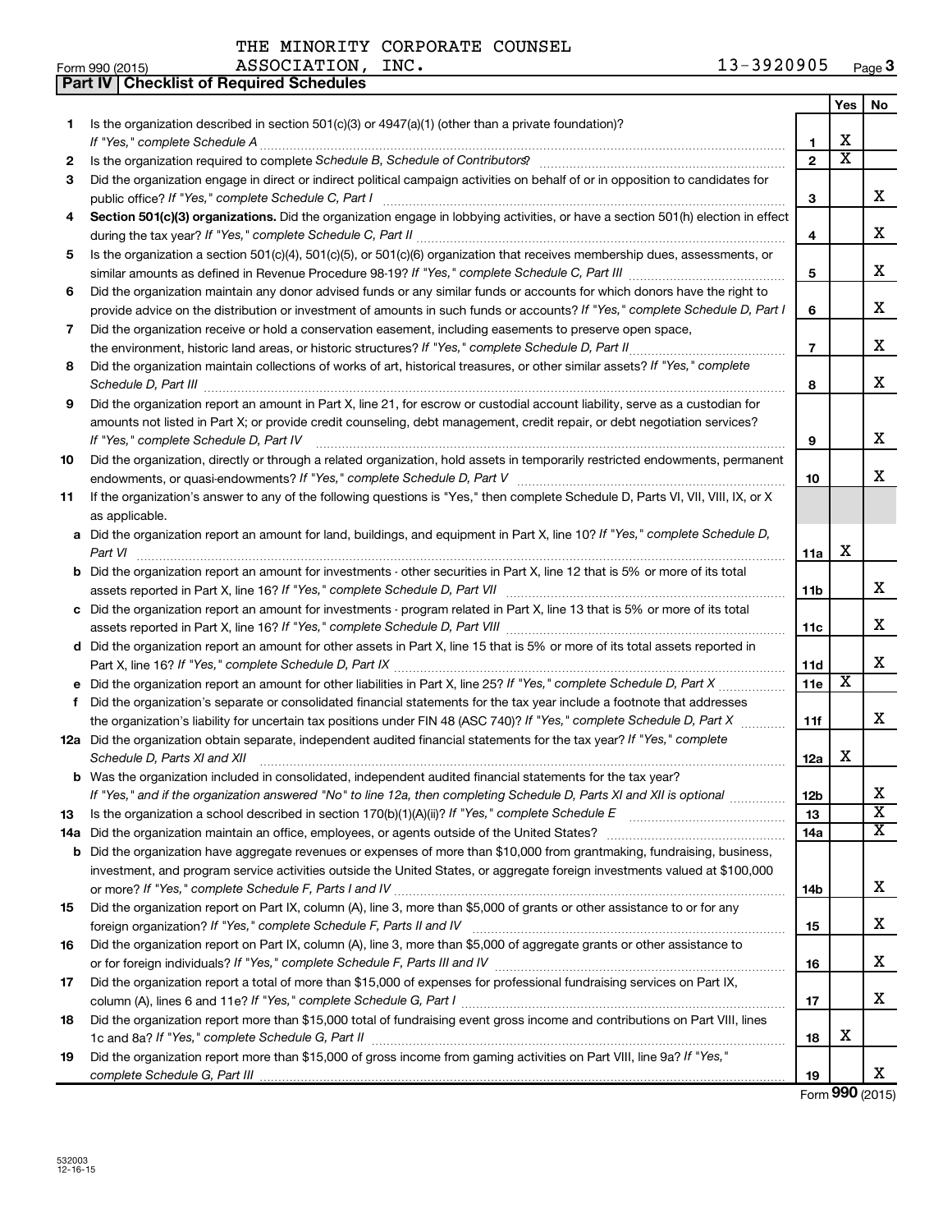THE MINORITY CORPORATE COUNSEL ASSOCIATION, INC. 13-3920905

Form 990 (2015)

**Part IV | Checklist of Required Schedules**

| | | | Yes | No |
|---|---|---|---|---|
| 1 | Is the organization described in section 501(c)(3) or 4947(a)(1) (other than a private foundation)? *If "Yes," complete Schedule A* | 1 | X | |
| 2 | Is the organization required to complete *Schedule B, Schedule of Contributors*? | 2 | X | |
| 3 | Did the organization engage in direct or indirect political campaign activities on behalf of or in opposition to candidates for public office? *If "Yes," complete Schedule C, Part I* | 3 | | X |
| 4 | **Section 501(c)(3) organizations.** Did the organization engage in lobbying activities, or have a section 501(h) election in effect during the tax year? *If "Yes," complete Schedule C, Part II* | 4 | | X |
| 5 | Is the organization a section 501(c)(4), 501(c)(5), or 501(c)(6) organization that receives membership dues, assessments, or similar amounts as defined in Revenue Procedure 98-19? *If "Yes," complete Schedule C, Part III* | 5 | | X |
| 6 | Did the organization maintain any donor advised funds or any similar funds or accounts for which donors have the right to provide advice on the distribution or investment of amounts in such funds or accounts? *If "Yes," complete Schedule D, Part I* | 6 | | X |
| 7 | Did the organization receive or hold a conservation easement, including easements to preserve open space, the environment, historic land areas, or historic structures? *If "Yes," complete Schedule D, Part II* | 7 | | X |
| 8 | Did the organization maintain collections of works of art, historical treasures, or other similar assets? *If "Yes," complete Schedule D, Part III* | 8 | | X |
| 9 | Did the organization report an amount in Part X, line 21, for escrow or custodial account liability, serve as a custodian for amounts not listed in Part X; or provide credit counseling, debt management, credit repair, or debt negotiation services? *If "Yes," complete Schedule D, Part IV* | 9 | | X |
| 10 | Did the organization, directly or through a related organization, hold assets in temporarily restricted endowments, permanent endowments, or quasi-endowments? *If "Yes," complete Schedule D, Part V* | 10 | | X |
| 11 | If the organization's answer to any of the following questions is "Yes," then complete Schedule D, Parts VI, VII, VIII, IX, or X as applicable. | | | |
| a | Did the organization report an amount for land, buildings, and equipment in Part X, line 10? *If "Yes," complete Schedule D, Part VI* | 11a | X | |
| b | Did the organization report an amount for investments - other securities in Part X, line 12 that is 5% or more of its total assets reported in Part X, line 16? *If "Yes," complete Schedule D, Part VII* | 11b | | X |
| c | Did the organization report an amount for investments - program related in Part X, line 13 that is 5% or more of its total assets reported in Part X, line 16? *If "Yes," complete Schedule D, Part VIII* | 11c | | X |
| d | Did the organization report an amount for other assets in Part X, line 15 that is 5% or more of its total assets reported in Part X, line 16? *If "Yes," complete Schedule D, Part IX* | 11d | | X |
| e | Did the organization report an amount for other liabilities in Part X, line 25? *If "Yes," complete Schedule D, Part X* | 11e | X | |
| f | Did the organization's separate or consolidated financial statements for the tax year include a footnote that addresses the organization's liability for uncertain tax positions under FIN 48 (ASC 740)? *If "Yes," complete Schedule D, Part X* | 11f | | X |
| 12a | Did the organization obtain separate, independent audited financial statements for the tax year? *If "Yes," complete Schedule D, Parts XI and XII* | 12a | X | |
| b | Was the organization included in consolidated, independent audited financial statements for the tax year? *If "Yes," and if the organization answered "No" to line 12a, then completing Schedule D, Parts XI and XII is optional* | 12b | | X |
| 13 | Is the organization a school described in section 170(b)(1)(A)(ii)? *If "Yes," complete Schedule E* | 13 | | X |
| 14a | Did the organization maintain an office, employees, or agents outside of the United States? | 14a | | X |
| b | Did the organization have aggregate revenues or expenses of more than $10,000 from grantmaking, fundraising, business, investment, and program service activities outside the United States, or aggregate foreign investments valued at $100,000 or more? *If "Yes," complete Schedule F, Parts I and IV* | 14b | | X |
| 15 | Did the organization report on Part IX, column (A), line 3, more than $5,000 of grants or other assistance to or for any foreign organization? *If "Yes," complete Schedule F, Parts II and IV* | 15 | | X |
| 16 | Did the organization report on Part IX, column (A), line 3, more than $5,000 of aggregate grants or other assistance to or for foreign individuals? *If "Yes," complete Schedule F, Parts III and IV* | 16 | | X |
| 17 | Did the organization report a total of more than $15,000 of expenses for professional fundraising services on Part IX, column (A), lines 6 and 11e? *If "Yes," complete Schedule G, Part I* | 17 | | X |
| 18 | Did the organization report more than $15,000 total of fundraising event gross income and contributions on Part VIII, lines 1c and 8a? *If "Yes," complete Schedule G, Part II* | 18 | X | |
| 19 | Did the organization report more than $15,000 of gross income from gaming activities on Part VIII, line 9a? *If "Yes," complete Schedule G, Part III* | 19 | | X |

Form **990** (2015)

532003
12-16-15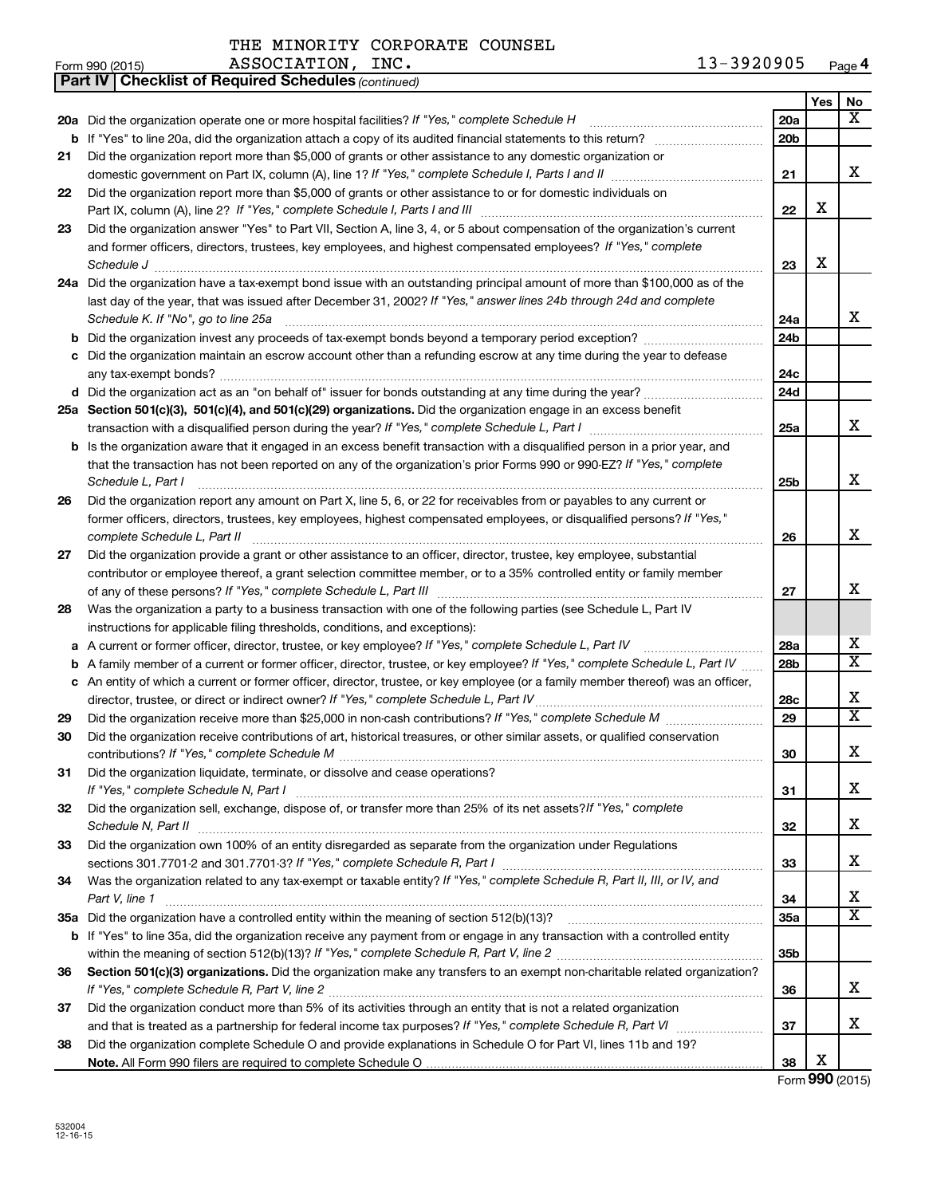THE MINORITY CORPORATE COUNSEL ASSOCIATION, INC.

Form 990 (2015) 13-3920905 Page **4**

**Part IV | Checklist of Required Schedules** *(continued)*

| | | | Yes | No |
|---|---|---|---|---|
| **20a** | Did the organization operate one or more hospital facilities? *If "Yes," complete Schedule H* | **20a** | | X |
| **b** | If "Yes" to line 20a, did the organization attach a copy of its audited financial statements to this return? | **20b** | | |
| **21** | Did the organization report more than $5,000 of grants or other assistance to any domestic organization or domestic government on Part IX, column (A), line 1? *If "Yes," complete Schedule I, Parts I and II* | **21** | | X |
| **22** | Did the organization report more than $5,000 of grants or other assistance to or for domestic individuals on Part IX, column (A), line 2? *If "Yes," complete Schedule I, Parts I and III* | **22** | X | |
| **23** | Did the organization answer "Yes" to Part VII, Section A, line 3, 4, or 5 about compensation of the organization's current and former officers, directors, trustees, key employees, and highest compensated employees? *If "Yes," complete Schedule J* | **23** | X | |
| **24a** | Did the organization have a tax-exempt bond issue with an outstanding principal amount of more than $100,000 as of the last day of the year, that was issued after December 31, 2002? *If "Yes," answer lines 24b through 24d and complete Schedule K. If "No", go to line 25a* | **24a** | | X |
| **b** | Did the organization invest any proceeds of tax-exempt bonds beyond a temporary period exception? | **24b** | | |
| **c** | Did the organization maintain an escrow account other than a refunding escrow at any time during the year to defease any tax-exempt bonds? | **24c** | | |
| **d** | Did the organization act as an "on behalf of" issuer for bonds outstanding at any time during the year? | **24d** | | |
| **25a** | **Section 501(c)(3), 501(c)(4), and 501(c)(29) organizations.** Did the organization engage in an excess benefit transaction with a disqualified person during the year? *If "Yes," complete Schedule L, Part I* | **25a** | | X |
| **b** | Is the organization aware that it engaged in an excess benefit transaction with a disqualified person in a prior year, and that the transaction has not been reported on any of the organization's prior Forms 990 or 990-EZ? *If "Yes," complete Schedule L, Part I* | **25b** | | X |
| **26** | Did the organization report any amount on Part X, line 5, 6, or 22 for receivables from or payables to any current or former officers, directors, trustees, key employees, highest compensated employees, or disqualified persons? *If "Yes," complete Schedule L, Part II* | **26** | | X |
| **27** | Did the organization provide a grant or other assistance to an officer, director, trustee, key employee, substantial contributor or employee thereof, a grant selection committee member, or to a 35% controlled entity or family member of any of these persons? *If "Yes," complete Schedule L, Part III* | **27** | | X |
| **28** | Was the organization a party to a business transaction with one of the following parties (see Schedule L, Part IV instructions for applicable filing thresholds, conditions, and exceptions): | | | |
| **a** | A current or former officer, director, trustee, or key employee? *If "Yes," complete Schedule L, Part IV* | **28a** | | X |
| **b** | A family member of a current or former officer, director, trustee, or key employee? *If "Yes," complete Schedule L, Part IV* | **28b** | | X |
| **c** | An entity of which a current or former officer, director, trustee, or key employee (or a family member thereof) was an officer, director, trustee, or direct or indirect owner? *If "Yes," complete Schedule L, Part IV* | **28c** | | X |
| **29** | Did the organization receive more than $25,000 in non-cash contributions? *If "Yes," complete Schedule M* | **29** | | X |
| **30** | Did the organization receive contributions of art, historical treasures, or other similar assets, or qualified conservation contributions? *If "Yes," complete Schedule M* | **30** | | X |
| **31** | Did the organization liquidate, terminate, or dissolve and cease operations? *If "Yes," complete Schedule N, Part I* | **31** | | X |
| **32** | Did the organization sell, exchange, dispose of, or transfer more than 25% of its net assets? *If "Yes," complete Schedule N, Part II* | **32** | | X |
| **33** | Did the organization own 100% of an entity disregarded as separate from the organization under Regulations sections 301.7701-2 and 301.7701-3? *If "Yes," complete Schedule R, Part I* | **33** | | X |
| **34** | Was the organization related to any tax-exempt or taxable entity? *If "Yes," complete Schedule R, Part II, III, or IV, and Part V, line 1* | **34** | | X |
| **35a** | Did the organization have a controlled entity within the meaning of section 512(b)(13)? | **35a** | | X |
| **b** | If "Yes" to line 35a, did the organization receive any payment from or engage in any transaction with a controlled entity within the meaning of section 512(b)(13)? *If "Yes," complete Schedule R, Part V, line 2* | **35b** | | |
| **36** | **Section 501(c)(3) organizations.** Did the organization make any transfers to an exempt non-charitable related organization? *If "Yes," complete Schedule R, Part V, line 2* | **36** | | X |
| **37** | Did the organization conduct more than 5% of its activities through an entity that is not a related organization and that is treated as a partnership for federal income tax purposes? *If "Yes," complete Schedule R, Part VI* | **37** | | X |
| **38** | Did the organization complete Schedule O and provide explanations in Schedule O for Part VI, lines 11b and 19? **Note.** All Form 990 filers are required to complete Schedule O | **38** | X | |

Form **990** (2015)

532004 12-16-15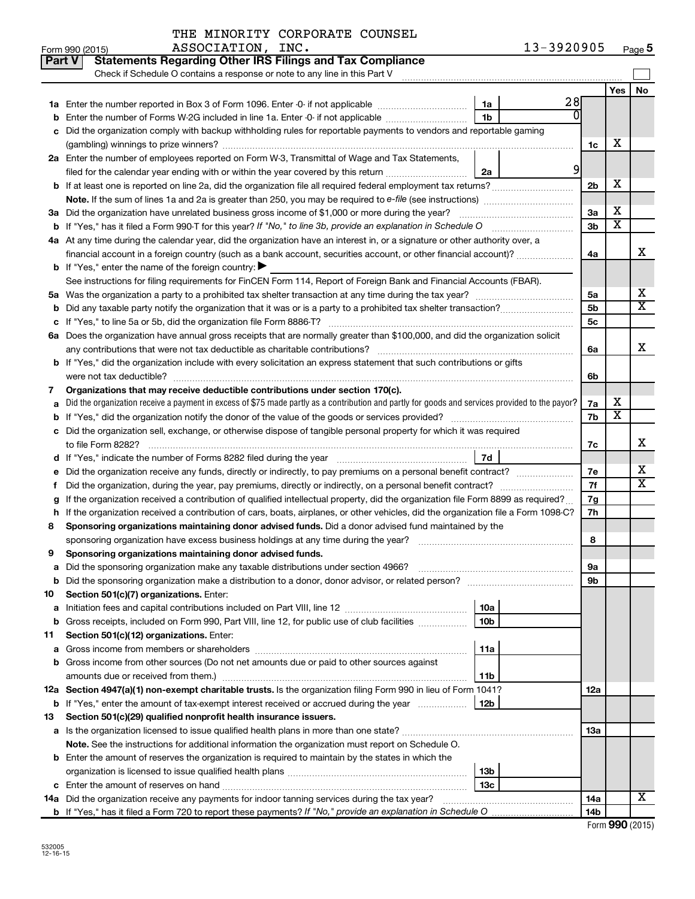THE MINORITY CORPORATE COUNSEL ASSOCIATION, INC. 13-3920905

Form 990 (2015) Page 5

**Part V Statements Regarding Other IRS Filings and Tax Compliance**

Check if Schedule O contains a response or note to any line in this Part V

| | | | | | Yes | No |
|---|---|---|---|---|---|---|
| **1a** | Enter the number reported in Box 3 of Form 1096. Enter -0- if not applicable | 1a | 28 | | | |
| **b** | Enter the number of Forms W-2G included in line 1a. Enter -0- if not applicable | 1b | 0 | | | |
| **c** | Did the organization comply with backup withholding rules for reportable payments to vendors and reportable gaming (gambling) winnings to prize winners? | | | 1c | X | |
| **2a** | Enter the number of employees reported on Form W-3, Transmittal of Wage and Tax Statements, filed for the calendar year ending with or within the year covered by this return | 2a | 9 | | | |
| **b** | If at least one is reported on line 2a, did the organization file all required federal employment tax returns? | | | 2b | X | |
| | **Note.** If the sum of lines 1a and 2a is greater than 250, you may be required to *e-file* (see instructions) | | | | | |
| **3a** | Did the organization have unrelated business gross income of $1,000 or more during the year? | | | 3a | X | |
| **b** | If "Yes," has it filed a Form 990-T for this year? *If "No," to line 3b, provide an explanation in Schedule O* | | | 3b | X | |
| **4a** | At any time during the calendar year, did the organization have an interest in, or a signature or other authority over, a financial account in a foreign country (such as a bank account, securities account, or other financial account)? | | | 4a | | X |
| **b** | If "Yes," enter the name of the foreign country: ▶ | | | | | |
| | See instructions for filing requirements for FinCEN Form 114, Report of Foreign Bank and Financial Accounts (FBAR). | | | | | |
| **5a** | Was the organization a party to a prohibited tax shelter transaction at any time during the tax year? | | | 5a | | X |
| **b** | Did any taxable party notify the organization that it was or is a party to a prohibited tax shelter transaction? | | | 5b | | X |
| **c** | If "Yes," to line 5a or 5b, did the organization file Form 8886-T? | | | 5c | | |
| **6a** | Does the organization have annual gross receipts that are normally greater than $100,000, and did the organization solicit any contributions that were not tax deductible as charitable contributions? | | | 6a | | X |
| **b** | If "Yes," did the organization include with every solicitation an express statement that such contributions or gifts were not tax deductible? | | | 6b | | |
| **7** | **Organizations that may receive deductible contributions under section 170(c).** | | | | | |
| **a** | Did the organization receive a payment in excess of $75 made partly as a contribution and partly for goods and services provided to the payor? | | | 7a | X | |
| **b** | If "Yes," did the organization notify the donor of the value of the goods or services provided? | | | 7b | X | |
| **c** | Did the organization sell, exchange, or otherwise dispose of tangible personal property for which it was required to file Form 8282? | | | 7c | | X |
| **d** | If "Yes," indicate the number of Forms 8282 filed during the year | 7d | | | | |
| **e** | Did the organization receive any funds, directly or indirectly, to pay premiums on a personal benefit contract? | | | 7e | | X |
| **f** | Did the organization, during the year, pay premiums, directly or indirectly, on a personal benefit contract? | | | 7f | | X |
| **g** | If the organization received a contribution of qualified intellectual property, did the organization file Form 8899 as required? | | | 7g | | |
| **h** | If the organization received a contribution of cars, boats, airplanes, or other vehicles, did the organization file a Form 1098-C? | | | 7h | | |
| **8** | **Sponsoring organizations maintaining donor advised funds.** Did a donor advised fund maintained by the sponsoring organization have excess business holdings at any time during the year? | | | 8 | | |
| **9** | **Sponsoring organizations maintaining donor advised funds.** | | | | | |
| **a** | Did the sponsoring organization make any taxable distributions under section 4966? | | | 9a | | |
| **b** | Did the sponsoring organization make a distribution to a donor, donor advisor, or related person? | | | 9b | | |
| **10** | **Section 501(c)(7) organizations.** Enter: | | | | | |
| **a** | Initiation fees and capital contributions included on Part VIII, line 12 | 10a | | | | |
| **b** | Gross receipts, included on Form 990, Part VIII, line 12, for public use of club facilities | 10b | | | | |
| **11** | **Section 501(c)(12) organizations.** Enter: | | | | | |
| **a** | Gross income from members or shareholders | 11a | | | | |
| **b** | Gross income from other sources (Do not net amounts due or paid to other sources against amounts due or received from them.) | 11b | | | | |
| **12a** | **Section 4947(a)(1) non-exempt charitable trusts.** Is the organization filing Form 990 in lieu of Form 1041? | | | 12a | | |
| **b** | If "Yes," enter the amount of tax-exempt interest received or accrued during the year | 12b | | | | |
| **13** | **Section 501(c)(29) qualified nonprofit health insurance issuers.** | | | | | |
| **a** | Is the organization licensed to issue qualified health plans in more than one state? | | | 13a | | |
| | **Note.** See the instructions for additional information the organization must report on Schedule O. | | | | | |
| **b** | Enter the amount of reserves the organization is required to maintain by the states in which the organization is licensed to issue qualified health plans | 13b | | | | |
| **c** | Enter the amount of reserves on hand | 13c | | | | |
| **14a** | Did the organization receive any payments for indoor tanning services during the tax year? | | | 14a | | X |
| **b** | If "Yes," has it filed a Form 720 to report these payments? *If "No," provide an explanation in Schedule O* | | | 14b | | |

Form **990** (2015)

532005 12-16-15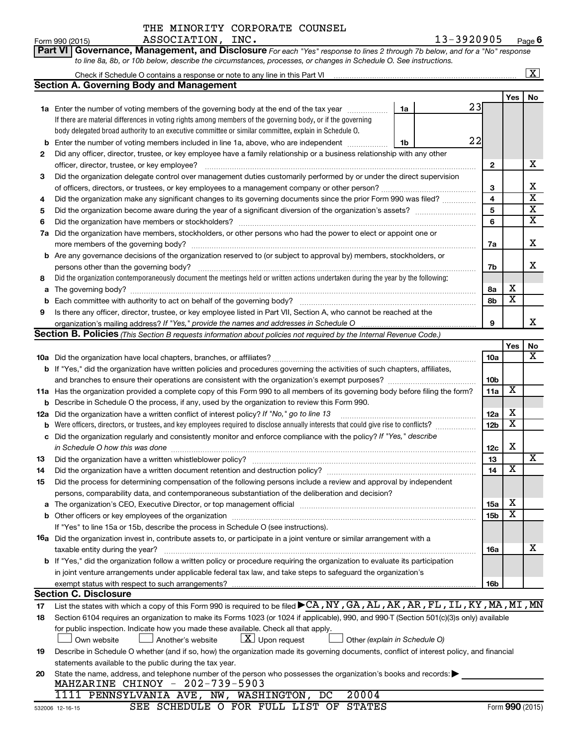THE MINORITY CORPORATE COUNSEL ASSOCIATION, INC.

Form 990 (2015) 13-3920905 Page 6

**Part VI Governance, Management, and Disclosure** *For each "Yes" response to lines 2 through 7b below, and for a "No" response to line 8a, 8b, or 10b below, describe the circumstances, processes, or changes in Schedule O. See instructions.*

Check if Schedule O contains a response or note to any line in this Part VI ☒

## Section A. Governing Body and Management

| | | | | Yes | No |
|---|---|---|---|---|---|
| **1a** | Enter the number of voting members of the governing body at the end of the tax year — **1a** 23. If there are material differences in voting rights among members of the governing body, or if the governing body delegated broad authority to an executive committee or similar committee, explain in Schedule O. | | | | |
| **b** | Enter the number of voting members included in line 1a, above, who are independent — **1b** 22 | | | | |
| **2** | Did any officer, director, trustee, or key employee have a family relationship or a business relationship with any other officer, director, trustee, or key employee? | **2** | | | X |
| **3** | Did the organization delegate control over management duties customarily performed by or under the direct supervision of officers, directors, or trustees, or key employees to a management company or other person? | **3** | | | X |
| **4** | Did the organization make any significant changes to its governing documents since the prior Form 990 was filed? | **4** | | | X |
| **5** | Did the organization become aware during the year of a significant diversion of the organization's assets? | **5** | | | X |
| **6** | Did the organization have members or stockholders? | **6** | | | X |
| **7a** | Did the organization have members, stockholders, or other persons who had the power to elect or appoint one or more members of the governing body? | **7a** | | | X |
| **b** | Are any governance decisions of the organization reserved to (or subject to approval by) members, stockholders, or persons other than the governing body? | **7b** | | | X |
| **8** | Did the organization contemporaneously document the meetings held or written actions undertaken during the year by the following: | | | | |
| **a** | The governing body? | **8a** | | X | |
| **b** | Each committee with authority to act on behalf of the governing body? | **8b** | | X | |
| **9** | Is there any officer, director, trustee, or key employee listed in Part VII, Section A, who cannot be reached at the organization's mailing address? *If "Yes," provide the names and addresses in Schedule O* | **9** | | | X |

## Section B. Policies *(This Section B requests information about policies not required by the Internal Revenue Code.)*

| | | | Yes | No |
|---|---|---|---|---|
| **10a** | Did the organization have local chapters, branches, or affiliates? | **10a** | | X |
| **b** | If "Yes," did the organization have written policies and procedures governing the activities of such chapters, affiliates, and branches to ensure their operations are consistent with the organization's exempt purposes? | **10b** | | |
| **11a** | Has the organization provided a complete copy of this Form 990 to all members of its governing body before filing the form? | **11a** | X | |
| **b** | Describe in Schedule O the process, if any, used by the organization to review this Form 990. | | | |
| **12a** | Did the organization have a written conflict of interest policy? *If "No," go to line 13* | **12a** | X | |
| **b** | Were officers, directors, or trustees, and key employees required to disclose annually interests that could give rise to conflicts? | **12b** | X | |
| **c** | Did the organization regularly and consistently monitor and enforce compliance with the policy? *If "Yes," describe in Schedule O how this was done* | **12c** | X | |
| **13** | Did the organization have a written whistleblower policy? | **13** | | X |
| **14** | Did the organization have a written document retention and destruction policy? | **14** | X | |
| **15** | Did the process for determining compensation of the following persons include a review and approval by independent persons, comparability data, and contemporaneous substantiation of the deliberation and decision? | | | |
| **a** | The organization's CEO, Executive Director, or top management official | **15a** | X | |
| **b** | Other officers or key employees of the organization | **15b** | X | |
| | If "Yes" to line 15a or 15b, describe the process in Schedule O (see instructions). | | | |
| **16a** | Did the organization invest in, contribute assets to, or participate in a joint venture or similar arrangement with a taxable entity during the year? | **16a** | | X |
| **b** | If "Yes," did the organization follow a written policy or procedure requiring the organization to evaluate its participation in joint venture arrangements under applicable federal tax law, and take steps to safeguard the organization's exempt status with respect to such arrangements? | **16b** | | |

## Section C. Disclosure

**17** List the states with which a copy of this Form 990 is required to be filed ▶ CA, NY, GA, AL, AK, AR, FL, IL, KY, MA, MI, MN

**18** Section 6104 requires an organization to make its Forms 1023 (or 1024 if applicable), 990, and 990-T (Section 501(c)(3)s only) available for public inspection. Indicate how you made these available. Check all that apply.

☐ Own website ☐ Another's website ☒ Upon request ☐ Other *(explain in Schedule O)*

**19** Describe in Schedule O whether (and if so, how) the organization made its governing documents, conflict of interest policy, and financial statements available to the public during the tax year.

**20** State the name, address, and telephone number of the person who possesses the organization's books and records: ▶

MAHZARINE CHINOY - 202-739-5903
1111 PENNSYLVANIA AVE, NW, WASHINGTON, DC 20004

SEE SCHEDULE O FOR FULL LIST OF STATES

532006 12-16-15 Form **990** (2015)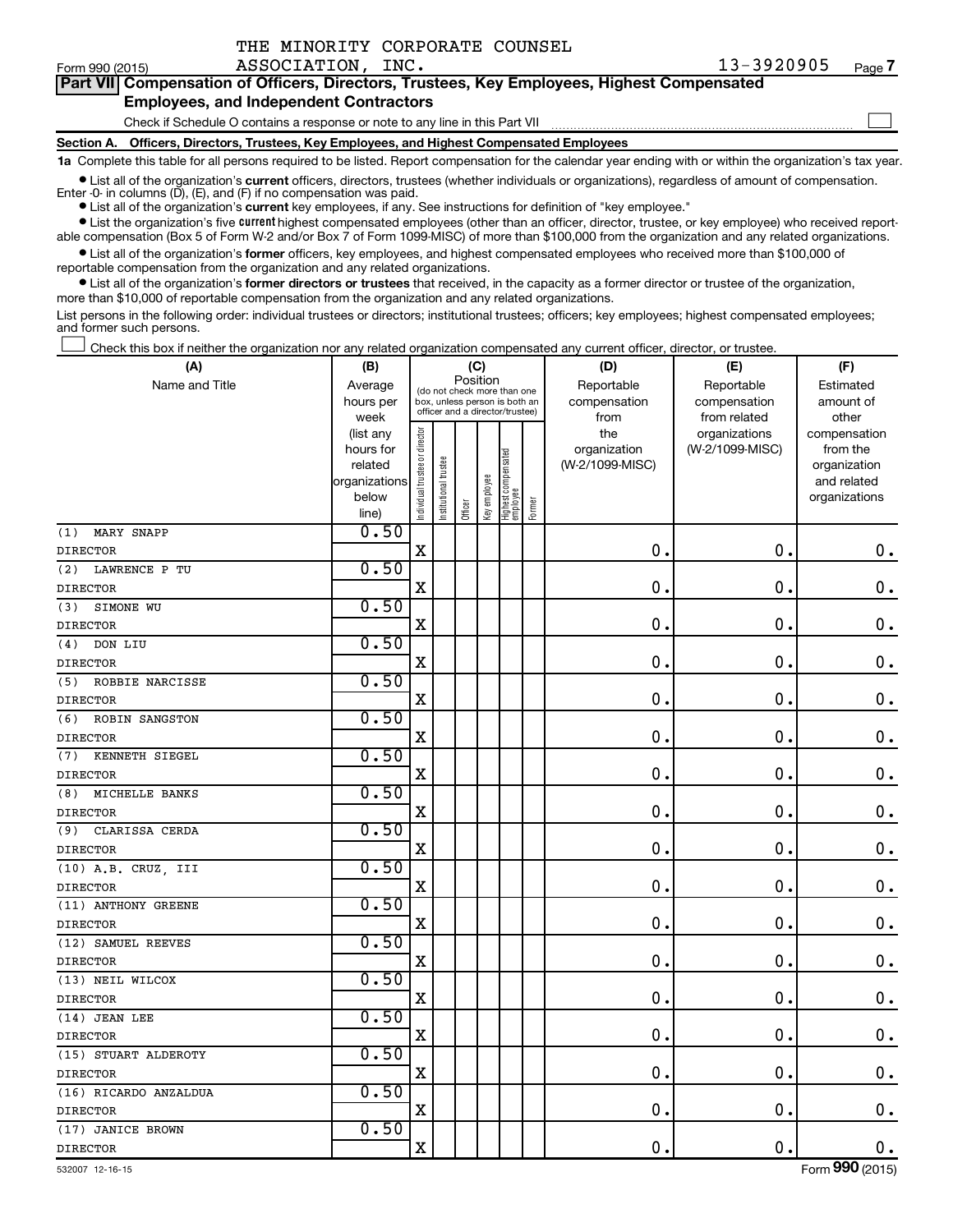THE MINORITY CORPORATE COUNSEL ASSOCIATION, INC. 13-3920905

Form 990 (2015)

## Part VII Compensation of Officers, Directors, Trustees, Key Employees, Highest Compensated Employees, and Independent Contractors

Check if Schedule O contains a response or note to any line in this Part VII ☐

**Section A. Officers, Directors, Trustees, Key Employees, and Highest Compensated Employees**

**1a** Complete this table for all persons required to be listed. Report compensation for the calendar year ending with or within the organization's tax year.

- List all of the organization's **current** officers, directors, trustees (whether individuals or organizations), regardless of amount of compensation. Enter -0- in columns (D), (E), and (F) if no compensation was paid.
- List all of the organization's **current** key employees, if any. See instructions for definition of "key employee."
- List the organization's five **current** highest compensated employees (other than an officer, director, trustee, or key employee) who received reportable compensation (Box 5 of Form W-2 and/or Box 7 of Form 1099-MISC) of more than $100,000 from the organization and any related organizations.
- List all of the organization's **former** officers, key employees, and highest compensated employees who received more than $100,000 of reportable compensation from the organization and any related organizations.
- List all of the organization's **former directors or trustees** that received, in the capacity as a former director or trustee of the organization, more than $10,000 of reportable compensation from the organization and any related organizations.

List persons in the following order: individual trustees or directors; institutional trustees; officers; key employees; highest compensated employees; and former such persons.

☐ Check this box if neither the organization nor any related organization compensated any current officer, director, or trustee.

| (A) Name and Title | (B) Average hours per week (list any hours for related organizations below line) | (C) Position: Individual trustee or director | Institutional trustee | Officer | Key employee | Highest compensated employee | Former | (D) Reportable compensation from the organization (W-2/1099-MISC) | (E) Reportable compensation from related organizations (W-2/1099-MISC) | (F) Estimated amount of other compensation from the organization and related organizations |
|---|---|---|---|---|---|---|---|---|---|---|
| (1) MARY SNAPP<br>DIRECTOR | 0.50 | X | | | | | | 0. | 0. | 0. |
| (2) LAWRENCE P TU<br>DIRECTOR | 0.50 | X | | | | | | 0. | 0. | 0. |
| (3) SIMONE WU<br>DIRECTOR | 0.50 | X | | | | | | 0. | 0. | 0. |
| (4) DON LIU<br>DIRECTOR | 0.50 | X | | | | | | 0. | 0. | 0. |
| (5) ROBBIE NARCISSE<br>DIRECTOR | 0.50 | X | | | | | | 0. | 0. | 0. |
| (6) ROBIN SANGSTON<br>DIRECTOR | 0.50 | X | | | | | | 0. | 0. | 0. |
| (7) KENNETH SIEGEL<br>DIRECTOR | 0.50 | X | | | | | | 0. | 0. | 0. |
| (8) MICHELLE BANKS<br>DIRECTOR | 0.50 | X | | | | | | 0. | 0. | 0. |
| (9) CLARISSA CERDA<br>DIRECTOR | 0.50 | X | | | | | | 0. | 0. | 0. |
| (10) A.B. CRUZ, III<br>DIRECTOR | 0.50 | X | | | | | | 0. | 0. | 0. |
| (11) ANTHONY GREENE<br>DIRECTOR | 0.50 | X | | | | | | 0. | 0. | 0. |
| (12) SAMUEL REEVES<br>DIRECTOR | 0.50 | X | | | | | | 0. | 0. | 0. |
| (13) NEIL WILCOX<br>DIRECTOR | 0.50 | X | | | | | | 0. | 0. | 0. |
| (14) JEAN LEE<br>DIRECTOR | 0.50 | X | | | | | | 0. | 0. | 0. |
| (15) STUART ALDEROTY<br>DIRECTOR | 0.50 | X | | | | | | 0. | 0. | 0. |
| (16) RICARDO ANZALDUA<br>DIRECTOR | 0.50 | X | | | | | | 0. | 0. | 0. |
| (17) JANICE BROWN<br>DIRECTOR | 0.50 | X | | | | | | 0. | 0. | 0. |

532007 12-16-15 Form 990 (2015)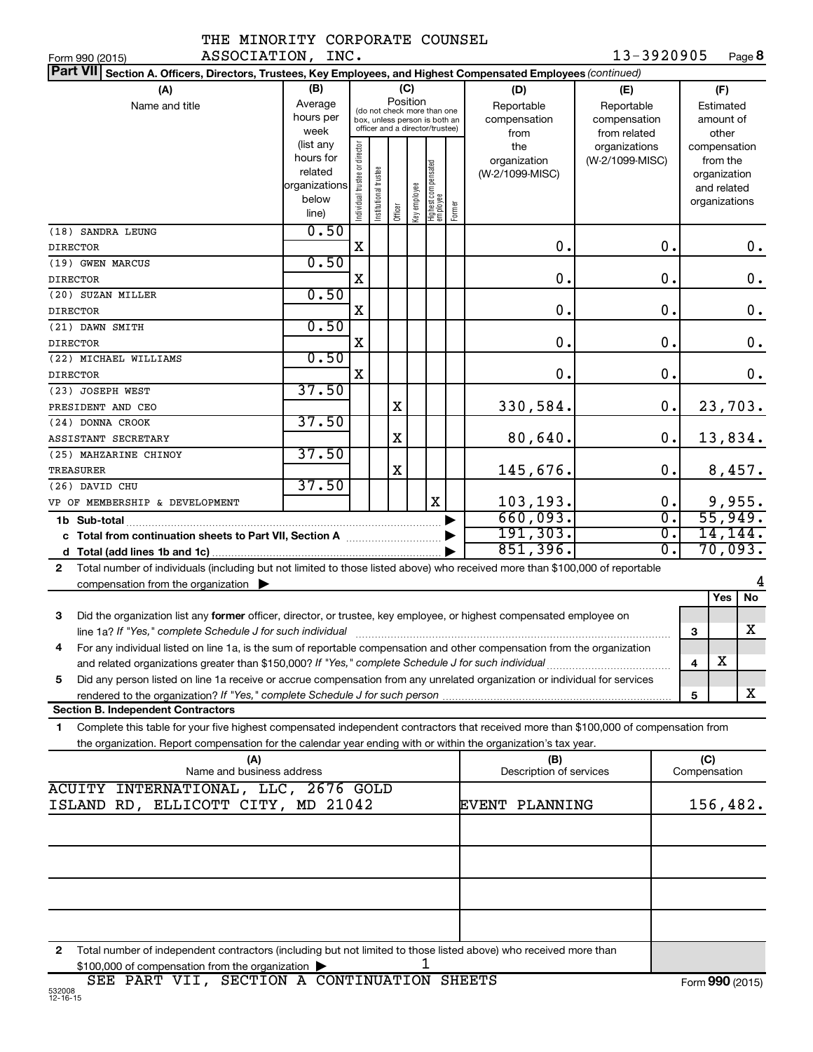THE MINORITY CORPORATE COUNSEL ASSOCIATION, INC.

Form 990 (2015) 13-3920905

**Part VII Section A. Officers, Directors, Trustees, Key Employees, and Highest Compensated Employees** *(continued)*

| (A) Name and title | (B) Average hours per week (list any hours for related organizations below line) | (C) Position: Individual trustee or director | Institutional trustee | Officer | Key employee | Highest compensated employee | Former | (D) Reportable compensation from the organization (W-2/1099-MISC) | (E) Reportable compensation from related organizations (W-2/1099-MISC) | (F) Estimated amount of other compensation from the organization and related organizations |
|---|---|---|---|---|---|---|---|---|---|---|
| (18) SANDRA LEUNG<br>DIRECTOR | 0.50 | X | | | | | | 0. | 0. | 0. |
| (19) GWEN MARCUS<br>DIRECTOR | 0.50 | X | | | | | | 0. | 0. | 0. |
| (20) SUZAN MILLER<br>DIRECTOR | 0.50 | X | | | | | | 0. | 0. | 0. |
| (21) DAWN SMITH<br>DIRECTOR | 0.50 | X | | | | | | 0. | 0. | 0. |
| (22) MICHAEL WILLIAMS<br>DIRECTOR | 0.50 | X | | | | | | 0. | 0. | 0. |
| (23) JOSEPH WEST<br>PRESIDENT AND CEO | 37.50 | | | X | | | | 330,584. | 0. | 23,703. |
| (24) DONNA CROOK<br>ASSISTANT SECRETARY | 37.50 | | | X | | | | 80,640. | 0. | 13,834. |
| (25) MAHZARINE CHINOY<br>TREASURER | 37.50 | | | X | | | | 145,676. | 0. | 8,457. |
| (26) DAVID CHU<br>VP OF MEMBERSHIP & DEVELOPMENT | 37.50 | | | | | X | | 103,193. | 0. | 9,955. |
| **1b Sub-total** | | | | | | | | 660,093. | 0. | 55,949. |
| **c Total from continuation sheets to Part VII, Section A** | | | | | | | | 191,303. | 0. | 14,144. |
| **d Total (add lines 1b and 1c)** | | | | | | | | 851,396. | 0. | 70,093. |

**2** Total number of individuals (including but not limited to those listed above) who received more than $100,000 of reportable compensation from the organization ▶ 4

| | | Yes | No |
|---|---|---|---|
| **3** Did the organization list any **former** officer, director, or trustee, key employee, or highest compensated employee on line 1a? *If "Yes," complete Schedule J for such individual* | 3 | | X |
| **4** For any individual listed on line 1a, is the sum of reportable compensation and other compensation from the organization and related organizations greater than $150,000? *If "Yes," complete Schedule J for such individual* | 4 | X | |
| **5** Did any person listed on line 1a receive or accrue compensation from any unrelated organization or individual for services rendered to the organization? *If "Yes," complete Schedule J for such person* | 5 | | X |

**Section B. Independent Contractors**

**1** Complete this table for your five highest compensated independent contractors that received more than $100,000 of compensation from the organization. Report compensation for the calendar year ending with or within the organization's tax year.

| (A) Name and business address | (B) Description of services | (C) Compensation |
|---|---|---|
| ACUITY INTERNATIONAL, LLC, 2676 GOLD ISLAND RD, ELLICOTT CITY, MD 21042 | EVENT PLANNING | 156,482. |
| | | |
| | | |
| | | |
| | | |

**2** Total number of independent contractors (including but not limited to those listed above) who received more than $100,000 of compensation from the organization ▶ 1

SEE PART VII, SECTION A CONTINUATION SHEETS

Form **990** (2015)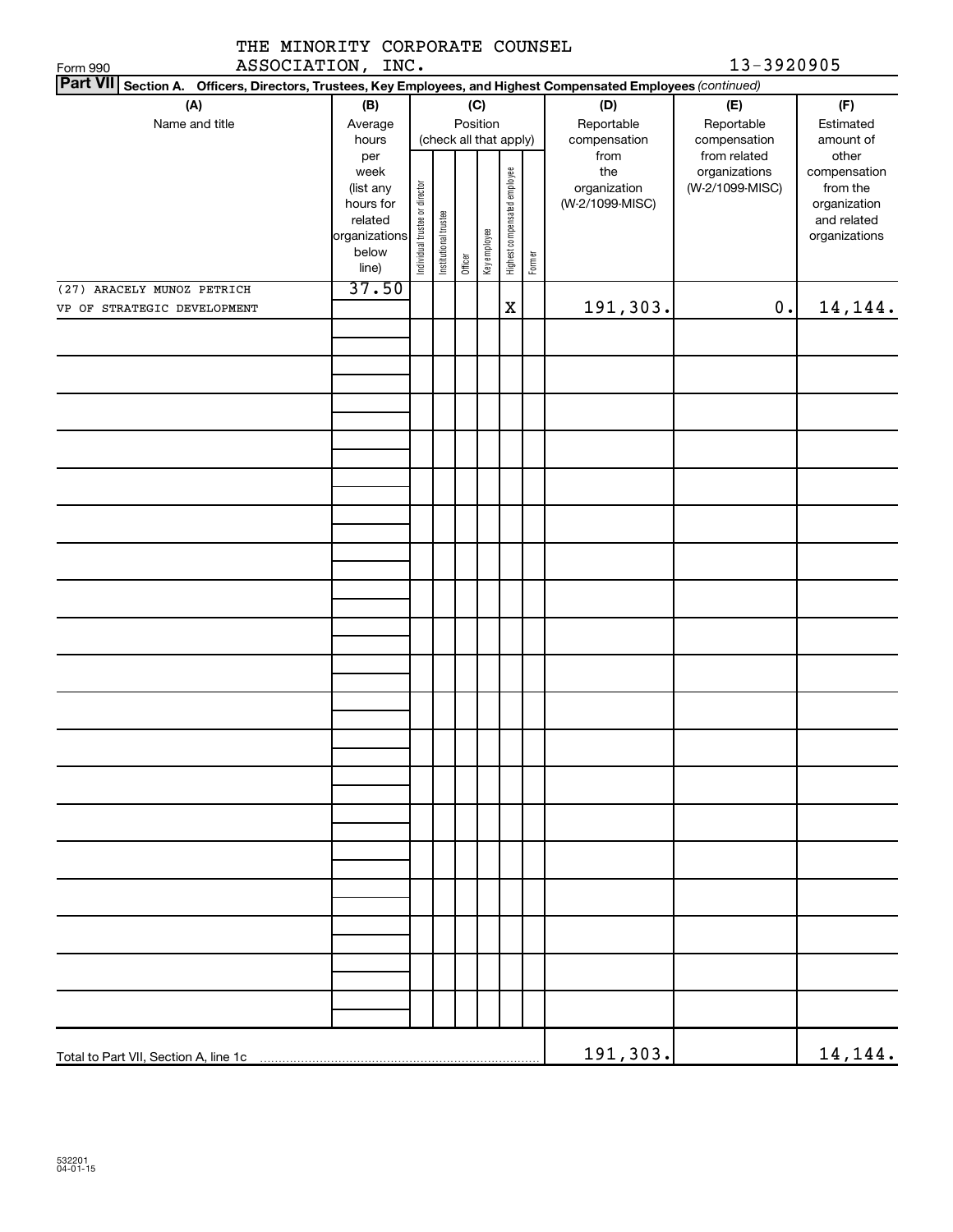THE MINORITY CORPORATE COUNSEL ASSOCIATION, INC.

Form 990 — 13-3920905

**Part VII — Section A. Officers, Directors, Trustees, Key Employees, and Highest Compensated Employees** *(continued)*

| (A) Name and title | (B) Average hours per week (list any hours for related organizations below line) | (C) Position (check all that apply): Individual trustee or director | Institutional trustee | Officer | Key employee | Highest compensated employee | Former | (D) Reportable compensation from the organization (W-2/1099-MISC) | (E) Reportable compensation from related organizations (W-2/1099-MISC) | (F) Estimated amount of other compensation from the organization and related organizations |
|---|---|---|---|---|---|---|---|---|---|---|
| (27) ARACELY MUNOZ PETRICH<br>VP OF STRATEGIC DEVELOPMENT | 37.50 | | | | | X | | 191,303. | 0. | 14,144. |
| Total to Part VII, Section A, line 1c | | | | | | | | 191,303. | | 14,144. |

532201 04-01-15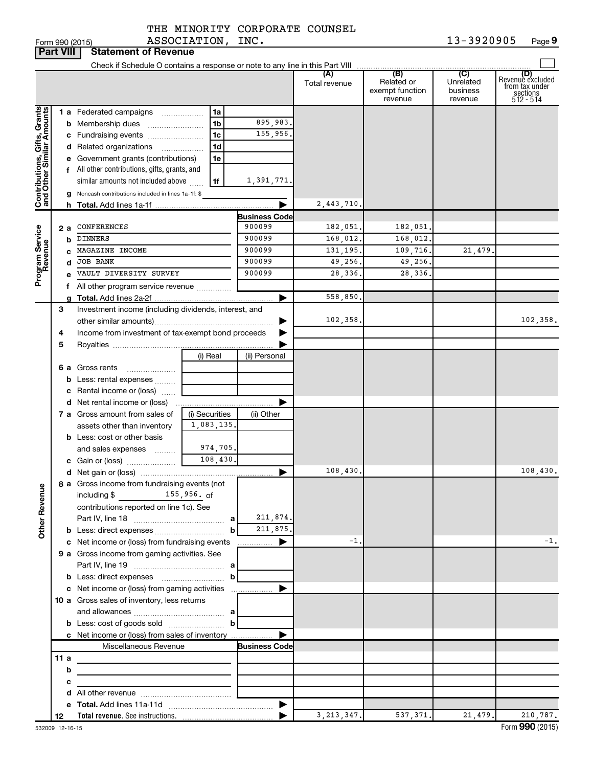THE MINORITY CORPORATE COUNSEL ASSOCIATION, INC. 13-3920905

Form 990 (2015) Page 9

## Part VIII Statement of Revenue

Check if Schedule O contains a response or note to any line in this Part VIII

| | | | | (A) Total revenue | (B) Related or exempt function revenue | (C) Unrelated business revenue | (D) Revenue excluded from tax under sections 512 - 514 |
|---|---|---|---|---|---|---|---|
| **Contributions, Gifts, Grants and Other Similar Amounts** | 1 a Federated campaigns | 1a | | | | | |
| | b Membership dues | 1b | 895,983. | | | | |
| | c Fundraising events | 1c | 155,956. | | | | |
| | d Related organizations | 1d | | | | | |
| | e Government grants (contributions) | 1e | | | | | |
| | f All other contributions, gifts, grants, and similar amounts not included above | 1f | 1,391,771. | | | | |
| | g Noncash contributions included in lines 1a-1f: $ | | | | | | |
| | h **Total.** Add lines 1a-1f | | | 2,443,710. | | | |
| **Program Service Revenue** | | | **Business Code** | | | | |
| | 2 a CONFERENCES | | 900099 | 182,051. | 182,051. | | |
| | b DINNERS | | 900099 | 168,012. | 168,012. | | |
| | c MAGAZINE INCOME | | 900099 | 131,195. | 109,716. | 21,479. | |
| | d JOB BANK | | 900099 | 49,256. | 49,256. | | |
| | e VAULT DIVERSITY SURVEY | | 900099 | 28,336. | 28,336. | | |
| | f All other program service revenue | | | | | | |
| | g **Total.** Add lines 2a-2f | | | 558,850. | | | |
| | 3 Investment income (including dividends, interest, and other similar amounts) | | | 102,358. | | | 102,358. |
| | 4 Income from investment of tax-exempt bond proceeds | | | | | | |
| | 5 Royalties | | | | | | |
| | | (i) Real | (ii) Personal | | | | |
| | 6 a Gross rents | | | | | | |
| | b Less: rental expenses | | | | | | |
| | c Rental income or (loss) | | | | | | |
| | d Net rental income or (loss) | | | | | | |
| | 7 a Gross amount from sales of assets other than inventory | (i) Securities 1,083,135. | (ii) Other | | | | |
| | b Less: cost or other basis and sales expenses | 974,705. | | | | | |
| | c Gain or (loss) | 108,430. | | | | | |
| | d Net gain or (loss) | | | 108,430. | | | 108,430. |
| **Other Revenue** | 8 a Gross income from fundraising events (not including $ 155,956. of contributions reported on line 1c). See Part IV, line 18 | a | 211,874. | | | | |
| | b Less: direct expenses | b | 211,875. | | | | |
| | c Net income or (loss) from fundraising events | | | -1. | | | -1. |
| | 9 a Gross income from gaming activities. See Part IV, line 19 | a | | | | | |
| | b Less: direct expenses | b | | | | | |
| | c Net income or (loss) from gaming activities | | | | | | |
| | 10 a Gross sales of inventory, less returns and allowances | a | | | | | |
| | b Less: cost of goods sold | b | | | | | |
| | c Net income or (loss) from sales of inventory | | | | | | |
| | Miscellaneous Revenue | | **Business Code** | | | | |
| | 11 a | | | | | | |
| | b | | | | | | |
| | c | | | | | | |
| | d All other revenue | | | | | | |
| | e **Total.** Add lines 11a-11d | | | | | | |
| | 12 **Total revenue.** See instructions. | | | 3,213,347. | 537,371. | 21,479. | 210,787. |

532009 12-16-15

Form **990** (2015)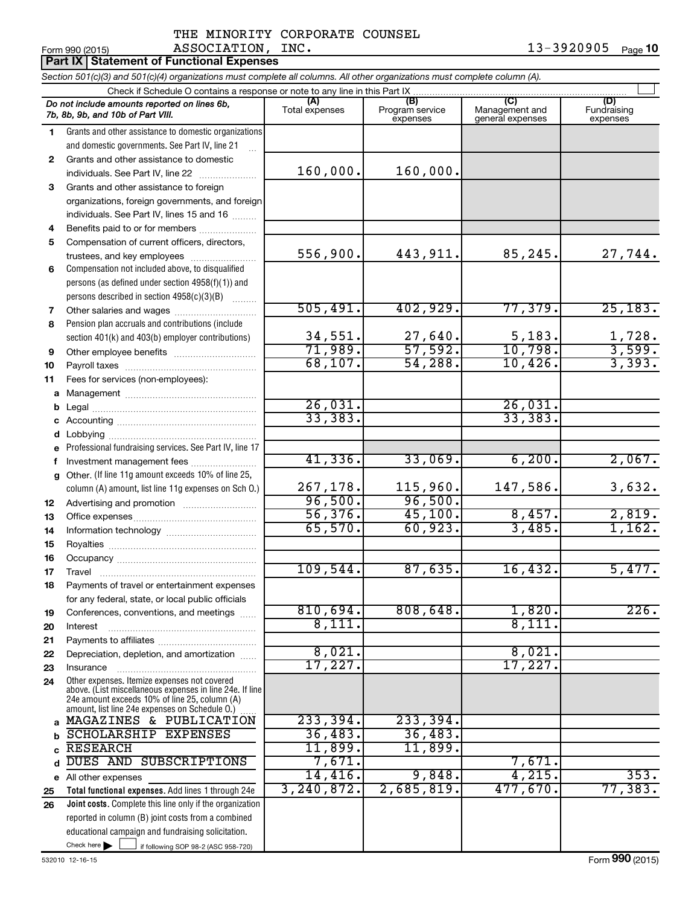THE MINORITY CORPORATE COUNSEL ASSOCIATION, INC.

Form 990 (2015) 13-3920905 Page **10**

**Part IX Statement of Functional Expenses**

*Section 501(c)(3) and 501(c)(4) organizations must complete all columns. All other organizations must complete column (A).*

Check if Schedule O contains a response or note to any line in this Part IX

| | *Do not include amounts reported on lines 6b, 7b, 8b, 9b, and 10b of Part VIII.* | (A) Total expenses | (B) Program service expenses | (C) Management and general expenses | (D) Fundraising expenses |
|---|---|---|---|---|---|
| 1 | Grants and other assistance to domestic organizations and domestic governments. See Part IV, line 21 | | | | |
| 2 | Grants and other assistance to domestic individuals. See Part IV, line 22 | 160,000. | 160,000. | | |
| 3 | Grants and other assistance to foreign organizations, foreign governments, and foreign individuals. See Part IV, lines 15 and 16 | | | | |
| 4 | Benefits paid to or for members | | | | |
| 5 | Compensation of current officers, directors, trustees, and key employees | 556,900. | 443,911. | 85,245. | 27,744. |
| 6 | Compensation not included above, to disqualified persons (as defined under section 4958(f)(1)) and persons described in section 4958(c)(3)(B) | | | | |
| 7 | Other salaries and wages | 505,491. | 402,929. | 77,379. | 25,183. |
| 8 | Pension plan accruals and contributions (include section 401(k) and 403(b) employer contributions) | 34,551. | 27,640. | 5,183. | 1,728. |
| 9 | Other employee benefits | 71,989. | 57,592. | 10,798. | 3,599. |
| 10 | Payroll taxes | 68,107. | 54,288. | 10,426. | 3,393. |
| 11 | Fees for services (non-employees): | | | | |
| a | Management | | | | |
| b | Legal | 26,031. | | 26,031. | |
| c | Accounting | 33,383. | | 33,383. | |
| d | Lobbying | | | | |
| e | Professional fundraising services. See Part IV, line 17 | | | | |
| f | Investment management fees | 41,336. | 33,069. | 6,200. | 2,067. |
| g | Other. (If line 11g amount exceeds 10% of line 25, column (A) amount, list line 11g expenses on Sch O.) | 267,178. | 115,960. | 147,586. | 3,632. |
| 12 | Advertising and promotion | 96,500. | 96,500. | | |
| 13 | Office expenses | 56,376. | 45,100. | 8,457. | 2,819. |
| 14 | Information technology | 65,570. | 60,923. | 3,485. | 1,162. |
| 15 | Royalties | | | | |
| 16 | Occupancy | | | | |
| 17 | Travel | 109,544. | 87,635. | 16,432. | 5,477. |
| 18 | Payments of travel or entertainment expenses for any federal, state, or local public officials | | | | |
| 19 | Conferences, conventions, and meetings | 810,694. | 808,648. | 1,820. | 226. |
| 20 | Interest | 8,111. | | 8,111. | |
| 21 | Payments to affiliates | | | | |
| 22 | Depreciation, depletion, and amortization | 8,021. | | 8,021. | |
| 23 | Insurance | 17,227. | | 17,227. | |
| 24 | Other expenses. Itemize expenses not covered above. (List miscellaneous expenses in line 24e. If line 24e amount exceeds 10% of line 25, column (A) amount, list line 24e expenses on Schedule O.) | | | | |
| a | MAGAZINES & PUBLICATION | 233,394. | 233,394. | | |
| b | SCHOLARSHIP EXPENSES | 36,483. | 36,483. | | |
| c | RESEARCH | 11,899. | 11,899. | | |
| d | DUES AND SUBSCRIPTIONS | 7,671. | | 7,671. | |
| e | All other expenses | 14,416. | 9,848. | 4,215. | 353. |
| 25 | **Total functional expenses.** Add lines 1 through 24e | 3,240,872. | 2,685,819. | 477,670. | 77,383. |
| 26 | **Joint costs.** Complete this line only if the organization reported in column (B) joint costs from a combined educational campaign and fundraising solicitation. Check here ☐ if following SOP 98-2 (ASC 958-720) | | | | |

532010 12-16-15 Form **990** (2015)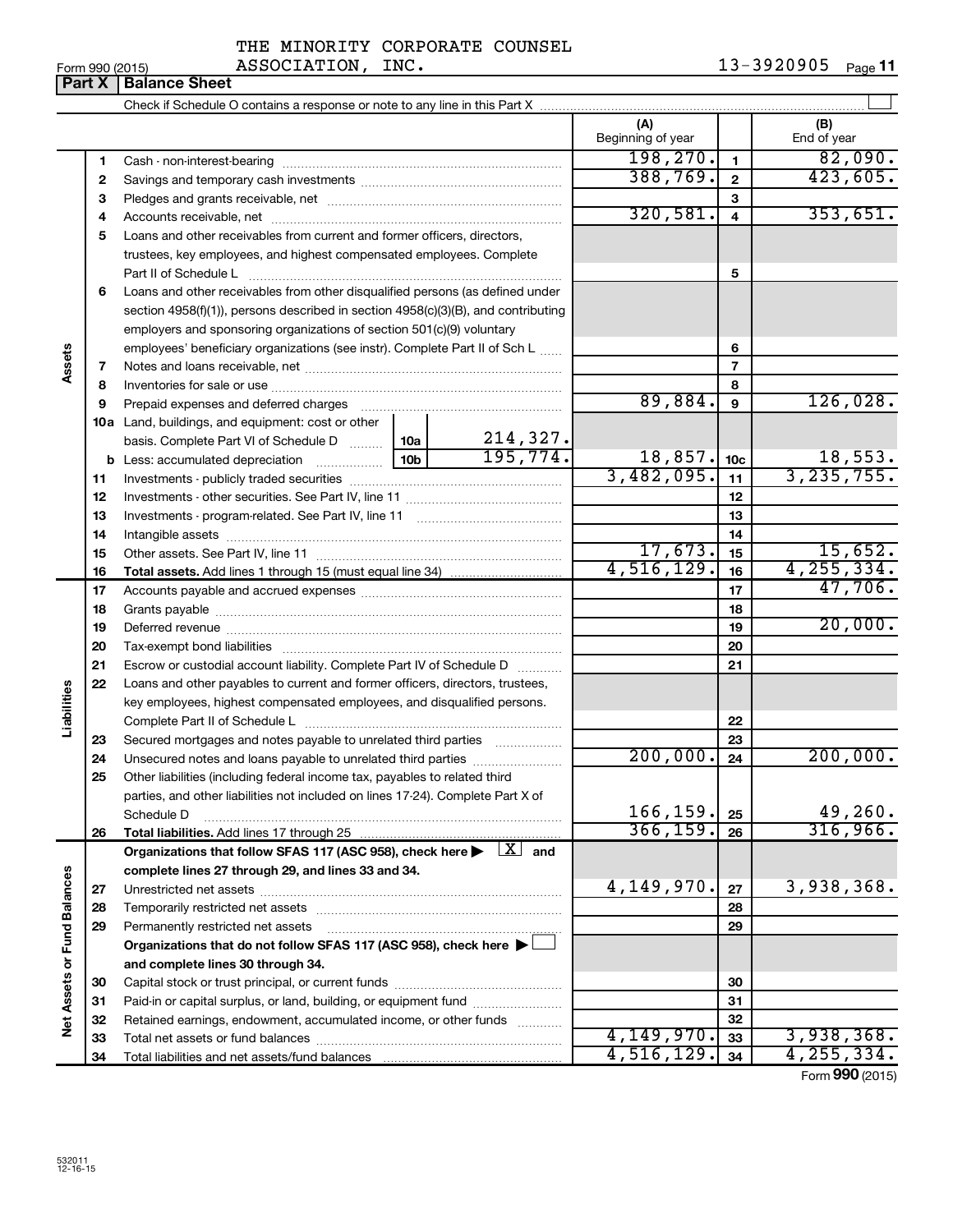THE MINORITY CORPORATE COUNSEL ASSOCIATION, INC. 13-3920905

Form 990 (2015)

## Part X | Balance Sheet

Check if Schedule O contains a response or note to any line in this Part X ☐

| | | | | (A) Beginning of year | | (B) End of year |
|---|---|---|---|---|---|---|
| **Assets** | 1 | Cash - non-interest-bearing | | 198,270. | 1 | 82,090. |
| | 2 | Savings and temporary cash investments | | 388,769. | 2 | 423,605. |
| | 3 | Pledges and grants receivable, net | | | 3 | |
| | 4 | Accounts receivable, net | | 320,581. | 4 | 353,651. |
| | 5 | Loans and other receivables from current and former officers, directors, trustees, key employees, and highest compensated employees. Complete Part II of Schedule L | | | 5 | |
| | 6 | Loans and other receivables from other disqualified persons (as defined under section 4958(f)(1)), persons described in section 4958(c)(3)(B), and contributing employers and sponsoring organizations of section 501(c)(9) voluntary employees' beneficiary organizations (see instr). Complete Part II of Sch L | | | 6 | |
| | 7 | Notes and loans receivable, net | | | 7 | |
| | 8 | Inventories for sale or use | | | 8 | |
| | 9 | Prepaid expenses and deferred charges | | 89,884. | 9 | 126,028. |
| | 10a | Land, buildings, and equipment: cost or other basis. Complete Part VI of Schedule D | 10a 214,327. | | | |
| | b | Less: accumulated depreciation | 10b 195,774. | 18,857. | 10c | 18,553. |
| | 11 | Investments - publicly traded securities | | 3,482,095. | 11 | 3,235,755. |
| | 12 | Investments - other securities. See Part IV, line 11 | | | 12 | |
| | 13 | Investments - program-related. See Part IV, line 11 | | | 13 | |
| | 14 | Intangible assets | | | 14 | |
| | 15 | Other assets. See Part IV, line 11 | | 17,673. | 15 | 15,652. |
| | 16 | **Total assets.** Add lines 1 through 15 (must equal line 34) | | 4,516,129. | 16 | 4,255,334. |
| **Liabilities** | 17 | Accounts payable and accrued expenses | | | 17 | 47,706. |
| | 18 | Grants payable | | | 18 | |
| | 19 | Deferred revenue | | | 19 | 20,000. |
| | 20 | Tax-exempt bond liabilities | | | 20 | |
| | 21 | Escrow or custodial account liability. Complete Part IV of Schedule D | | | 21 | |
| | 22 | Loans and other payables to current and former officers, directors, trustees, key employees, highest compensated employees, and disqualified persons. Complete Part II of Schedule L | | | 22 | |
| | 23 | Secured mortgages and notes payable to unrelated third parties | | | 23 | |
| | 24 | Unsecured notes and loans payable to unrelated third parties | | 200,000. | 24 | 200,000. |
| | 25 | Other liabilities (including federal income tax, payables to related third parties, and other liabilities not included on lines 17-24). Complete Part X of Schedule D | | 166,159. | 25 | 49,260. |
| | 26 | **Total liabilities.** Add lines 17 through 25 | | 366,159. | 26 | 316,966. |
| **Net Assets or Fund Balances** | | **Organizations that follow SFAS 117 (ASC 958), check here ▶ [X] and complete lines 27 through 29, and lines 33 and 34.** | | | | |
| | 27 | Unrestricted net assets | | 4,149,970. | 27 | 3,938,368. |
| | 28 | Temporarily restricted net assets | | | 28 | |
| | 29 | Permanently restricted net assets | | | 29 | |
| | | **Organizations that do not follow SFAS 117 (ASC 958), check here ▶ ☐ and complete lines 30 through 34.** | | | | |
| | 30 | Capital stock or trust principal, or current funds | | | 30 | |
| | 31 | Paid-in or capital surplus, or land, building, or equipment fund | | | 31 | |
| | 32 | Retained earnings, endowment, accumulated income, or other funds | | | 32 | |
| | 33 | Total net assets or fund balances | | 4,149,970. | 33 | 3,938,368. |
| | 34 | Total liabilities and net assets/fund balances | | 4,516,129. | 34 | 4,255,334. |

Form **990** (2015)

532011 12-16-15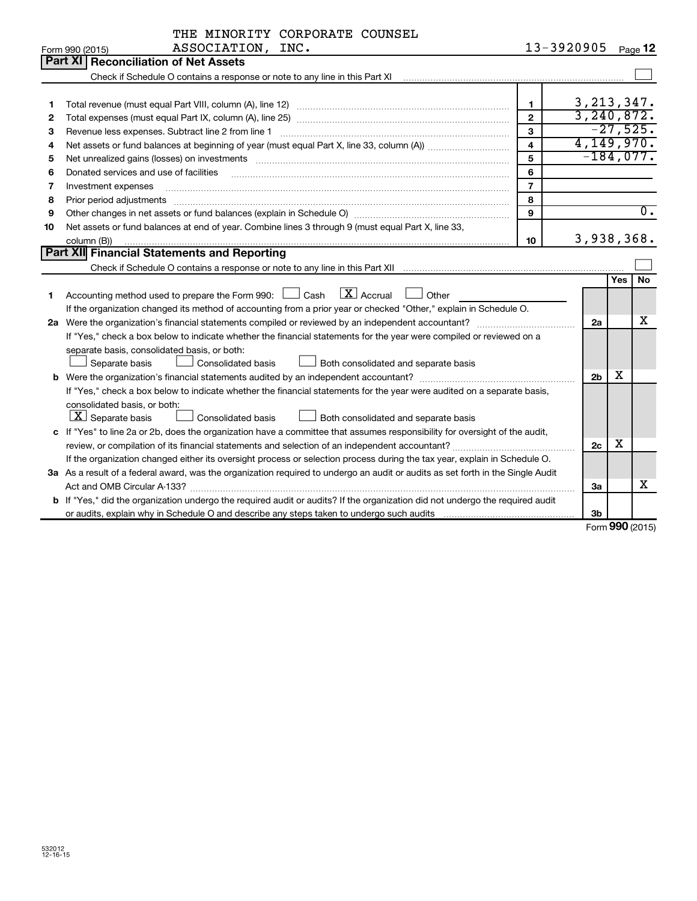THE MINORITY CORPORATE COUNSEL ASSOCIATION, INC. 13-3920905

Form 990 (2015)

## Part XI Reconciliation of Net Assets

Check if Schedule O contains a response or note to any line in this Part XI ☐

| | | | |
|---|---|---|---|
| 1 | Total revenue (must equal Part VIII, column (A), line 12) | 1 | 3,213,347. |
| 2 | Total expenses (must equal Part IX, column (A), line 25) | 2 | 3,240,872. |
| 3 | Revenue less expenses. Subtract line 2 from line 1 | 3 | -27,525. |
| 4 | Net assets or fund balances at beginning of year (must equal Part X, line 33, column (A)) | 4 | 4,149,970. |
| 5 | Net unrealized gains (losses) on investments | 5 | -184,077. |
| 6 | Donated services and use of facilities | 6 | |
| 7 | Investment expenses | 7 | |
| 8 | Prior period adjustments | 8 | |
| 9 | Other changes in net assets or fund balances (explain in Schedule O) | 9 | 0. |
| 10 | Net assets or fund balances at end of year. Combine lines 3 through 9 (must equal Part X, line 33, column (B)) | 10 | 3,938,368. |

## Part XII Financial Statements and Reporting

Check if Schedule O contains a response or note to any line in this Part XII ☐

| | | | Yes | No |
|---|---|---|---|---|
| 1 | Accounting method used to prepare the Form 990: ☐ Cash ☒ Accrual ☐ Other<br>If the organization changed its method of accounting from a prior year or checked "Other," explain in Schedule O. | | | |
| 2a | Were the organization's financial statements compiled or reviewed by an independent accountant?<br>If "Yes," check a box below to indicate whether the financial statements for the year were compiled or reviewed on a separate basis, consolidated basis, or both:<br>☐ Separate basis ☐ Consolidated basis ☐ Both consolidated and separate basis | 2a | | X |
| b | Were the organization's financial statements audited by an independent accountant?<br>If "Yes," check a box below to indicate whether the financial statements for the year were audited on a separate basis, consolidated basis, or both:<br>☒ Separate basis ☐ Consolidated basis ☐ Both consolidated and separate basis | 2b | X | |
| c | If "Yes" to line 2a or 2b, does the organization have a committee that assumes responsibility for oversight of the audit, review, or compilation of its financial statements and selection of an independent accountant?<br>If the organization changed either its oversight process or selection process during the tax year, explain in Schedule O. | 2c | X | |
| 3a | As a result of a federal award, was the organization required to undergo an audit or audits as set forth in the Single Audit Act and OMB Circular A-133? | 3a | | X |
| b | If "Yes," did the organization undergo the required audit or audits? If the organization did not undergo the required audit or audits, explain why in Schedule O and describe any steps taken to undergo such audits | 3b | | |

Form **990** (2015)

532012 12-16-15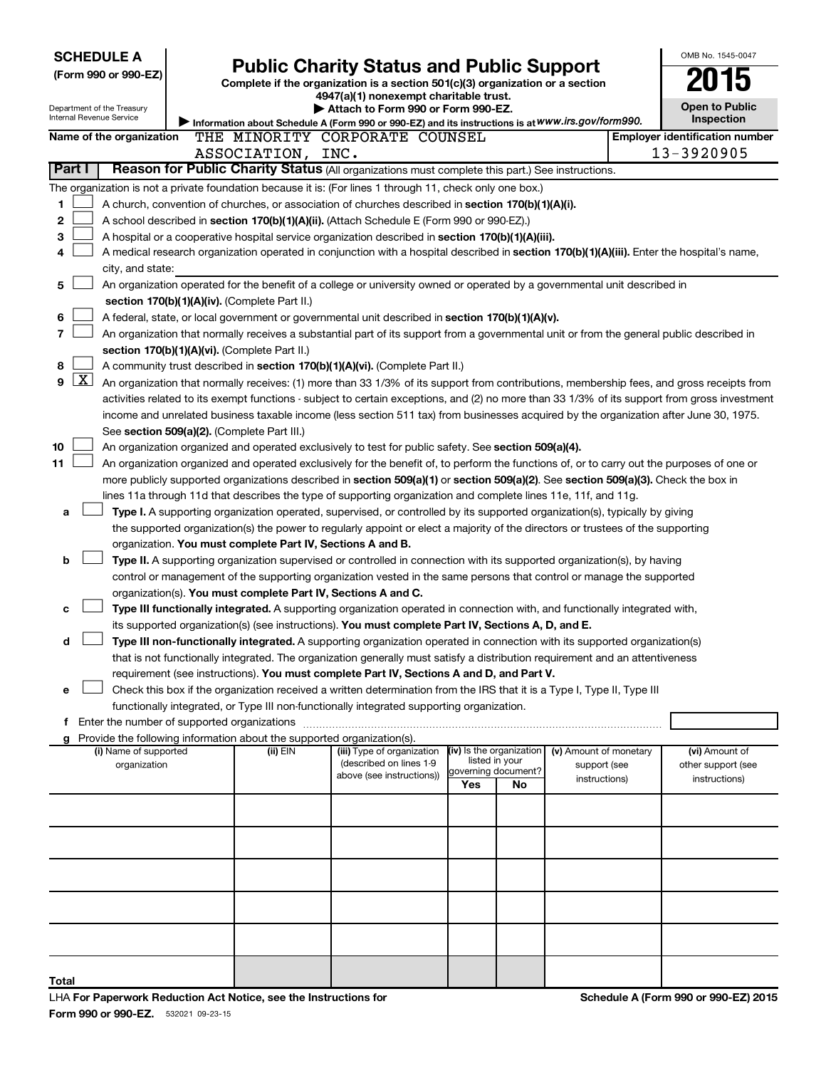**SCHEDULE A**
**(Form 990 or 990-EZ)**

Department of the Treasury
Internal Revenue Service

# Public Charity Status and Public Support

**Complete if the organization is a section 501(c)(3) organization or a section 4947(a)(1) nonexempt charitable trust.**
**▶ Attach to Form 990 or Form 990-EZ.**
▶ **Information about Schedule A (Form 990 or 990-EZ) and its instructions is at** *www.irs.gov/form990.*

OMB No. 1545-0047
**2015**
**Open to Public Inspection**

**Name of the organization** THE MINORITY CORPORATE COUNSEL ASSOCIATION, INC.
**Employer identification number** 13-3920905

**Part I** **Reason for Public Charity Status** (All organizations must complete this part.) See instructions.

The organization is not a private foundation because it is: (For lines 1 through 11, check only one box.)

1. [ ] A church, convention of churches, or association of churches described in **section 170(b)(1)(A)(i).**
2. [ ] A school described in **section 170(b)(1)(A)(ii).** (Attach Schedule E (Form 990 or 990-EZ).)
3. [ ] A hospital or a cooperative hospital service organization described in **section 170(b)(1)(A)(iii).**
4. [ ] A medical research organization operated in conjunction with a hospital described in **section 170(b)(1)(A)(iii).** Enter the hospital's name, city, and state:
5. [ ] An organization operated for the benefit of a college or university owned or operated by a governmental unit described in **section 170(b)(1)(A)(iv).** (Complete Part II.)
6. [ ] A federal, state, or local government or governmental unit described in **section 170(b)(1)(A)(v).**
7. [ ] An organization that normally receives a substantial part of its support from a governmental unit or from the general public described in **section 170(b)(1)(A)(vi).** (Complete Part II.)
8. [ ] A community trust described in **section 170(b)(1)(A)(vi).** (Complete Part II.)
9. [X] An organization that normally receives: (1) more than 33 1/3% of its support from contributions, membership fees, and gross receipts from activities related to its exempt functions - subject to certain exceptions, and (2) no more than 33 1/3% of its support from gross investment income and unrelated business taxable income (less section 511 tax) from businesses acquired by the organization after June 30, 1975. See **section 509(a)(2).** (Complete Part III.)
10. [ ] An organization organized and operated exclusively to test for public safety. See **section 509(a)(4).**
11. [ ] An organization organized and operated exclusively for the benefit of, to perform the functions of, or to carry out the purposes of one or more publicly supported organizations described in **section 509(a)(1)** or **section 509(a)(2).** See **section 509(a)(3).** Check the box in lines 11a through 11d that describes the type of supporting organization and complete lines 11e, 11f, and 11g.

   a [ ] **Type I.** A supporting organization operated, supervised, or controlled by its supported organization(s), typically by giving the supported organization(s) the power to regularly appoint or elect a majority of the directors or trustees of the supporting organization. **You must complete Part IV, Sections A and B.**

   b [ ] **Type II.** A supporting organization supervised or controlled in connection with its supported organization(s), by having control or management of the supporting organization vested in the same persons that control or manage the supported organization(s). **You must complete Part IV, Sections A and C.**

   c [ ] **Type III functionally integrated.** A supporting organization operated in connection with, and functionally integrated with, its supported organization(s) (see instructions). **You must complete Part IV, Sections A, D, and E.**

   d [ ] **Type III non-functionally integrated.** A supporting organization operated in connection with its supported organization(s) that is not functionally integrated. The organization generally must satisfy a distribution requirement and an attentiveness requirement (see instructions). **You must complete Part IV, Sections A and D, and Part V.**

   e [ ] Check this box if the organization received a written determination from the IRS that it is a Type I, Type II, Type III functionally integrated, or Type III non-functionally integrated supporting organization.

   f Enter the number of supported organizations

   g Provide the following information about the supported organization(s).

| (i) Name of supported organization | (ii) EIN | (iii) Type of organization (described on lines 1-9 above (see instructions)) | (iv) Is the organization listed in your governing document? Yes | No | (v) Amount of monetary support (see instructions) | (vi) Amount of other support (see instructions) |
|---|---|---|---|---|---|---|
| | | | | | | |
| | | | | | | |
| | | | | | | |
| | | | | | | |
| | | | | | | |
| | | | | | | |
| **Total** | | | | | | |

LHA **For Paperwork Reduction Act Notice, see the Instructions for Form 990 or 990-EZ.** 532021 09-23-15

**Schedule A (Form 990 or 990-EZ) 2015**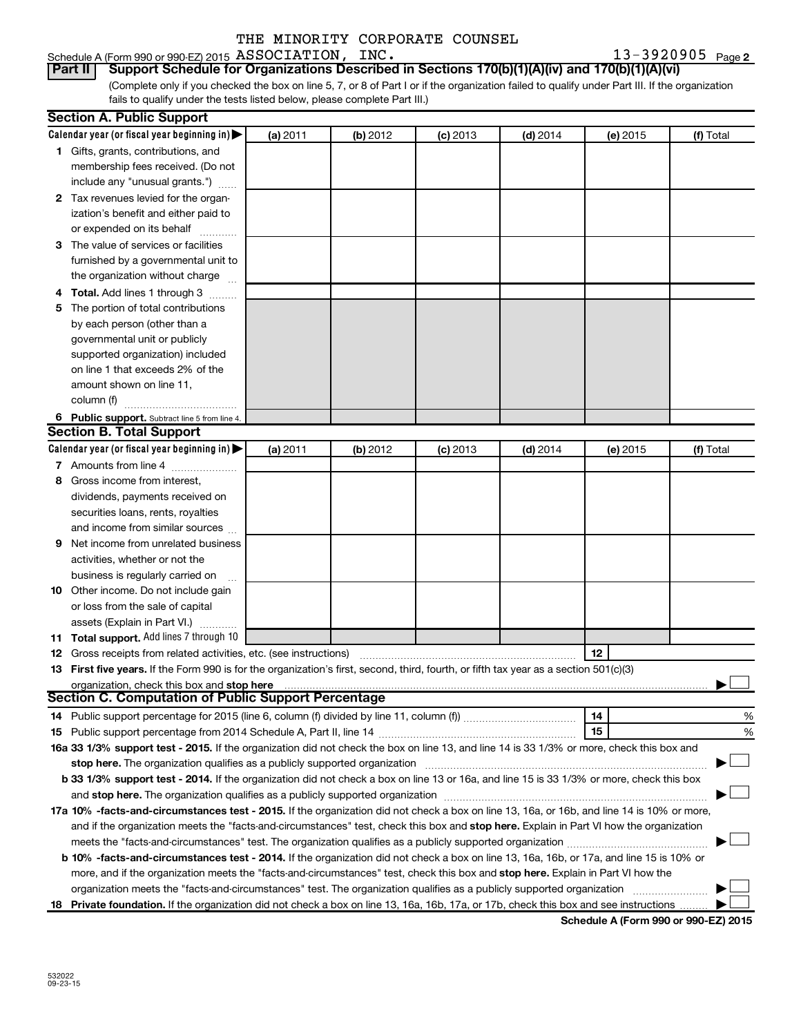THE MINORITY CORPORATE COUNSEL ASSOCIATION, INC. 13-3920905

Schedule A (Form 990 or 990-EZ) 2015

**Part II** **Support Schedule for Organizations Described in Sections 170(b)(1)(A)(iv) and 170(b)(1)(A)(vi)**

(Complete only if you checked the box on line 5, 7, or 8 of Part I or if the organization failed to qualify under Part III. If the organization fails to qualify under the tests listed below, please complete Part III.)

## Section A. Public Support

| Calendar year (or fiscal year beginning in) ▶ | (a) 2011 | (b) 2012 | (c) 2013 | (d) 2014 | (e) 2015 | (f) Total |
|---|---|---|---|---|---|---|
| **1** Gifts, grants, contributions, and membership fees received. (Do not include any "unusual grants.") | | | | | | |
| **2** Tax revenues levied for the organization's benefit and either paid to or expended on its behalf | | | | | | |
| **3** The value of services or facilities furnished by a governmental unit to the organization without charge | | | | | | |
| **4** **Total.** Add lines 1 through 3 | | | | | | |
| **5** The portion of total contributions by each person (other than a governmental unit or publicly supported organization) included on line 1 that exceeds 2% of the amount shown on line 11, column (f) | | | | | | |
| **6** **Public support.** Subtract line 5 from line 4. | | | | | | |

## Section B. Total Support

| Calendar year (or fiscal year beginning in) ▶ | (a) 2011 | (b) 2012 | (c) 2013 | (d) 2014 | (e) 2015 | (f) Total |
|---|---|---|---|---|---|---|
| **7** Amounts from line 4 | | | | | | |
| **8** Gross income from interest, dividends, payments received on securities loans, rents, royalties and income from similar sources | | | | | | |
| **9** Net income from unrelated business activities, whether or not the business is regularly carried on | | | | | | |
| **10** Other income. Do not include gain or loss from the sale of capital assets (Explain in Part VI.) | | | | | | |
| **11** **Total support.** Add lines 7 through 10 | | | | | | |

**12** Gross receipts from related activities, etc. (see instructions) | **12** |

**13** **First five years.** If the Form 990 is for the organization's first, second, third, fourth, or fifth tax year as a section 501(c)(3) organization, check this box and **stop here** ▶ ☐

## Section C. Computation of Public Support Percentage

**14** Public support percentage for 2015 (line 6, column (f) divided by line 11, column (f)) | **14** | %

**15** Public support percentage from 2014 Schedule A, Part II, line 14 | **15** | %

**16a** **33 1/3% support test - 2015.** If the organization did not check the box on line 13, and line 14 is 33 1/3% or more, check this box and **stop here.** The organization qualifies as a publicly supported organization ▶ ☐

**b** **33 1/3% support test - 2014.** If the organization did not check a box on line 13 or 16a, and line 15 is 33 1/3% or more, check this box and **stop here.** The organization qualifies as a publicly supported organization ▶ ☐

**17a** **10% -facts-and-circumstances test - 2015.** If the organization did not check a box on line 13, 16a, or 16b, and line 14 is 10% or more, and if the organization meets the "facts-and-circumstances" test, check this box and **stop here.** Explain in Part VI how the organization meets the "facts-and-circumstances" test. The organization qualifies as a publicly supported organization ▶ ☐

**b** **10% -facts-and-circumstances test - 2014.** If the organization did not check a box on line 13, 16a, 16b, or 17a, and line 15 is 10% or more, and if the organization meets the "facts-and-circumstances" test, check this box and **stop here.** Explain in Part VI how the organization meets the "facts-and-circumstances" test. The organization qualifies as a publicly supported organization ▶ ☐

**18** **Private foundation.** If the organization did not check a box on line 13, 16a, 16b, 17a, or 17b, check this box and see instructions ▶ ☐

**Schedule A (Form 990 or 990-EZ) 2015**

532022 09-23-15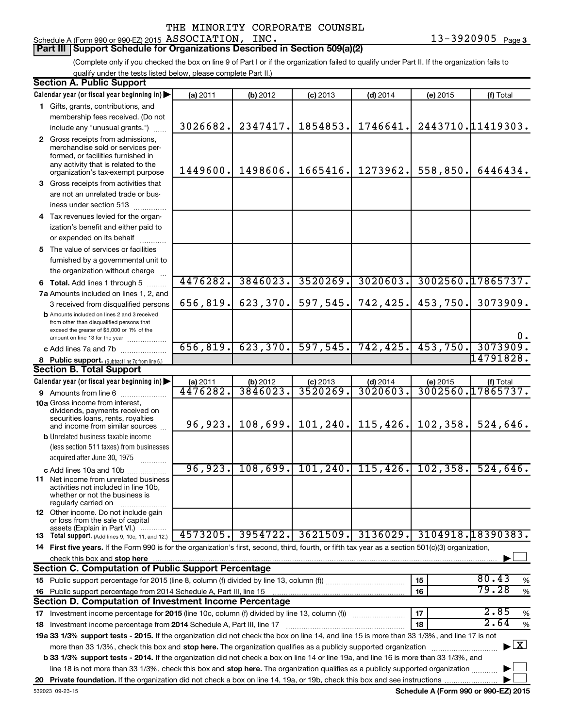THE MINORITY CORPORATE COUNSEL ASSOCIATION, INC. 13-3920905

Schedule A (Form 990 or 990-EZ) 2015

## Part III Support Schedule for Organizations Described in Section 509(a)(2)

(Complete only if you checked the box on line 9 of Part I or if the organization failed to qualify under Part II. If the organization fails to qualify under the tests listed below, please complete Part II.)

### Section A. Public Support

| Calendar year (or fiscal year beginning in) | (a) 2011 | (b) 2012 | (c) 2013 | (d) 2014 | (e) 2015 | (f) Total |
|---|---|---|---|---|---|---|
| 1 Gifts, grants, contributions, and membership fees received. (Do not include any "unusual grants.") | 3026682. | 2347417. | 1854853. | 1746641. | 2443710. | 11419303. |
| 2 Gross receipts from admissions, merchandise sold or services performed, or facilities furnished in any activity that is related to the organization's tax-exempt purpose | 1449600. | 1498606. | 1665416. | 1273962. | 558,850. | 6446434. |
| 3 Gross receipts from activities that are not an unrelated trade or business under section 513 | | | | | | |
| 4 Tax revenues levied for the organization's benefit and either paid to or expended on its behalf | | | | | | |
| 5 The value of services or facilities furnished by a governmental unit to the organization without charge | | | | | | |
| 6 Total. Add lines 1 through 5 | 4476282. | 3846023. | 3520269. | 3020603. | 3002560. | 17865737. |
| 7a Amounts included on lines 1, 2, and 3 received from disqualified persons | 656,819. | 623,370. | 597,545. | 742,425. | 453,750. | 3073909. |
| b Amounts included on lines 2 and 3 received from other than disqualified persons that exceed the greater of $5,000 or 1% of the amount on line 13 for the year | | | | | | 0. |
| c Add lines 7a and 7b | 656,819. | 623,370. | 597,545. | 742,425. | 453,750. | 3073909. |
| 8 Public support. (Subtract line 7c from line 6.) | | | | | | 14791828. |

### Section B. Total Support

| Calendar year (or fiscal year beginning in) | (a) 2011 | (b) 2012 | (c) 2013 | (d) 2014 | (e) 2015 | (f) Total |
|---|---|---|---|---|---|---|
| 9 Amounts from line 6 | 4476282. | 3846023. | 3520269. | 3020603. | 3002560. | 17865737. |
| 10a Gross income from interest, dividends, payments received on securities loans, rents, royalties and income from similar sources | 96,923. | 108,699. | 101,240. | 115,426. | 102,358. | 524,646. |
| b Unrelated business taxable income (less section 511 taxes) from businesses acquired after June 30, 1975 | | | | | | |
| c Add lines 10a and 10b | 96,923. | 108,699. | 101,240. | 115,426. | 102,358. | 524,646. |
| 11 Net income from unrelated business activities not included in line 10b, whether or not the business is regularly carried on | | | | | | |
| 12 Other income. Do not include gain or loss from the sale of capital assets (Explain in Part VI.) | | | | | | |
| 13 Total support. (Add lines 9, 10c, 11, and 12.) | 4573205. | 3954722. | 3621509. | 3136029. | 3104918. | 18390383. |

14 First five years. If the Form 990 is for the organization's first, second, third, fourth, or fifth tax year as a section 501(c)(3) organization, check this box and stop here ☐

### Section C. Computation of Public Support Percentage

| | | | |
|---|---|---|---|
| 15 Public support percentage for 2015 (line 8, column (f) divided by line 13, column (f)) | 15 | 80.43 | % |
| 16 Public support percentage from 2014 Schedule A, Part III, line 15 | 16 | 79.28 | % |

### Section D. Computation of Investment Income Percentage

| | | | |
|---|---|---|---|
| 17 Investment income percentage for 2015 (line 10c, column (f) divided by line 13, column (f)) | 17 | 2.85 | % |
| 18 Investment income percentage from 2014 Schedule A, Part III, line 17 | 18 | 2.64 | % |

19a 33 1/3% support tests - 2015. If the organization did not check the box on line 14, and line 15 is more than 33 1/3%, and line 17 is not more than 33 1/3%, check this box and stop here. The organization qualifies as a publicly supported organization ☒

b 33 1/3% support tests - 2014. If the organization did not check a box on line 14 or line 19a, and line 16 is more than 33 1/3%, and line 18 is not more than 33 1/3%, check this box and stop here. The organization qualifies as a publicly supported organization ☐

20 Private foundation. If the organization did not check a box on line 14, 19a, or 19b, check this box and see instructions ☐

532023 09-23-15 Schedule A (Form 990 or 990-EZ) 2015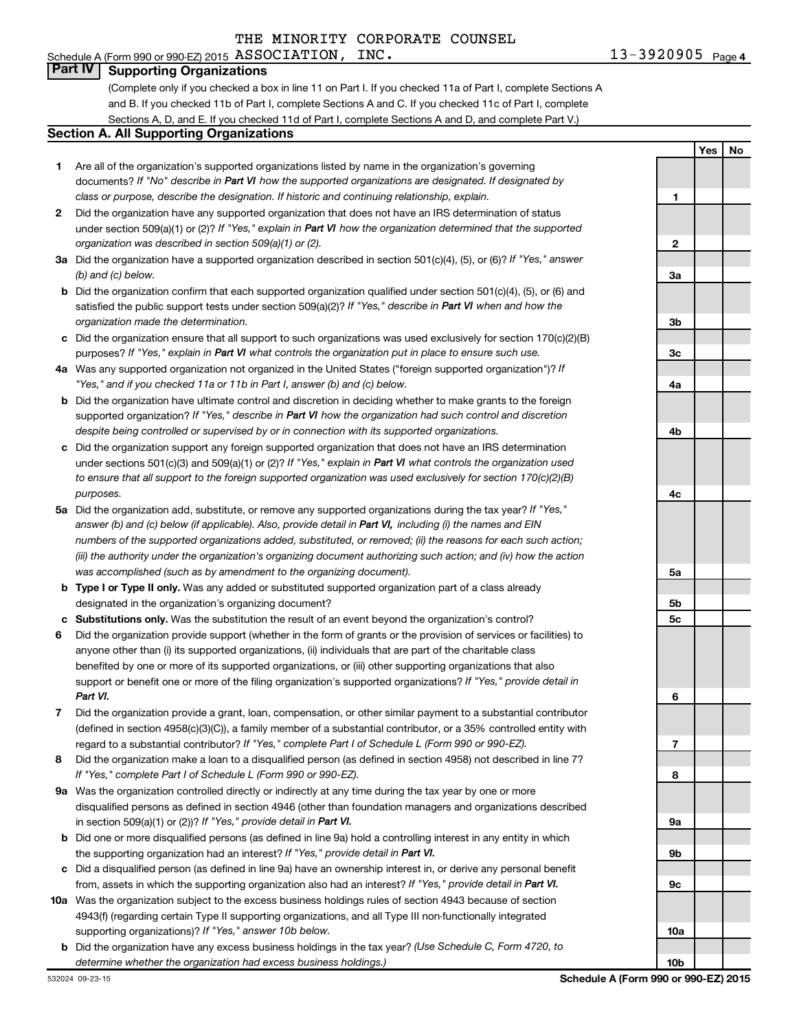THE MINORITY CORPORATE COUNSEL

Schedule A (Form 990 or 990-EZ) 2015 ASSOCIATION, INC. 13-3920905 Page 4

## Part IV Supporting Organizations

(Complete only if you checked a box in line 11 on Part I. If you checked 11a of Part I, complete Sections A and B. If you checked 11b of Part I, complete Sections A and C. If you checked 11c of Part I, complete Sections A, D, and E. If you checked 11d of Part I, complete Sections A and D, and complete Part V.)

### Section A. All Supporting Organizations

| | | | Yes | No |
|---|---|---|---|---|
| **1** | Are all of the organization's supported organizations listed by name in the organization's governing documents? *If "No" describe in **Part VI** how the supported organizations are designated. If designated by class or purpose, describe the designation. If historic and continuing relationship, explain.* | **1** | | |
| **2** | Did the organization have any supported organization that does not have an IRS determination of status under section 509(a)(1) or (2)? *If "Yes," explain in **Part VI** how the organization determined that the supported organization was described in section 509(a)(1) or (2).* | **2** | | |
| **3a** | Did the organization have a supported organization described in section 501(c)(4), (5), or (6)? *If "Yes," answer (b) and (c) below.* | **3a** | | |
| **b** | Did the organization confirm that each supported organization qualified under section 501(c)(4), (5), or (6) and satisfied the public support tests under section 509(a)(2)? *If "Yes," describe in **Part VI** when and how the organization made the determination.* | **3b** | | |
| **c** | Did the organization ensure that all support to such organizations was used exclusively for section 170(c)(2)(B) purposes? *If "Yes," explain in **Part VI** what controls the organization put in place to ensure such use.* | **3c** | | |
| **4a** | Was any supported organization not organized in the United States ("foreign supported organization")? *If "Yes," and if you checked 11a or 11b in Part I, answer (b) and (c) below.* | **4a** | | |
| **b** | Did the organization have ultimate control and discretion in deciding whether to make grants to the foreign supported organization? *If "Yes," describe in **Part VI** how the organization had such control and discretion despite being controlled or supervised by or in connection with its supported organizations.* | **4b** | | |
| **c** | Did the organization support any foreign supported organization that does not have an IRS determination under sections 501(c)(3) and 509(a)(1) or (2)? *If "Yes," explain in **Part VI** what controls the organization used to ensure that all support to the foreign supported organization was used exclusively for section 170(c)(2)(B) purposes.* | **4c** | | |
| **5a** | Did the organization add, substitute, or remove any supported organizations during the tax year? *If "Yes," answer (b) and (c) below (if applicable). Also, provide detail in **Part VI**, including (i) the names and EIN numbers of the supported organizations added, substituted, or removed; (ii) the reasons for each such action; (iii) the authority under the organization's organizing document authorizing such action; and (iv) how the action was accomplished (such as by amendment to the organizing document).* | **5a** | | |
| **b** | **Type I or Type II only.** Was any added or substituted supported organization part of a class already designated in the organization's organizing document? | **5b** | | |
| **c** | **Substitutions only.** Was the substitution the result of an event beyond the organization's control? | **5c** | | |
| **6** | Did the organization provide support (whether in the form of grants or the provision of services or facilities) to anyone other than (i) its supported organizations, (ii) individuals that are part of the charitable class benefited by one or more of its supported organizations, or (iii) other supporting organizations that also support or benefit one or more of the filing organization's supported organizations? *If "Yes," provide detail in **Part VI.*** | **6** | | |
| **7** | Did the organization provide a grant, loan, compensation, or other similar payment to a substantial contributor (defined in section 4958(c)(3)(C)), a family member of a substantial contributor, or a 35% controlled entity with regard to a substantial contributor? *If "Yes," complete Part I of Schedule L (Form 990 or 990-EZ).* | **7** | | |
| **8** | Did the organization make a loan to a disqualified person (as defined in section 4958) not described in line 7? *If "Yes," complete Part I of Schedule L (Form 990 or 990-EZ).* | **8** | | |
| **9a** | Was the organization controlled directly or indirectly at any time during the tax year by one or more disqualified persons as defined in section 4946 (other than foundation managers and organizations described in section 509(a)(1) or (2))? *If "Yes," provide detail in **Part VI.*** | **9a** | | |
| **b** | Did one or more disqualified persons (as defined in line 9a) hold a controlling interest in any entity in which the supporting organization had an interest? *If "Yes," provide detail in **Part VI.*** | **9b** | | |
| **c** | Did a disqualified person (as defined in line 9a) have an ownership interest in, or derive any personal benefit from, assets in which the supporting organization also had an interest? *If "Yes," provide detail in **Part VI.*** | **9c** | | |
| **10a** | Was the organization subject to the excess business holdings rules of section 4943 because of section 4943(f) (regarding certain Type II supporting organizations, and all Type III non-functionally integrated supporting organizations)? *If "Yes," answer 10b below.* | **10a** | | |
| **b** | Did the organization have any excess business holdings in the tax year? *(Use Schedule C, Form 4720, to determine whether the organization had excess business holdings.)* | **10b** | | |

532024 09-23-15

**Schedule A (Form 990 or 990-EZ) 2015**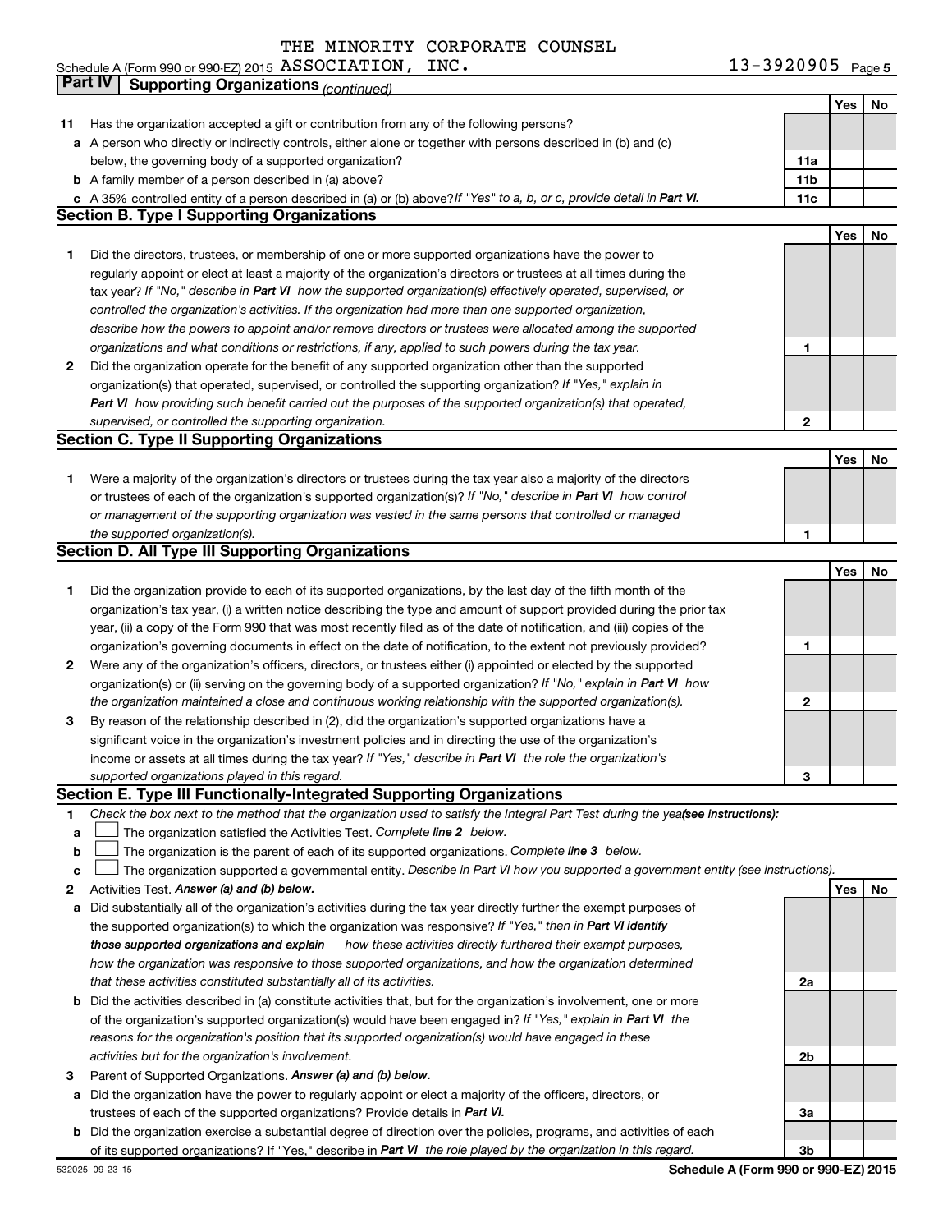THE MINORITY CORPORATE COUNSEL

Schedule A (Form 990 or 990-EZ) 2015 ASSOCIATION, INC. 13-3920905 Page 5

**Part IV Supporting Organizations** *(continued)*

| | | | Yes | No |
|---|---|---|---|---|
| **11** | Has the organization accepted a gift or contribution from any of the following persons? | | | |
| **a** | A person who directly or indirectly controls, either alone or together with persons described in (b) and (c) below, the governing body of a supported organization? | **11a** | | |
| **b** | A family member of a person described in (a) above? | **11b** | | |
| **c** | A 35% controlled entity of a person described in (a) or (b) above? *If "Yes" to a, b, or c, provide detail in* ***Part VI.*** | **11c** | | |

### Section B. Type I Supporting Organizations

| | | | Yes | No |
|---|---|---|---|---|
| **1** | Did the directors, trustees, or membership of one or more supported organizations have the power to regularly appoint or elect at least a majority of the organization's directors or trustees at all times during the tax year? *If "No," describe in* ***Part VI*** *how the supported organization(s) effectively operated, supervised, or controlled the organization's activities. If the organization had more than one supported organization, describe how the powers to appoint and/or remove directors or trustees were allocated among the supported organizations and what conditions or restrictions, if any, applied to such powers during the tax year.* | **1** | | |
| **2** | Did the organization operate for the benefit of any supported organization other than the supported organization(s) that operated, supervised, or controlled the supporting organization? *If "Yes," explain in* ***Part VI*** *how providing such benefit carried out the purposes of the supported organization(s) that operated, supervised, or controlled the supporting organization.* | **2** | | |

### Section C. Type II Supporting Organizations

| | | | Yes | No |
|---|---|---|---|---|
| **1** | Were a majority of the organization's directors or trustees during the tax year also a majority of the directors or trustees of each of the organization's supported organization(s)? *If "No," describe in* ***Part VI*** *how control or management of the supporting organization was vested in the same persons that controlled or managed the supported organization(s).* | **1** | | |

### Section D. All Type III Supporting Organizations

| | | | Yes | No |
|---|---|---|---|---|
| **1** | Did the organization provide to each of its supported organizations, by the last day of the fifth month of the organization's tax year, (i) a written notice describing the type and amount of support provided during the prior tax year, (ii) a copy of the Form 990 that was most recently filed as of the date of notification, and (iii) copies of the organization's governing documents in effect on the date of notification, to the extent not previously provided? | **1** | | |
| **2** | Were any of the organization's officers, directors, or trustees either (i) appointed or elected by the supported organization(s) or (ii) serving on the governing body of a supported organization? *If "No," explain in* ***Part VI*** *how the organization maintained a close and continuous working relationship with the supported organization(s).* | **2** | | |
| **3** | By reason of the relationship described in (2), did the organization's supported organizations have a significant voice in the organization's investment policies and in directing the use of the organization's income or assets at all times during the tax year? *If "Yes," describe in* ***Part VI*** *the role the organization's supported organizations played in this regard.* | **3** | | |

### Section E. Type III Functionally-Integrated Supporting Organizations

**1** *Check the box next to the method that the organization used to satisfy the Integral Part Test during the year* ***(see instructions):***

- **a** ☐ The organization satisfied the Activities Test. *Complete* ***line 2*** *below.*
- **b** ☐ The organization is the parent of each of its supported organizations. *Complete* ***line 3*** *below.*
- **c** ☐ The organization supported a governmental entity. *Describe in Part VI how you supported a government entity (see instructions).*

| | | | Yes | No |
|---|---|---|---|---|
| **2** | Activities Test. ***Answer (a) and (b) below.*** | | | |
| **a** | Did substantially all of the organization's activities during the tax year directly further the exempt purposes of the supported organization(s) to which the organization was responsive? *If "Yes," then in* ***Part VI identify those supported organizations and explain*** *how these activities directly furthered their exempt purposes, how the organization was responsive to those supported organizations, and how the organization determined that these activities constituted substantially all of its activities.* | **2a** | | |
| **b** | Did the activities described in (a) constitute activities that, but for the organization's involvement, one or more of the organization's supported organization(s) would have been engaged in? *If "Yes," explain in* ***Part VI*** *the reasons for the organization's position that its supported organization(s) would have engaged in these activities but for the organization's involvement.* | **2b** | | |
| **3** | Parent of Supported Organizations. ***Answer (a) and (b) below.*** | | | |
| **a** | Did the organization have the power to regularly appoint or elect a majority of the officers, directors, or trustees of each of the supported organizations? Provide details in ***Part VI.*** | **3a** | | |
| **b** | Did the organization exercise a substantial degree of direction over the policies, programs, and activities of each of its supported organizations? If "Yes," describe in ***Part VI*** *the role played by the organization in this regard.* | **3b** | | |

532025 09-23-15 **Schedule A (Form 990 or 990-EZ) 2015**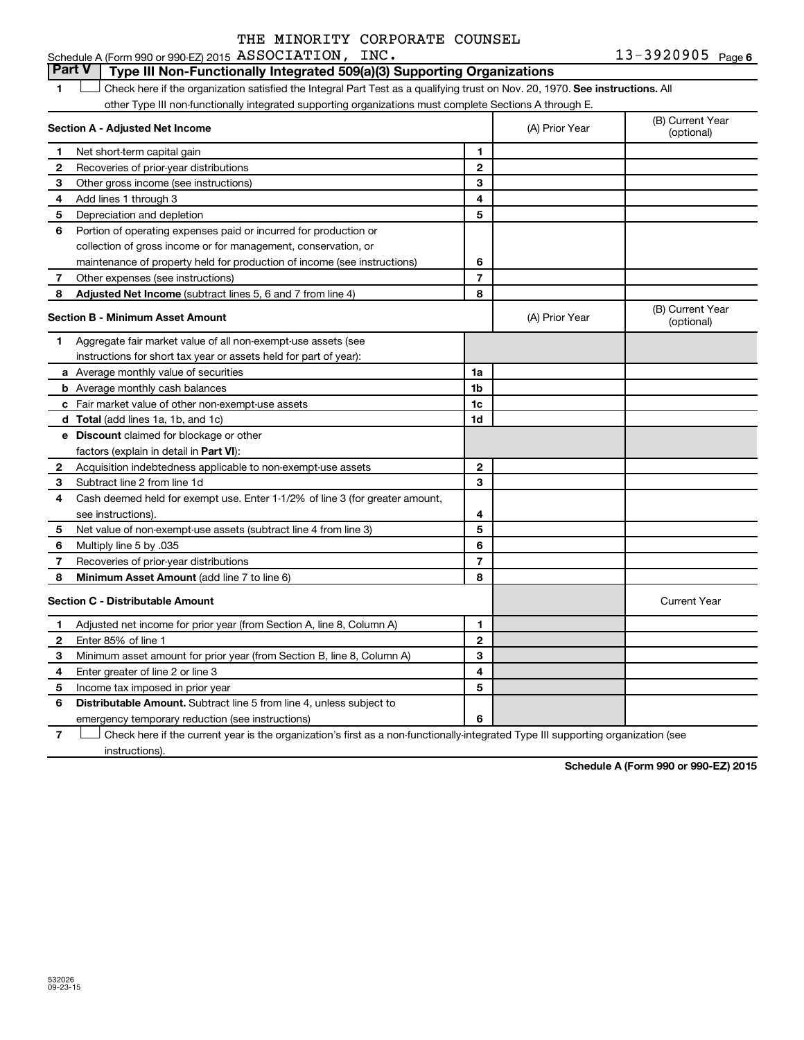THE MINORITY CORPORATE COUNSEL

Schedule A (Form 990 or 990-EZ) 2015 ASSOCIATION, INC. 13-3920905 Page 6

## Part V Type III Non-Functionally Integrated 509(a)(3) Supporting Organizations

1 ☐ Check here if the organization satisfied the Integral Part Test as a qualifying trust on Nov. 20, 1970. **See instructions.** All other Type III non-functionally integrated supporting organizations must complete Sections A through E.

| Section A - Adjusted Net Income | | | (A) Prior Year | (B) Current Year (optional) |
|---|---|---|---|---|
| 1 | Net short-term capital gain | 1 | | |
| 2 | Recoveries of prior-year distributions | 2 | | |
| 3 | Other gross income (see instructions) | 3 | | |
| 4 | Add lines 1 through 3 | 4 | | |
| 5 | Depreciation and depletion | 5 | | |
| 6 | Portion of operating expenses paid or incurred for production or collection of gross income or for management, conservation, or maintenance of property held for production of income (see instructions) | 6 | | |
| 7 | Other expenses (see instructions) | 7 | | |
| 8 | **Adjusted Net Income** (subtract lines 5, 6 and 7 from line 4) | 8 | | |

| Section B - Minimum Asset Amount | | | (A) Prior Year | (B) Current Year (optional) |
|---|---|---|---|---|
| 1 | Aggregate fair market value of all non-exempt-use assets (see instructions for short tax year or assets held for part of year): | | | |
| a | Average monthly value of securities | 1a | | |
| b | Average monthly cash balances | 1b | | |
| c | Fair market value of other non-exempt-use assets | 1c | | |
| d | **Total** (add lines 1a, 1b, and 1c) | 1d | | |
| e | **Discount** claimed for blockage or other factors (explain in detail in **Part VI**): | | | |
| 2 | Acquisition indebtedness applicable to non-exempt-use assets | 2 | | |
| 3 | Subtract line 2 from line 1d | 3 | | |
| 4 | Cash deemed held for exempt use. Enter 1-1/2% of line 3 (for greater amount, see instructions). | 4 | | |
| 5 | Net value of non-exempt-use assets (subtract line 4 from line 3) | 5 | | |
| 6 | Multiply line 5 by .035 | 6 | | |
| 7 | Recoveries of prior-year distributions | 7 | | |
| 8 | **Minimum Asset Amount** (add line 7 to line 6) | 8 | | |

| Section C - Distributable Amount | | | | Current Year |
|---|---|---|---|---|
| 1 | Adjusted net income for prior year (from Section A, line 8, Column A) | 1 | | |
| 2 | Enter 85% of line 1 | 2 | | |
| 3 | Minimum asset amount for prior year (from Section B, line 8, Column A) | 3 | | |
| 4 | Enter greater of line 2 or line 3 | 4 | | |
| 5 | Income tax imposed in prior year | 5 | | |
| 6 | **Distributable Amount.** Subtract line 5 from line 4, unless subject to emergency temporary reduction (see instructions) | 6 | | |

7 ☐ Check here if the current year is the organization's first as a non-functionally-integrated Type III supporting organization (see instructions).

**Schedule A (Form 990 or 990-EZ) 2015**

532026 09-23-15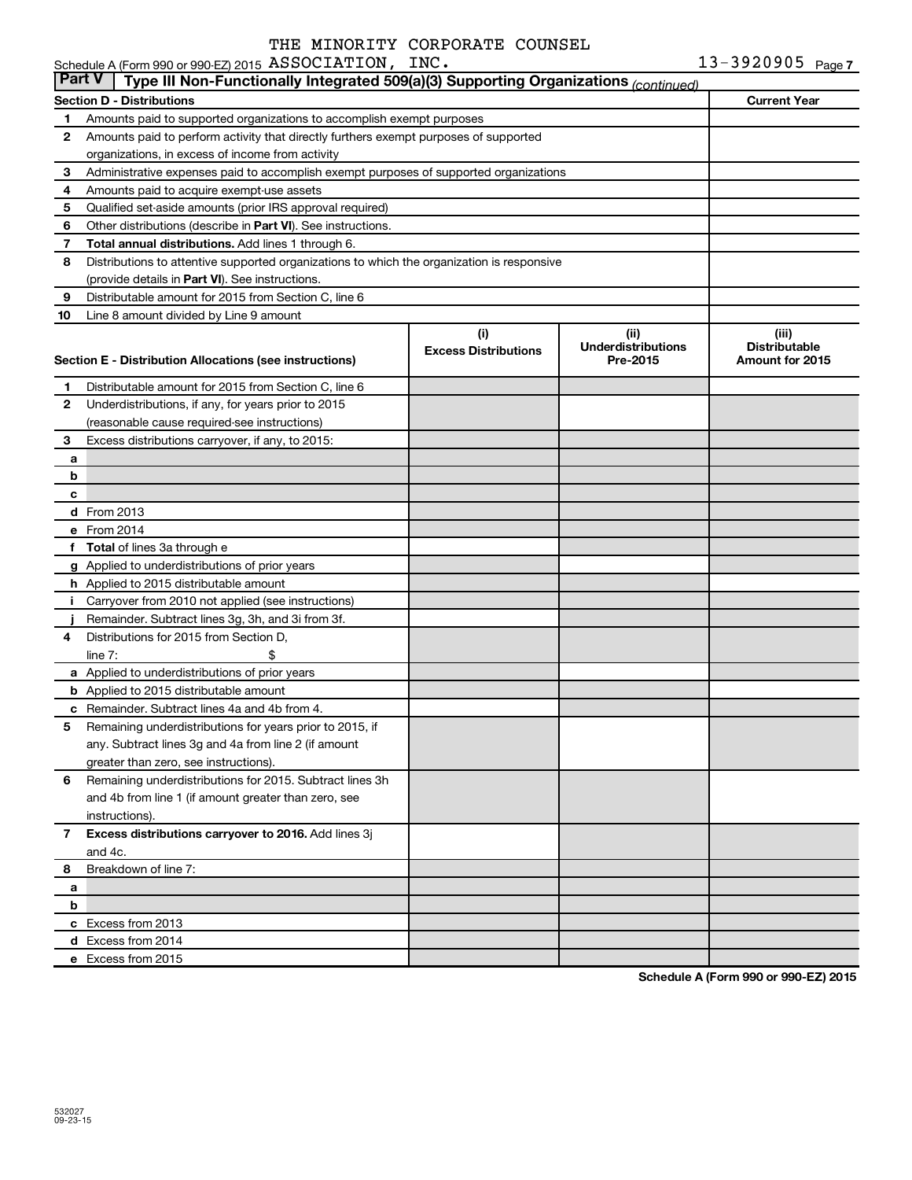THE MINORITY CORPORATE COUNSEL ASSOCIATION, INC. 13-3920905

Schedule A (Form 990 or 990-EZ) 2015

## Part V Type III Non-Functionally Integrated 509(a)(3) Supporting Organizations *(continued)*

| Section D - Distributions | | Current Year |
|---|---|---|
| 1 | Amounts paid to supported organizations to accomplish exempt purposes | |
| 2 | Amounts paid to perform activity that directly furthers exempt purposes of supported organizations, in excess of income from activity | |
| 3 | Administrative expenses paid to accomplish exempt purposes of supported organizations | |
| 4 | Amounts paid to acquire exempt-use assets | |
| 5 | Qualified set-aside amounts (prior IRS approval required) | |
| 6 | Other distributions (describe in **Part VI**). See instructions. | |
| 7 | **Total annual distributions.** Add lines 1 through 6. | |
| 8 | Distributions to attentive supported organizations to which the organization is responsive (provide details in **Part VI**). See instructions. | |
| 9 | Distributable amount for 2015 from Section C, line 6 | |
| 10 | Line 8 amount divided by Line 9 amount | |

| Section E - Distribution Allocations (see instructions) | | (i) Excess Distributions | (ii) Underdistributions Pre-2015 | (iii) Distributable Amount for 2015 |
|---|---|---|---|---|
| 1 | Distributable amount for 2015 from Section C, line 6 | | | |
| 2 | Underdistributions, if any, for years prior to 2015 (reasonable cause required-see instructions) | | | |
| 3 | Excess distributions carryover, if any, to 2015: | | | |
| a | | | | |
| b | | | | |
| c | | | | |
| d | From 2013 | | | |
| e | From 2014 | | | |
| f | **Total** of lines 3a through e | | | |
| g | Applied to underdistributions of prior years | | | |
| h | Applied to 2015 distributable amount | | | |
| i | Carryover from 2010 not applied (see instructions) | | | |
| j | Remainder. Subtract lines 3g, 3h, and 3i from 3f. | | | |
| 4 | Distributions for 2015 from Section D, line 7: $ | | | |
| a | Applied to underdistributions of prior years | | | |
| b | Applied to 2015 distributable amount | | | |
| c | Remainder. Subtract lines 4a and 4b from 4. | | | |
| 5 | Remaining underdistributions for years prior to 2015, if any. Subtract lines 3g and 4a from line 2 (if amount greater than zero, see instructions). | | | |
| 6 | Remaining underdistributions for 2015. Subtract lines 3h and 4b from line 1 (if amount greater than zero, see instructions). | | | |
| 7 | **Excess distributions carryover to 2016.** Add lines 3j and 4c. | | | |
| 8 | Breakdown of line 7: | | | |
| a | | | | |
| b | | | | |
| c | Excess from 2013 | | | |
| d | Excess from 2014 | | | |
| e | Excess from 2015 | | | |

Schedule A (Form 990 or 990-EZ) 2015

532027 09-23-15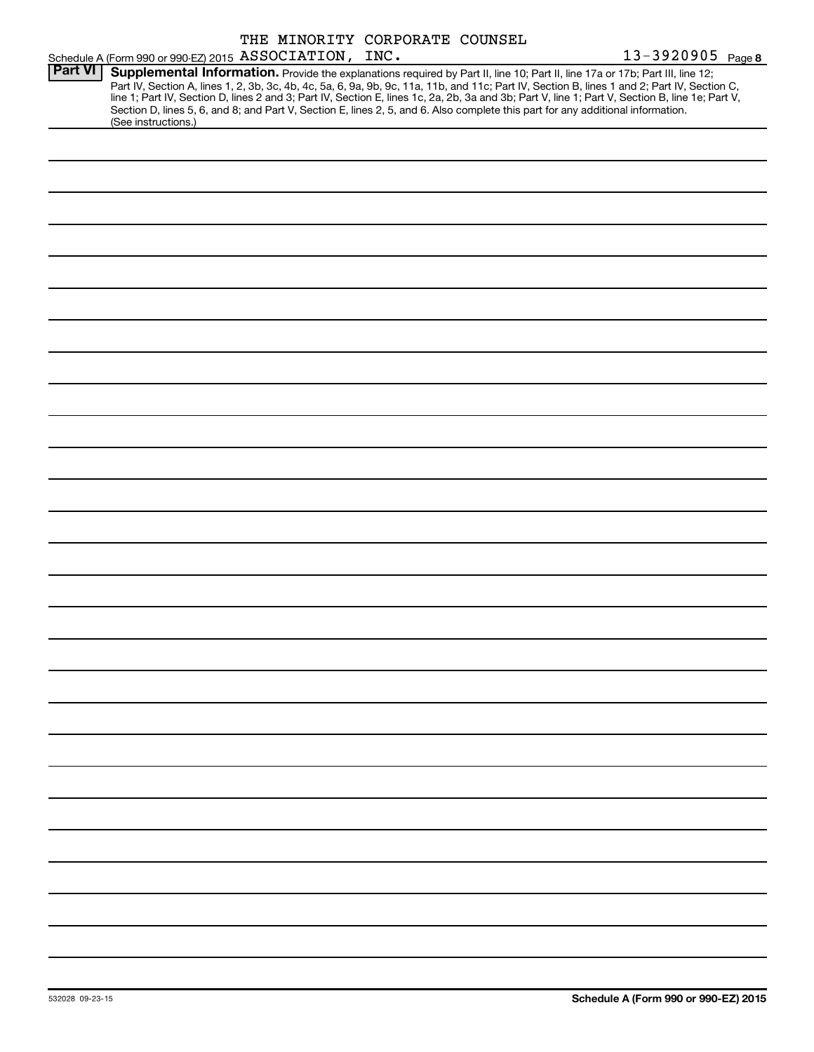THE MINORITY CORPORATE COUNSEL

Schedule A (Form 990 or 990-EZ) 2015 ASSOCIATION, INC. 13-3920905 Page 8

**Part VI** **Supplemental Information.** Provide the explanations required by Part II, line 10; Part II, line 17a or 17b; Part III, line 12; Part IV, Section A, lines 1, 2, 3b, 3c, 4b, 4c, 5a, 6, 9a, 9b, 9c, 11a, 11b, and 11c; Part IV, Section B, lines 1 and 2; Part IV, Section C, line 1; Part IV, Section D, lines 2 and 3; Part IV, Section E, lines 1c, 2a, 2b, 3a and 3b; Part V, line 1; Part V, Section B, line 1e; Part V, Section D, lines 5, 6, and 8; and Part V, Section E, lines 2, 5, and 6. Also complete this part for any additional information. (See instructions.)

532028 09-23-15 **Schedule A (Form 990 or 990-EZ) 2015**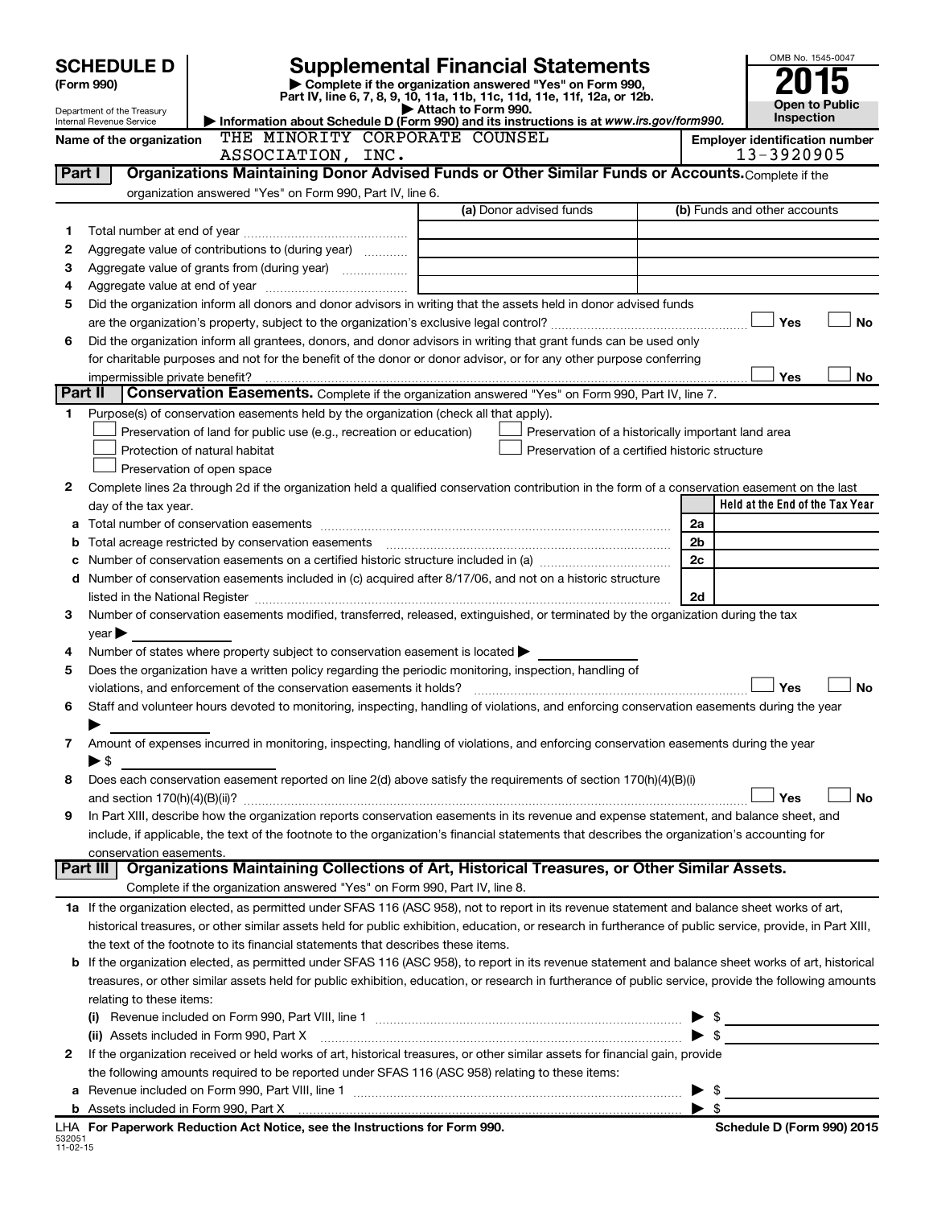# SCHEDULE D (Form 990)

Department of the Treasury
Internal Revenue Service

## Supplemental Financial Statements

▶ Complete if the organization answered "Yes" on Form 990, Part IV, line 6, 7, 8, 9, 10, 11a, 11b, 11c, 11d, 11e, 11f, 12a, or 12b.
▶ Attach to Form 990.
▶ Information about Schedule D (Form 990) and its instructions is at *www.irs.gov/form990.*

OMB No. 1545-0047

**2015**

**Open to Public Inspection**

**Name of the organization** THE MINORITY CORPORATE COUNSEL ASSOCIATION, INC.

**Employer identification number** 13-3920905

### Part I — Organizations Maintaining Donor Advised Funds or Other Similar Funds or Accounts. Complete if the organization answered "Yes" on Form 990, Part IV, line 6.

| | | (a) Donor advised funds | (b) Funds and other accounts |
|---|---|---|---|
| 1 | Total number at end of year | | |
| 2 | Aggregate value of contributions to (during year) | | |
| 3 | Aggregate value of grants from (during year) | | |
| 4 | Aggregate value at end of year | | |

5 Did the organization inform all donors and donor advisors in writing that the assets held in donor advised funds are the organization's property, subject to the organization's exclusive legal control? ☐ Yes ☐ No

6 Did the organization inform all grantees, donors, and donor advisors in writing that grant funds can be used only for charitable purposes and not for the benefit of the donor or donor advisor, or for any other purpose conferring impermissible private benefit? ☐ Yes ☐ No

### Part II — Conservation Easements. Complete if the organization answered "Yes" on Form 990, Part IV, line 7.

1 Purpose(s) of conservation easements held by the organization (check all that apply).

- ☐ Preservation of land for public use (e.g., recreation or education)
- ☐ Preservation of a historically important land area
- ☐ Protection of natural habitat
- ☐ Preservation of a certified historic structure
- ☐ Preservation of open space

2 Complete lines 2a through 2d if the organization held a qualified conservation contribution in the form of a conservation easement on the last day of the tax year.

| | | | Held at the End of the Tax Year |
|---|---|---|---|
| a | Total number of conservation easements | 2a | |
| b | Total acreage restricted by conservation easements | 2b | |
| c | Number of conservation easements on a certified historic structure included in (a) | 2c | |
| d | Number of conservation easements included in (c) acquired after 8/17/06, and not on a historic structure listed in the National Register | 2d | |

3 Number of conservation easements modified, transferred, released, extinguished, or terminated by the organization during the tax year ▶

4 Number of states where property subject to conservation easement is located ▶

5 Does the organization have a written policy regarding the periodic monitoring, inspection, handling of violations, and enforcement of the conservation easements it holds? ☐ Yes ☐ No

6 Staff and volunteer hours devoted to monitoring, inspecting, handling of violations, and enforcing conservation easements during the year ▶

7 Amount of expenses incurred in monitoring, inspecting, handling of violations, and enforcing conservation easements during the year ▶ $

8 Does each conservation easement reported on line 2(d) above satisfy the requirements of section 170(h)(4)(B)(i) and section 170(h)(4)(B)(ii)? ☐ Yes ☐ No

9 In Part XIII, describe how the organization reports conservation easements in its revenue and expense statement, and balance sheet, and include, if applicable, the text of the footnote to the organization's financial statements that describes the organization's accounting for conservation easements.

### Part III — Organizations Maintaining Collections of Art, Historical Treasures, or Other Similar Assets. Complete if the organization answered "Yes" on Form 990, Part IV, line 8.

1a If the organization elected, as permitted under SFAS 116 (ASC 958), not to report in its revenue statement and balance sheet works of art, historical treasures, or other similar assets held for public exhibition, education, or research in furtherance of public service, provide, in Part XIII, the text of the footnote to its financial statements that describes these items.

b If the organization elected, as permitted under SFAS 116 (ASC 958), to report in its revenue statement and balance sheet works of art, historical treasures, or other similar assets held for public exhibition, education, or research in furtherance of public service, provide the following amounts relating to these items:

(i) Revenue included on Form 990, Part VIII, line 1 ▶ $

(ii) Assets included in Form 990, Part X ▶ $

2 If the organization received or held works of art, historical treasures, or other similar assets for financial gain, provide the following amounts required to be reported under SFAS 116 (ASC 958) relating to these items:

a Revenue included on Form 990, Part VIII, line 1 ▶ $

b Assets included in Form 990, Part X ▶ $

LHA For Paperwork Reduction Act Notice, see the Instructions for Form 990. Schedule D (Form 990) 2015

532051 11-02-15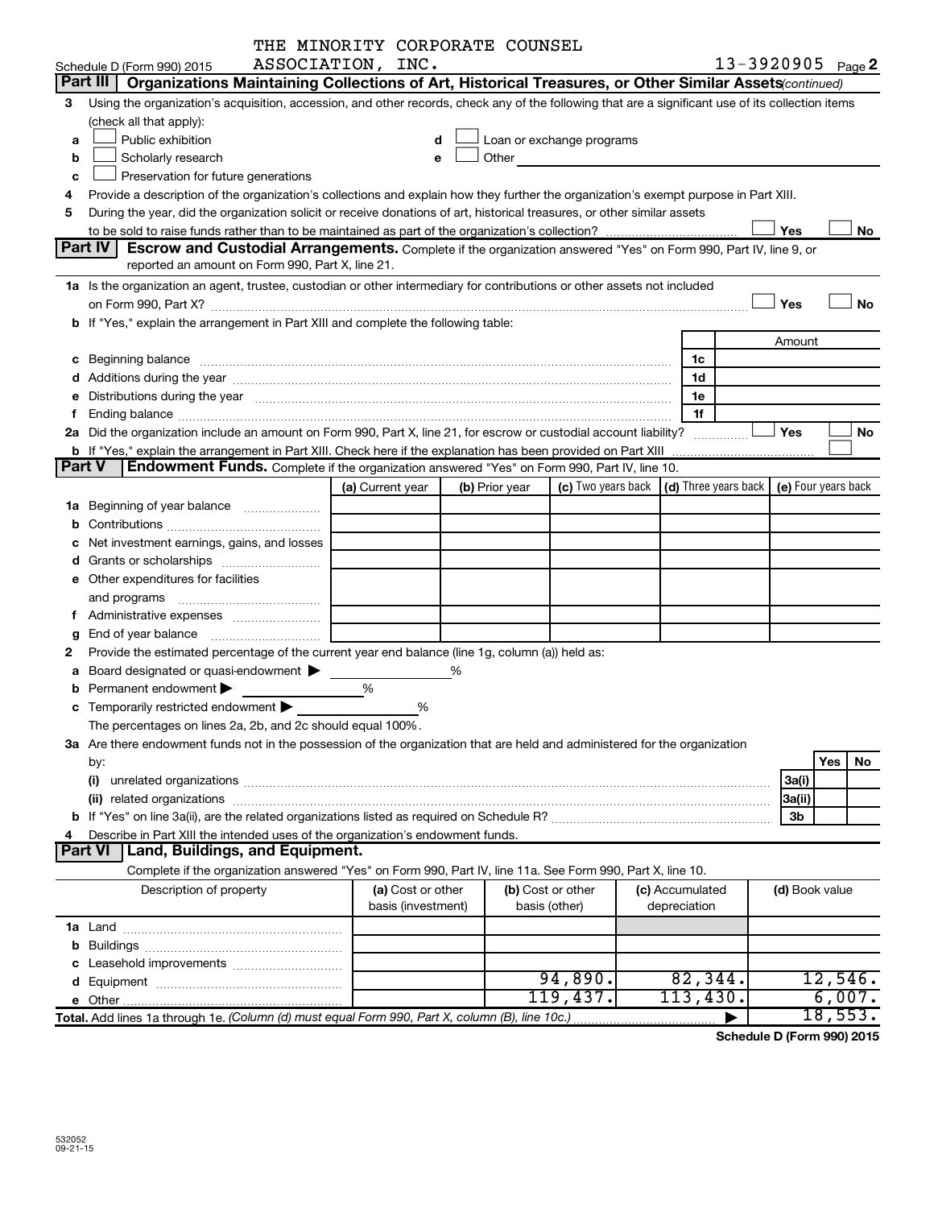THE MINORITY CORPORATE COUNSEL ASSOCIATION, INC.

Schedule D (Form 990) 2015 — 13-3920905 Page 2

## Part III Organizations Maintaining Collections of Art, Historical Treasures, or Other Similar Assets *(continued)*

3 Using the organization's acquisition, accession, and other records, check any of the following that are a significant use of its collection items (check all that apply):

- a ☐ Public exhibition
- b ☐ Scholarly research
- c ☐ Preservation for future generations
- d ☐ Loan or exchange programs
- e ☐ Other

4 Provide a description of the organization's collections and explain how they further the organization's exempt purpose in Part XIII.

5 During the year, did the organization solicit or receive donations of art, historical treasures, or other similar assets to be sold to raise funds rather than to be maintained as part of the organization's collection? ☐ Yes ☐ No

## Part IV Escrow and Custodial Arrangements.

Complete if the organization answered "Yes" on Form 990, Part IV, line 9, or reported an amount on Form 990, Part X, line 21.

1a Is the organization an agent, trustee, custodian or other intermediary for contributions or other assets not included on Form 990, Part X? ☐ Yes ☐ No

b If "Yes," explain the arrangement in Part XIII and complete the following table:

| | | Amount |
|---|---|---|
| c Beginning balance | 1c | |
| d Additions during the year | 1d | |
| e Distributions during the year | 1e | |
| f Ending balance | 1f | |

2a Did the organization include an amount on Form 990, Part X, line 21, for escrow or custodial account liability? ☐ Yes ☐ No

b If "Yes," explain the arrangement in Part XIII. Check here if the explanation has been provided on Part XIII ☐

## Part V Endowment Funds.

Complete if the organization answered "Yes" on Form 990, Part IV, line 10.

| | (a) Current year | (b) Prior year | (c) Two years back | (d) Three years back | (e) Four years back |
|---|---|---|---|---|---|
| 1a Beginning of year balance | | | | | |
| b Contributions | | | | | |
| c Net investment earnings, gains, and losses | | | | | |
| d Grants or scholarships | | | | | |
| e Other expenditures for facilities and programs | | | | | |
| f Administrative expenses | | | | | |
| g End of year balance | | | | | |

2 Provide the estimated percentage of the current year end balance (line 1g, column (a)) held as:

- a Board designated or quasi-endowment ▶ ______ %
- b Permanent endowment ▶ ______ %
- c Temporarily restricted endowment ▶ ______ %

The percentages on lines 2a, 2b, and 2c should equal 100%.

3a Are there endowment funds not in the possession of the organization that are held and administered for the organization by:

| | | Yes | No |
|---|---|---|---|
| (i) unrelated organizations | 3a(i) | | |
| (ii) related organizations | 3a(ii) | | |
| b If "Yes" on line 3a(ii), are the related organizations listed as required on Schedule R? | 3b | | |

4 Describe in Part XIII the intended uses of the organization's endowment funds.

## Part VI Land, Buildings, and Equipment.

Complete if the organization answered "Yes" on Form 990, Part IV, line 11a. See Form 990, Part X, line 10.

| Description of property | (a) Cost or other basis (investment) | (b) Cost or other basis (other) | (c) Accumulated depreciation | (d) Book value |
|---|---|---|---|---|
| 1a Land | | | | |
| b Buildings | | | | |
| c Leasehold improvements | | | | |
| d Equipment | | 94,890. | 82,344. | 12,546. |
| e Other | | 119,437. | 113,430. | 6,007. |
| **Total.** Add lines 1a through 1e. *(Column (d) must equal Form 990, Part X, column (B), line 10c.)* | | | ▶ | 18,553. |

**Schedule D (Form 990) 2015**

532052 09-21-15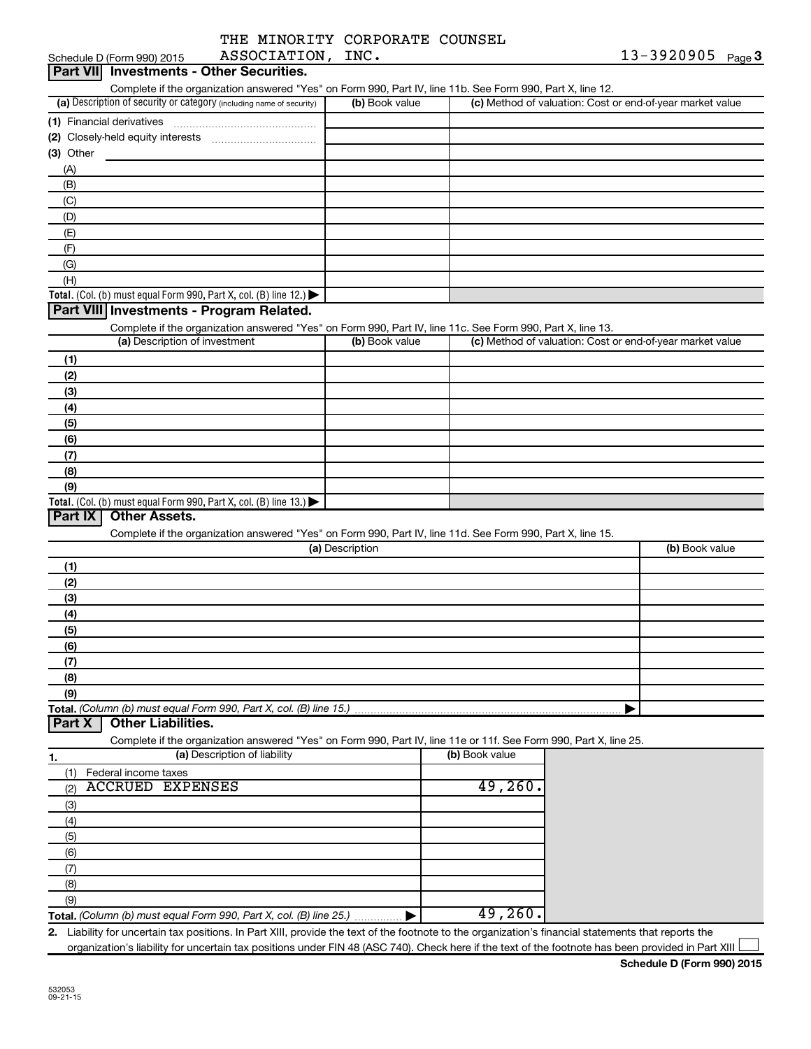Schedule D (Form 990) 2015 THE MINORITY CORPORATE COUNSEL ASSOCIATION, INC. 13-3920905 Page 3

## Part VII Investments - Other Securities.

Complete if the organization answered "Yes" on Form 990, Part IV, line 11b. See Form 990, Part X, line 12.

| (a) Description of security or category (including name of security) | (b) Book value | (c) Method of valuation: Cost or end-of-year market value |
|---|---|---|
| (1) Financial derivatives | | |
| (2) Closely-held equity interests | | |
| (3) Other | | |
| (A) | | |
| (B) | | |
| (C) | | |
| (D) | | |
| (E) | | |
| (F) | | |
| (G) | | |
| (H) | | |
| **Total.** (Col. (b) must equal Form 990, Part X, col. (B) line 12.) ▶ | | |

## Part VIII Investments - Program Related.

Complete if the organization answered "Yes" on Form 990, Part IV, line 11c. See Form 990, Part X, line 13.

| (a) Description of investment | (b) Book value | (c) Method of valuation: Cost or end-of-year market value |
|---|---|---|
| (1) | | |
| (2) | | |
| (3) | | |
| (4) | | |
| (5) | | |
| (6) | | |
| (7) | | |
| (8) | | |
| (9) | | |
| **Total.** (Col. (b) must equal Form 990, Part X, col. (B) line 13.) ▶ | | |

## Part IX Other Assets.

Complete if the organization answered "Yes" on Form 990, Part IV, line 11d. See Form 990, Part X, line 15.

| (a) Description | (b) Book value |
|---|---|
| (1) | |
| (2) | |
| (3) | |
| (4) | |
| (5) | |
| (6) | |
| (7) | |
| (8) | |
| (9) | |
| **Total.** *(Column (b) must equal Form 990, Part X, col. (B) line 15.)* ▶ | |

## Part X Other Liabilities.

Complete if the organization answered "Yes" on Form 990, Part IV, line 11e or 11f. See Form 990, Part X, line 25.

| 1. (a) Description of liability | (b) Book value |
|---|---|
| (1) Federal income taxes | |
| (2) ACCRUED EXPENSES | 49,260. |
| (3) | |
| (4) | |
| (5) | |
| (6) | |
| (7) | |
| (8) | |
| (9) | |
| **Total.** *(Column (b) must equal Form 990, Part X, col. (B) line 25.)* ▶ | 49,260. |

2. Liability for uncertain tax positions. In Part XIII, provide the text of the footnote to the organization's financial statements that reports the organization's liability for uncertain tax positions under FIN 48 (ASC 740). Check here if the text of the footnote has been provided in Part XIII ☐

**Schedule D (Form 990) 2015**

532053
09-21-15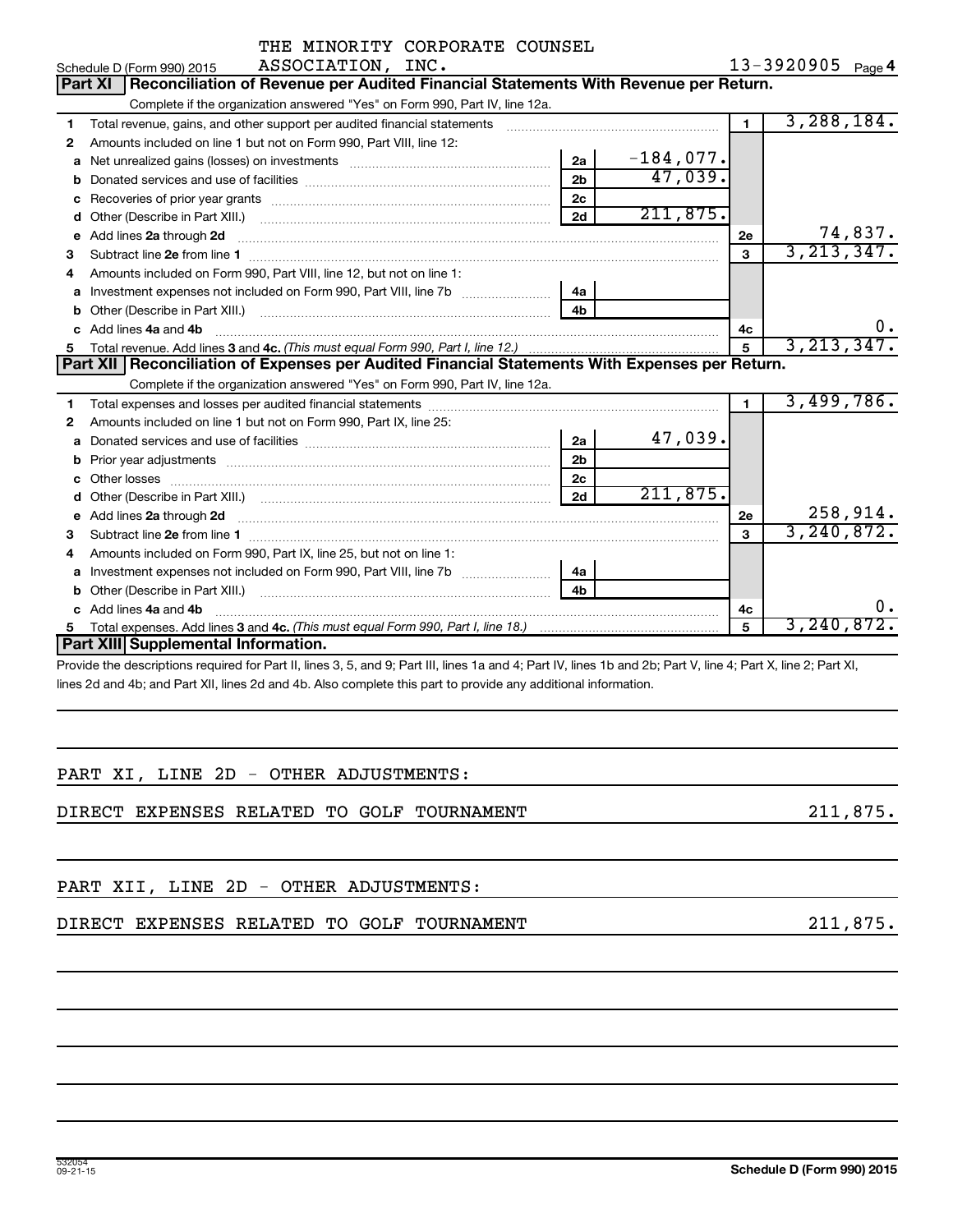THE MINORITY CORPORATE COUNSEL ASSOCIATION, INC.

Schedule D (Form 990) 2015 — 13-3920905 Page 4

## Part XI Reconciliation of Revenue per Audited Financial Statements With Revenue per Return.

Complete if the organization answered "Yes" on Form 990, Part IV, line 12a.

| | | | | | |
|---|---|---|---|---|---|
| 1 | Total revenue, gains, and other support per audited financial statements | | | 1 | 3,288,184. |
| 2 | Amounts included on line 1 but not on Form 990, Part VIII, line 12: | | | | |
| a | Net unrealized gains (losses) on investments | 2a | -184,077. | | |
| b | Donated services and use of facilities | 2b | 47,039. | | |
| c | Recoveries of prior year grants | 2c | | | |
| d | Other (Describe in Part XIII.) | 2d | 211,875. | | |
| e | Add lines 2a through 2d | | | 2e | 74,837. |
| 3 | Subtract line 2e from line 1 | | | 3 | 3,213,347. |
| 4 | Amounts included on Form 990, Part VIII, line 12, but not on line 1: | | | | |
| a | Investment expenses not included on Form 990, Part VIII, line 7b | 4a | | | |
| b | Other (Describe in Part XIII.) | 4b | | | |
| c | Add lines 4a and 4b | | | 4c | 0. |
| 5 | Total revenue. Add lines 3 and 4c. *(This must equal Form 990, Part I, line 12.)* | | | 5 | 3,213,347. |

## Part XII Reconciliation of Expenses per Audited Financial Statements With Expenses per Return.

Complete if the organization answered "Yes" on Form 990, Part IV, line 12a.

| | | | | | |
|---|---|---|---|---|---|
| 1 | Total expenses and losses per audited financial statements | | | 1 | 3,499,786. |
| 2 | Amounts included on line 1 but not on Form 990, Part IX, line 25: | | | | |
| a | Donated services and use of facilities | 2a | 47,039. | | |
| b | Prior year adjustments | 2b | | | |
| c | Other losses | 2c | | | |
| d | Other (Describe in Part XIII.) | 2d | 211,875. | | |
| e | Add lines 2a through 2d | | | 2e | 258,914. |
| 3 | Subtract line 2e from line 1 | | | 3 | 3,240,872. |
| 4 | Amounts included on Form 990, Part IX, line 25, but not on line 1: | | | | |
| a | Investment expenses not included on Form 990, Part VIII, line 7b | 4a | | | |
| b | Other (Describe in Part XIII.) | 4b | | | |
| c | Add lines 4a and 4b | | | 4c | 0. |
| 5 | Total expenses. Add lines 3 and 4c. *(This must equal Form 990, Part I, line 18.)* | | | 5 | 3,240,872. |

## Part XIII Supplemental Information.

Provide the descriptions required for Part II, lines 3, 5, and 9; Part III, lines 1a and 4; Part IV, lines 1b and 2b; Part V, line 4; Part X, line 2; Part XI, lines 2d and 4b; and Part XII, lines 2d and 4b. Also complete this part to provide any additional information.

PART XI, LINE 2D - OTHER ADJUSTMENTS:

DIRECT EXPENSES RELATED TO GOLF TOURNAMENT — 211,875.

PART XII, LINE 2D - OTHER ADJUSTMENTS:

DIRECT EXPENSES RELATED TO GOLF TOURNAMENT — 211,875.

532054 09-21-15 — Schedule D (Form 990) 2015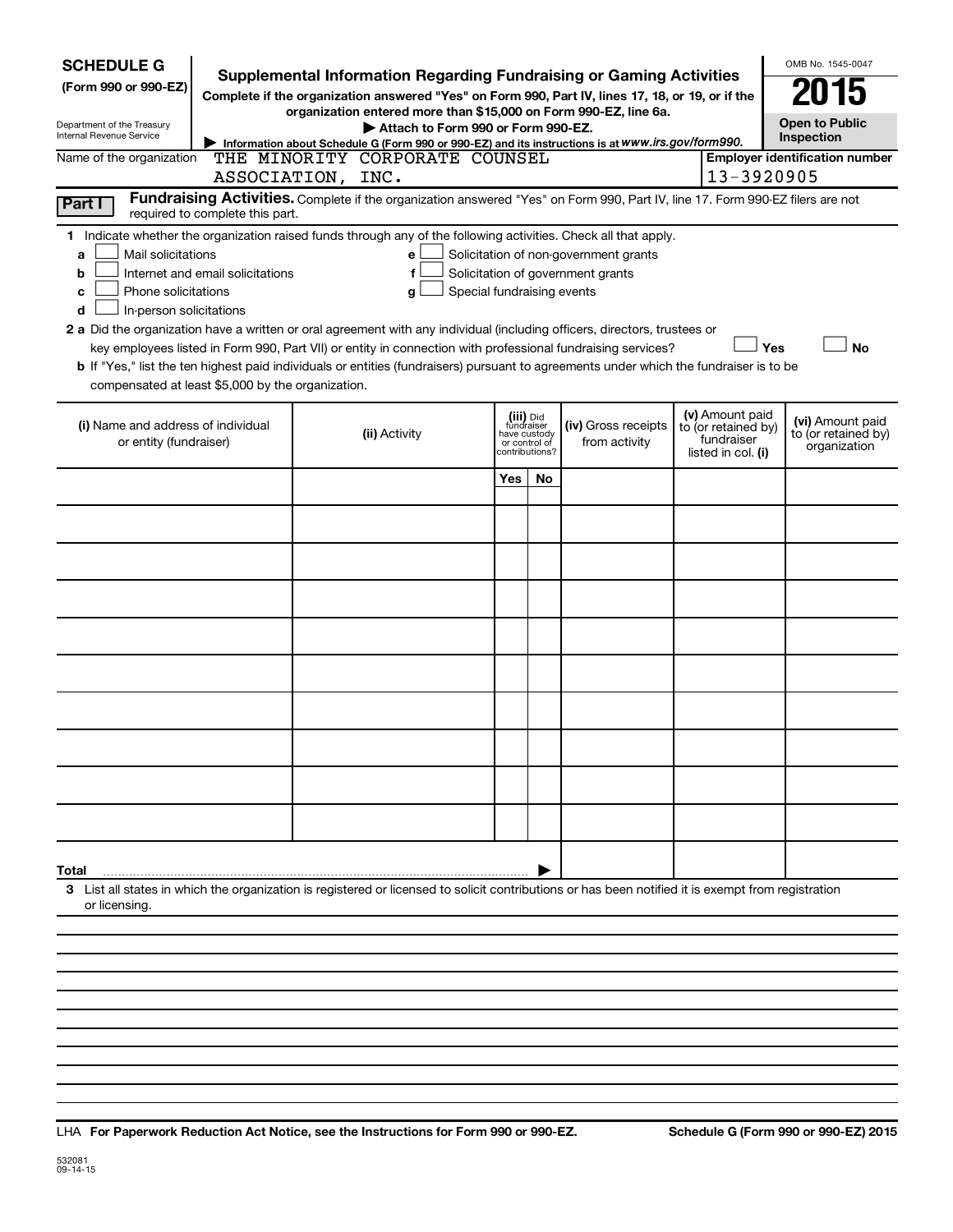# SCHEDULE G (Form 990 or 990-EZ)

Department of the Treasury
Internal Revenue Service

## Supplemental Information Regarding Fundraising or Gaming Activities

**Complete if the organization answered "Yes" on Form 990, Part IV, lines 17, 18, or 19, or if the organization entered more than $15,000 on Form 990-EZ, line 6a.**

▶ **Attach to Form 990 or Form 990-EZ.**

▶ **Information about Schedule G (Form 990 or 990-EZ) and its instructions is at** ***www.irs.gov/form990.***

OMB No. 1545-0047

**2015**

**Open to Public Inspection**

Name of the organization: THE MINORITY CORPORATE COUNSEL ASSOCIATION, INC.

**Employer identification number:** 13-3920905

**Part I** **Fundraising Activities.** Complete if the organization answered "Yes" on Form 990, Part IV, line 17. Form 990-EZ filers are not required to complete this part.

**1** Indicate whether the organization raised funds through any of the following activities. Check all that apply.

- **a** ☐ Mail solicitations
- **b** ☐ Internet and email solicitations
- **c** ☐ Phone solicitations
- **d** ☐ In-person solicitations
- **e** ☐ Solicitation of non-government grants
- **f** ☐ Solicitation of government grants
- **g** ☐ Special fundraising events

**2 a** Did the organization have a written or oral agreement with any individual (including officers, directors, trustees or key employees listed in Form 990, Part VII) or entity in connection with professional fundraising services? ☐ **Yes** ☐ **No**

**b** If "Yes," list the ten highest paid individuals or entities (fundraisers) pursuant to agreements under which the fundraiser is to be compensated at least $5,000 by the organization.

| (i) Name and address of individual or entity (fundraiser) | (ii) Activity | (iii) Did fundraiser have custody or control of contributions? | | (iv) Gross receipts from activity | (v) Amount paid to (or retained by) fundraiser listed in col. (i) | (vi) Amount paid to (or retained by) organization |
|---|---|---|---|---|---|---|
| | | Yes | No | | | |
| | | | | | | |
| | | | | | | |
| | | | | | | |
| | | | | | | |
| | | | | | | |
| | | | | | | |
| | | | | | | |
| | | | | | | |
| | | | | | | |
| | | | | | | |
| **Total** ▶ | | | | | | |

**3** List all states in which the organization is registered or licensed to solicit contributions or has been notified it is exempt from registration or licensing.

LHA **For Paperwork Reduction Act Notice, see the Instructions for Form 990 or 990-EZ.** **Schedule G (Form 990 or 990-EZ) 2015**

532081
09-14-15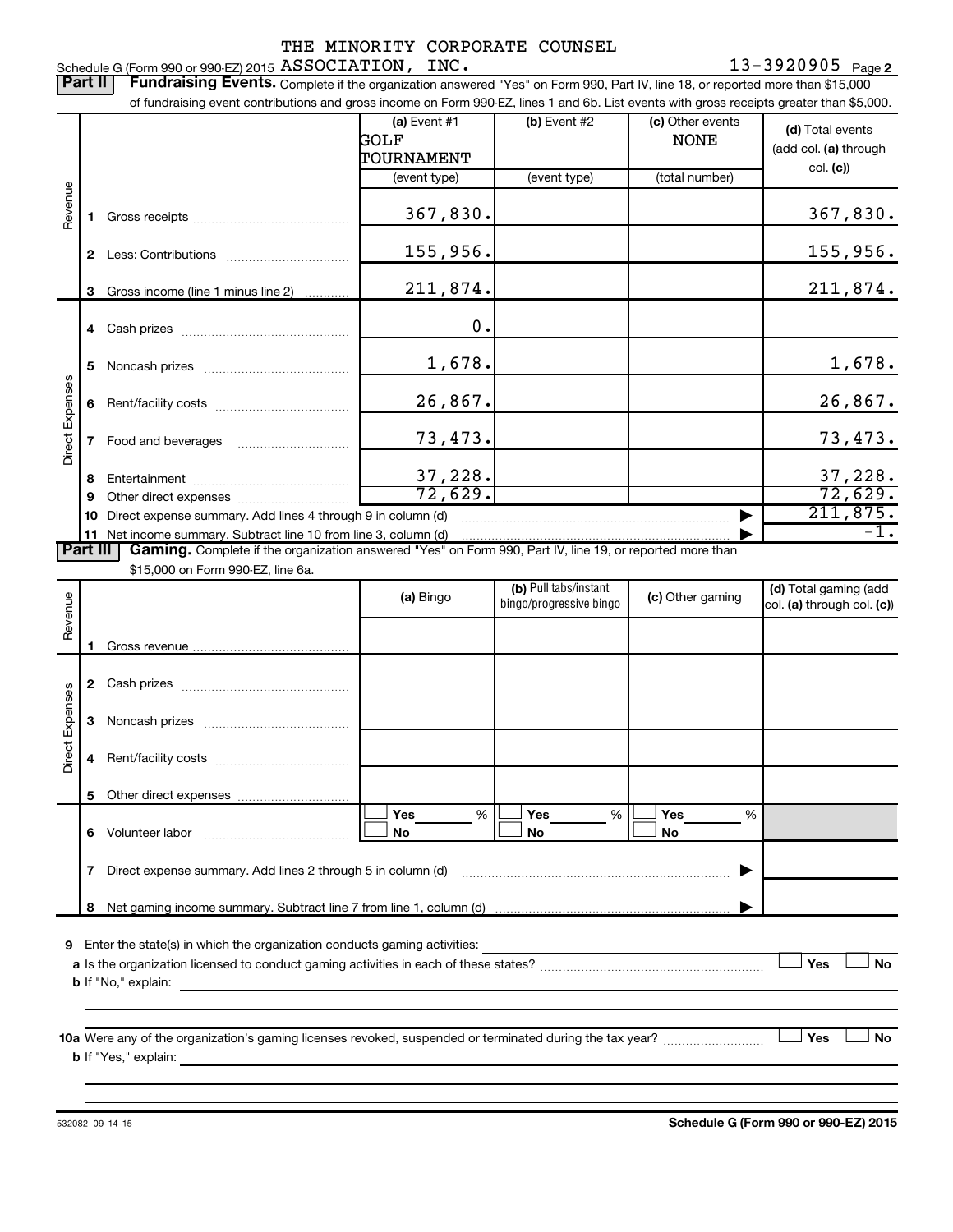THE MINORITY CORPORATE COUNSEL

Schedule G (Form 990 or 990-EZ) 2015 ASSOCIATION, INC. 13-3920905 Page **2**

**Part II** **Fundraising Events.** Complete if the organization answered "Yes" on Form 990, Part IV, line 18, or reported more than $15,000 of fundraising event contributions and gross income on Form 990-EZ, lines 1 and 6b. List events with gross receipts greater than $5,000.

| | | | (a) Event #1 GOLF TOURNAMENT (event type) | (b) Event #2 (event type) | (c) Other events NONE (total number) | (d) Total events (add col. (a) through col. (c)) |
|---|---|---|---|---|---|---|
| Revenue | 1 | Gross receipts | 367,830. | | | 367,830. |
| | 2 | Less: Contributions | 155,956. | | | 155,956. |
| | 3 | Gross income (line 1 minus line 2) | 211,874. | | | 211,874. |
| Direct Expenses | 4 | Cash prizes | 0. | | | |
| | 5 | Noncash prizes | 1,678. | | | 1,678. |
| | 6 | Rent/facility costs | 26,867. | | | 26,867. |
| | 7 | Food and beverages | 73,473. | | | 73,473. |
| | 8 | Entertainment | 37,228. | | | 37,228. |
| | 9 | Other direct expenses | 72,629. | | | 72,629. |
| | 10 | Direct expense summary. Add lines 4 through 9 in column (d) | | | | 211,875. |
| | 11 | Net income summary. Subtract line 10 from line 3, column (d) | | | | -1. |

**Part III** **Gaming.** Complete if the organization answered "Yes" on Form 990, Part IV, line 19, or reported more than $15,000 on Form 990-EZ, line 6a.

| | | | (a) Bingo | (b) Pull tabs/instant bingo/progressive bingo | (c) Other gaming | (d) Total gaming (add col. (a) through col. (c)) |
|---|---|---|---|---|---|---|
| Revenue | 1 | Gross revenue | | | | |
| Direct Expenses | 2 | Cash prizes | | | | |
| | 3 | Noncash prizes | | | | |
| | 4 | Rent/facility costs | | | | |
| | 5 | Other direct expenses | | | | |
| | 6 | Volunteer labor | ☐ Yes ___ % ☐ No | ☐ Yes ___ % ☐ No | ☐ Yes ___ % ☐ No | |
| | 7 | Direct expense summary. Add lines 2 through 5 in column (d) | | | | |
| | 8 | Net gaming income summary. Subtract line 7 from line 1, column (d) | | | | |

**9** Enter the state(s) in which the organization conducts gaming activities: ____________

**a** Is the organization licensed to conduct gaming activities in each of these states? ☐ Yes ☐ No

**b** If "No," explain: ____________

**10a** Were any of the organization's gaming licenses revoked, suspended or terminated during the tax year? ☐ Yes ☐ No

**b** If "Yes," explain: ____________

532082 09-14-15 **Schedule G (Form 990 or 990-EZ) 2015**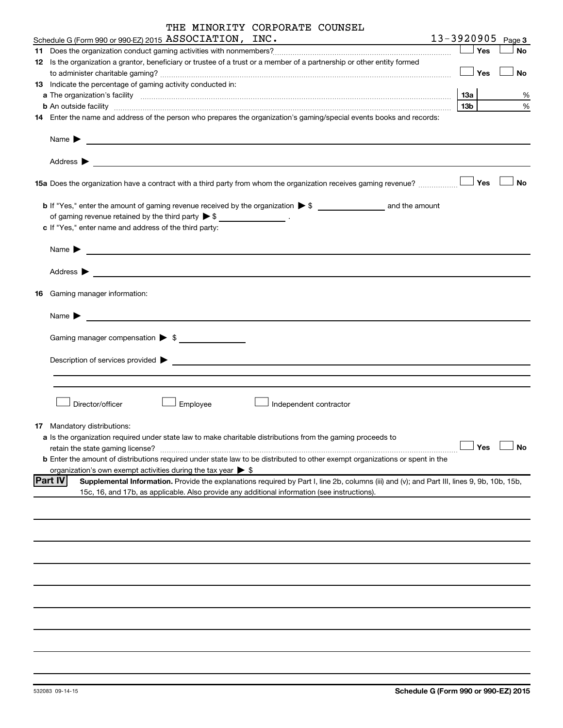Schedule G (Form 990 or 990-EZ) 2015 THE MINORITY CORPORATE COUNSEL ASSOCIATION, INC. 13-3920905 Page 3

11 Does the organization conduct gaming activities with nonmembers? ☐ Yes ☐ No

12 Is the organization a grantor, beneficiary or trustee of a trust or a member of a partnership or other entity formed to administer charitable gaming? ☐ Yes ☐ No

13 Indicate the percentage of gaming activity conducted in:

a The organization's facility ..... 13a ____ %

b An outside facility ..... 13b ____ %

14 Enter the name and address of the person who prepares the organization's gaming/special events books and records:

Name ▶

Address ▶

15a Does the organization have a contract with a third party from whom the organization receives gaming revenue? ☐ Yes ☐ No

b If "Yes," enter the amount of gaming revenue received by the organization ▶ $ ________ and the amount of gaming revenue retained by the third party ▶ $ ________ .

c If "Yes," enter name and address of the third party:

Name ▶

Address ▶

16 Gaming manager information:

Name ▶

Gaming manager compensation ▶ $

Description of services provided ▶

☐ Director/officer ☐ Employee ☐ Independent contractor

17 Mandatory distributions:

a Is the organization required under state law to make charitable distributions from the gaming proceeds to retain the state gaming license? ☐ Yes ☐ No

b Enter the amount of distributions required under state law to be distributed to other exempt organizations or spent in the organization's own exempt activities during the tax year ▶ $

**Part IV** **Supplemental Information.** Provide the explanations required by Part I, line 2b, columns (iii) and (v); and Part III, lines 9, 9b, 10b, 15b, 15c, 16, and 17b, as applicable. Also provide any additional information (see instructions).

532083 09-14-15 **Schedule G (Form 990 or 990-EZ) 2015**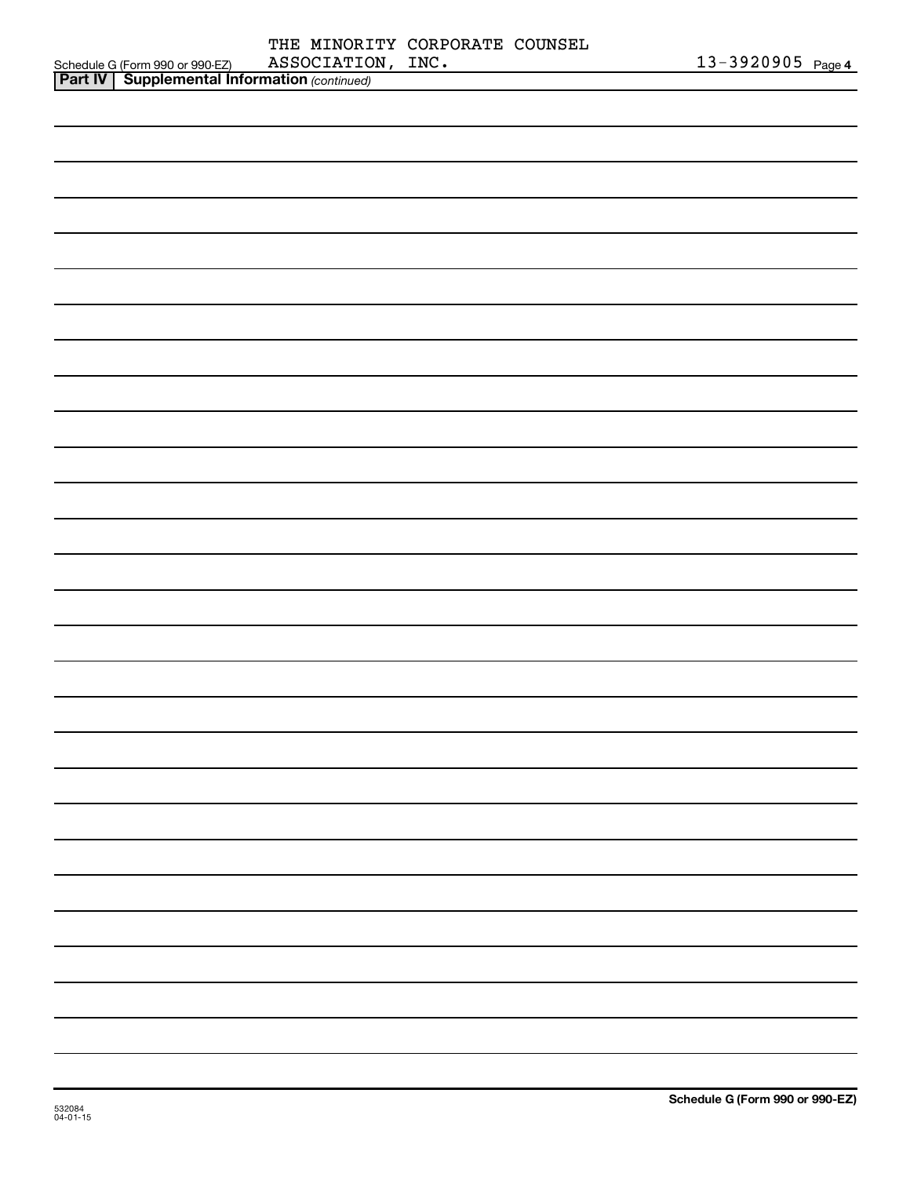Schedule G (Form 990 or 990-EZ) THE MINORITY CORPORATE COUNSEL ASSOCIATION, INC. 13-3920905

## Part IV | Supplemental Information *(continued)*

Schedule G (Form 990 or 990-EZ)

532084
04-01-15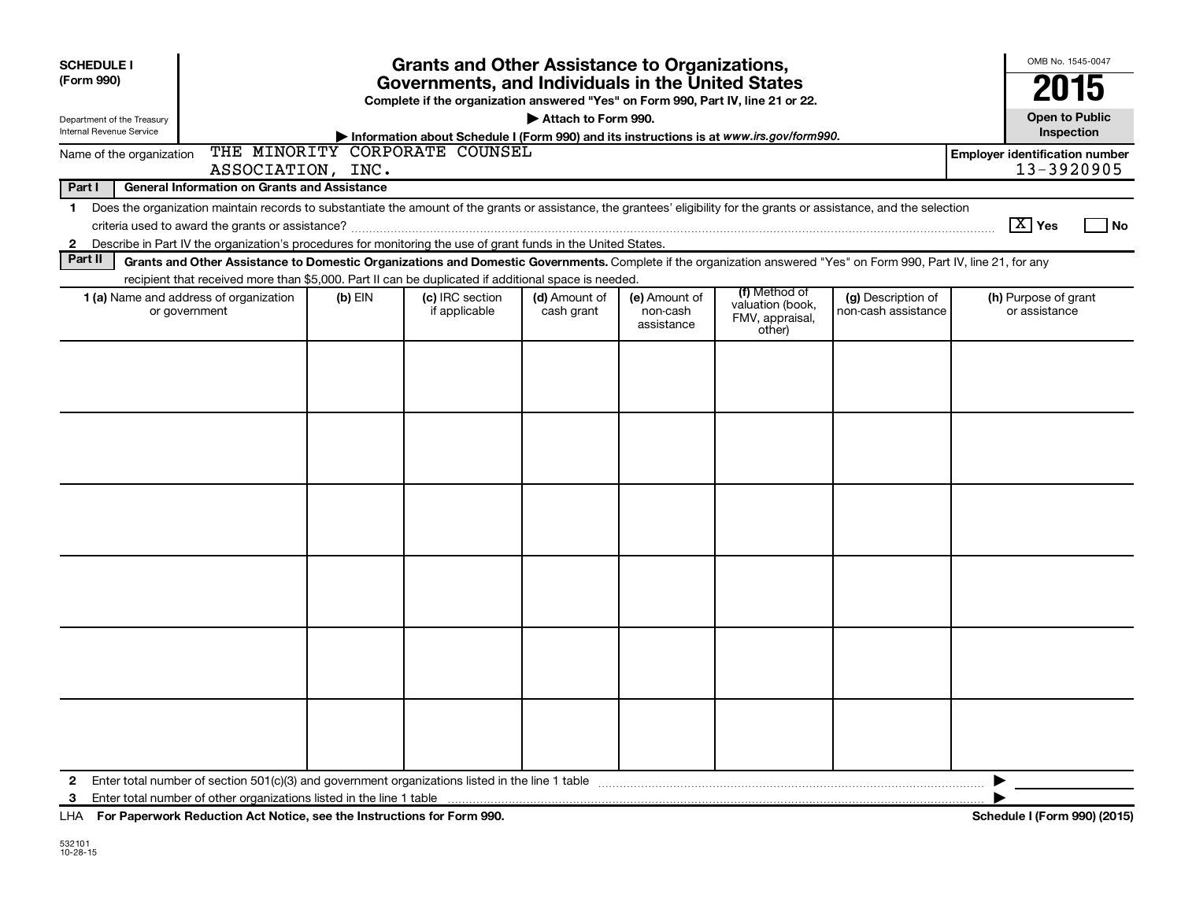**SCHEDULE I**
**(Form 990)**

Department of the Treasury
Internal Revenue Service

# Grants and Other Assistance to Organizations, Governments, and Individuals in the United States

**Complete if the organization answered "Yes" on Form 990, Part IV, line 21 or 22.**

**▶ Attach to Form 990.**

**▶ Information about Schedule I (Form 990) and its instructions is at *www.irs.gov/form990*.**

OMB No. 1545-0047

**2015**

**Open to Public Inspection**

Name of the organization: THE MINORITY CORPORATE COUNSEL ASSOCIATION, INC.

**Employer identification number:** 13-3920905

**Part I — General Information on Grants and Assistance**

1 Does the organization maintain records to substantiate the amount of the grants or assistance, the grantees' eligibility for the grants or assistance, and the selection criteria used to award the grants or assistance? [X] Yes [ ] No

2 Describe in Part IV the organization's procedures for monitoring the use of grant funds in the United States.

**Part II — Grants and Other Assistance to Domestic Organizations and Domestic Governments.** Complete if the organization answered "Yes" on Form 990, Part IV, line 21, for any recipient that received more than $5,000. Part II can be duplicated if additional space is needed.

| 1 (a) Name and address of organization or government | (b) EIN | (c) IRC section if applicable | (d) Amount of cash grant | (e) Amount of non-cash assistance | (f) Method of valuation (book, FMV, appraisal, other) | (g) Description of non-cash assistance | (h) Purpose of grant or assistance |
|---|---|---|---|---|---|---|---|
| | | | | | | | |
| | | | | | | | |
| | | | | | | | |
| | | | | | | | |
| | | | | | | | |
| | | | | | | | |

2 Enter total number of section 501(c)(3) and government organizations listed in the line 1 table ▶

3 Enter total number of other organizations listed in the line 1 table ▶

LHA **For Paperwork Reduction Act Notice, see the Instructions for Form 990.** **Schedule I (Form 990) (2015)**

532101
10-28-15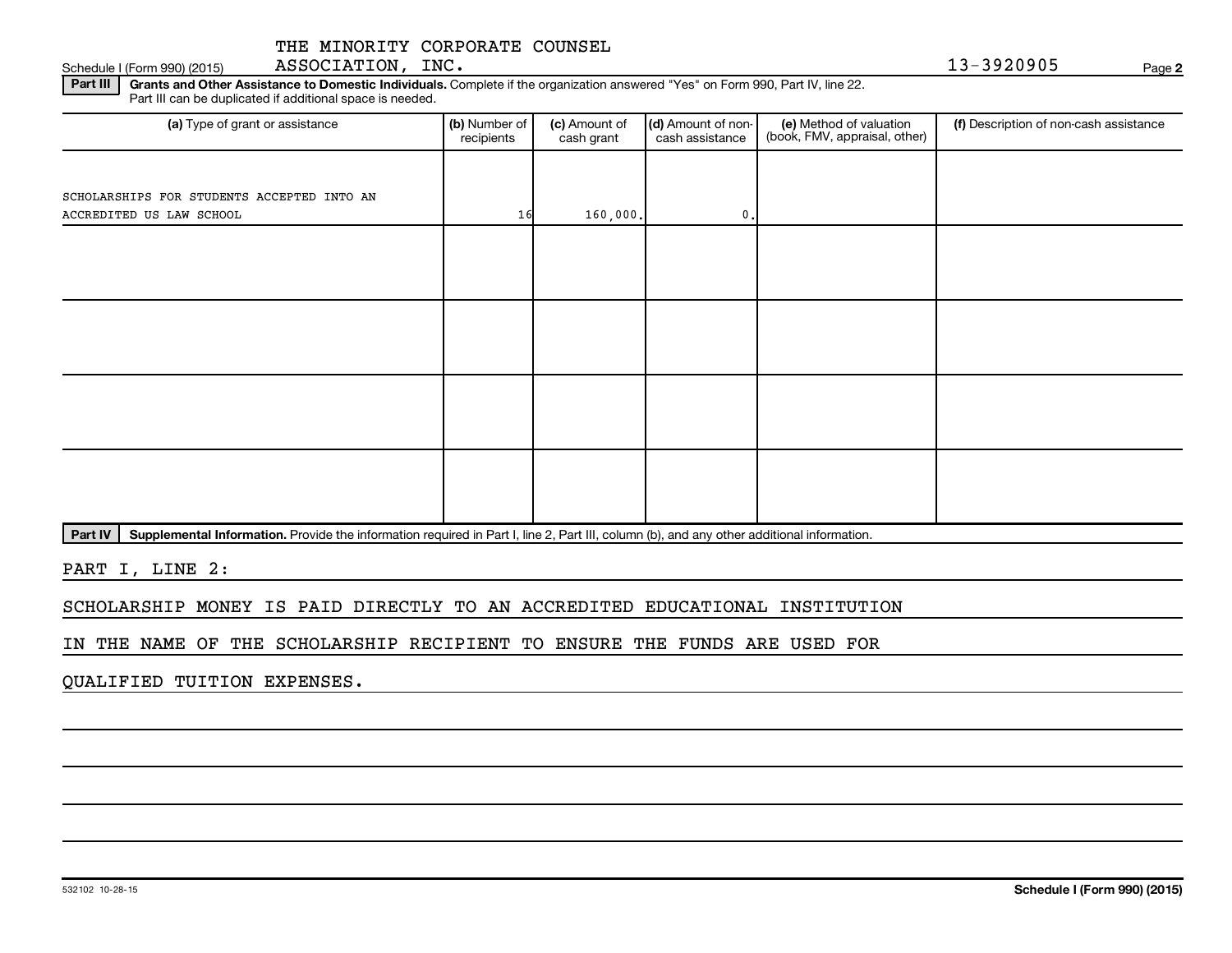THE MINORITY CORPORATE COUNSEL ASSOCIATION, INC. 13-3920905

Schedule I (Form 990) (2015)

**Part III** **Grants and Other Assistance to Domestic Individuals.** Complete if the organization answered "Yes" on Form 990, Part IV, line 22. Part III can be duplicated if additional space is needed.

| (a) Type of grant or assistance | (b) Number of recipients | (c) Amount of cash grant | (d) Amount of non-cash assistance | (e) Method of valuation (book, FMV, appraisal, other) | (f) Description of non-cash assistance |
|---|---|---|---|---|---|
| SCHOLARSHIPS FOR STUDENTS ACCEPTED INTO AN ACCREDITED US LAW SCHOOL | 16 | 160,000. | 0. | | |
| | | | | | |
| | | | | | |
| | | | | | |
| | | | | | |

**Part IV** **Supplemental Information.** Provide the information required in Part I, line 2, Part III, column (b), and any other additional information.

PART I, LINE 2:

SCHOLARSHIP MONEY IS PAID DIRECTLY TO AN ACCREDITED EDUCATIONAL INSTITUTION IN THE NAME OF THE SCHOLARSHIP RECIPIENT TO ENSURE THE FUNDS ARE USED FOR QUALIFIED TUITION EXPENSES.

532102 10-28-15

**Schedule I (Form 990) (2015)**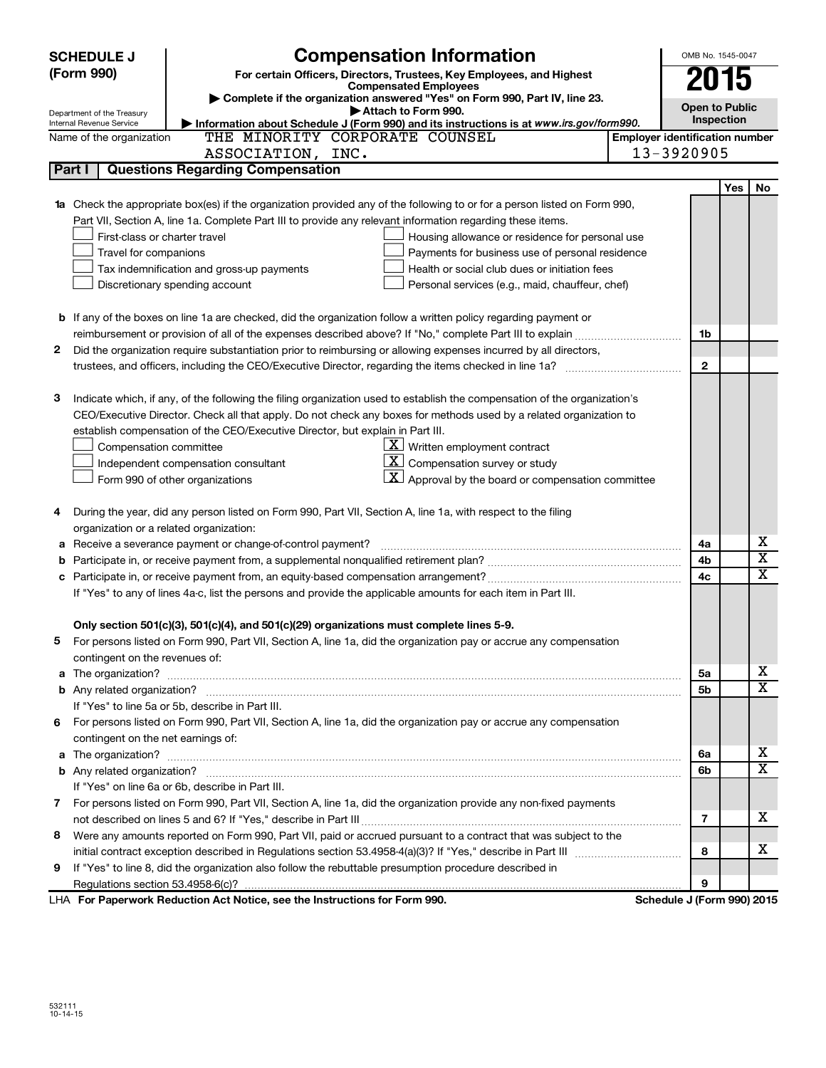# SCHEDULE J (Form 990)

# Compensation Information

**For certain Officers, Directors, Trustees, Key Employees, and Highest Compensated Employees**

▶ Complete if the organization answered "Yes" on Form 990, Part IV, line 23.

▶ Attach to Form 990.

▶ Information about Schedule J (Form 990) and its instructions is at www.irs.gov/form990.

Department of the Treasury
Internal Revenue Service

OMB No. 1545-0047

**2015**

**Open to Public Inspection**

Name of the organization: THE MINORITY CORPORATE COUNSEL ASSOCIATION, INC.

Employer identification number: 13-3920905

## Part I Questions Regarding Compensation

| | | | Yes | No |
|---|---|---|---|---|
| **1a** | Check the appropriate box(es) if the organization provided any of the following to or for a person listed on Form 990, Part VII, Section A, line 1a. Complete Part III to provide any relevant information regarding these items.<br>☐ First-class or charter travel ☐ Housing allowance or residence for personal use<br>☐ Travel for companions ☐ Payments for business use of personal residence<br>☐ Tax indemnification and gross-up payments ☐ Health or social club dues or initiation fees<br>☐ Discretionary spending account ☐ Personal services (e.g., maid, chauffeur, chef) | | | |
| **b** | If any of the boxes on line 1a are checked, did the organization follow a written policy regarding payment or reimbursement or provision of all of the expenses described above? If "No," complete Part III to explain | 1b | | |
| **2** | Did the organization require substantiation prior to reimbursing or allowing expenses incurred by all directors, trustees, and officers, including the CEO/Executive Director, regarding the items checked in line 1a? | 2 | | |
| **3** | Indicate which, if any, of the following the filing organization used to establish the compensation of the organization's CEO/Executive Director. Check all that apply. Do not check any boxes for methods used by a related organization to establish compensation of the CEO/Executive Director, but explain in Part III.<br>☐ Compensation committee ☒ Written employment contract<br>☐ Independent compensation consultant ☒ Compensation survey or study<br>☐ Form 990 of other organizations ☒ Approval by the board or compensation committee | | | |
| **4** | During the year, did any person listed on Form 990, Part VII, Section A, line 1a, with respect to the filing organization or a related organization: | | | |
| **a** | Receive a severance payment or change-of-control payment? | 4a | | X |
| **b** | Participate in, or receive payment from, a supplemental nonqualified retirement plan? | 4b | | X |
| **c** | Participate in, or receive payment from, an equity-based compensation arrangement? | 4c | | X |
| | If "Yes" to any of lines 4a-c, list the persons and provide the applicable amounts for each item in Part III. | | | |
| | **Only section 501(c)(3), 501(c)(4), and 501(c)(29) organizations must complete lines 5-9.** | | | |
| **5** | For persons listed on Form 990, Part VII, Section A, line 1a, did the organization pay or accrue any compensation contingent on the revenues of: | | | |
| **a** | The organization? | 5a | | X |
| **b** | Any related organization? | 5b | | X |
| | If "Yes" to line 5a or 5b, describe in Part III. | | | |
| **6** | For persons listed on Form 990, Part VII, Section A, line 1a, did the organization pay or accrue any compensation contingent on the net earnings of: | | | |
| **a** | The organization? | 6a | | X |
| **b** | Any related organization? | 6b | | X |
| | If "Yes" on line 6a or 6b, describe in Part III. | | | |
| **7** | For persons listed on Form 990, Part VII, Section A, line 1a, did the organization provide any non-fixed payments not described on lines 5 and 6? If "Yes," describe in Part III | 7 | | X |
| **8** | Were any amounts reported on Form 990, Part VII, paid or accrued pursuant to a contract that was subject to the initial contract exception described in Regulations section 53.4958-4(a)(3)? If "Yes," describe in Part III | 8 | | X |
| **9** | If "Yes" to line 8, did the organization also follow the rebuttable presumption procedure described in Regulations section 53.4958-6(c)? | 9 | | |

LHA **For Paperwork Reduction Act Notice, see the Instructions for Form 990.** **Schedule J (Form 990) 2015**

532111
10-14-15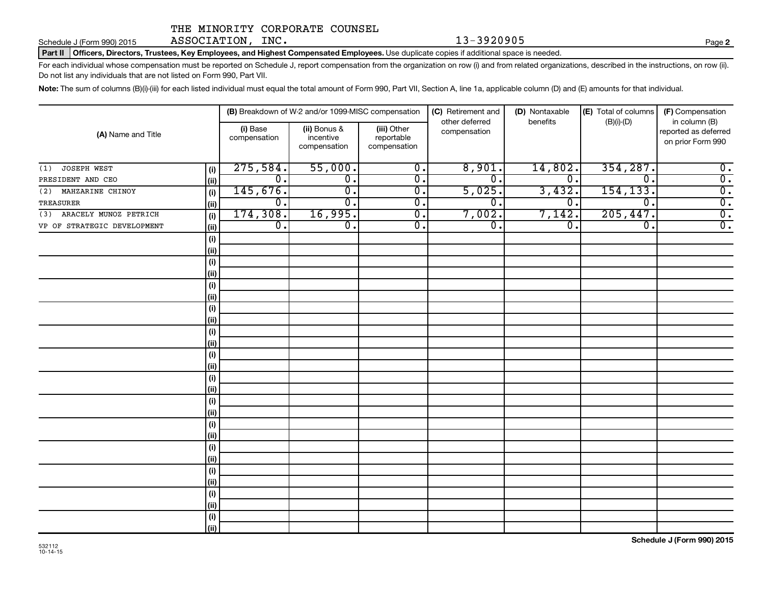THE MINORITY CORPORATE COUNSEL ASSOCIATION, INC. 13-3920905

Schedule J (Form 990) 2015

**Part II** **Officers, Directors, Trustees, Key Employees, and Highest Compensated Employees.** Use duplicate copies if additional space is needed.

For each individual whose compensation must be reported on Schedule J, report compensation from the organization on row (i) and from related organizations, described in the instructions, on row (ii). Do not list any individuals that are not listed on Form 990, Part VII.

**Note:** The sum of columns (B)(i)-(iii) for each listed individual must equal the total amount of Form 990, Part VII, Section A, line 1a, applicable column (D) and (E) amounts for that individual.

| (A) Name and Title | | (B) Breakdown of W-2 and/or 1099-MISC compensation | | | (C) Retirement and other deferred compensation | (D) Nontaxable benefits | (E) Total of columns (B)(i)-(D) | (F) Compensation in column (B) reported as deferred on prior Form 990 |
|---|---|---|---|---|---|---|---|---|
| | | (i) Base compensation | (ii) Bonus & incentive compensation | (iii) Other reportable compensation | | | | |
| (1) JOSEPH WEST | (i) | 275,584. | 55,000. | 0. | 8,901. | 14,802. | 354,287. | 0. |
| PRESIDENT AND CEO | (ii) | 0. | 0. | 0. | 0. | 0. | 0. | 0. |
| (2) MAHZARINE CHINOY | (i) | 145,676. | 0. | 0. | 5,025. | 3,432. | 154,133. | 0. |
| TREASURER | (ii) | 0. | 0. | 0. | 0. | 0. | 0. | 0. |
| (3) ARACELY MUNOZ PETRICH | (i) | 174,308. | 16,995. | 0. | 7,002. | 7,142. | 205,447. | 0. |
| VP OF STRATEGIC DEVELOPMENT | (ii) | 0. | 0. | 0. | 0. | 0. | 0. | 0. |

**Schedule J (Form 990) 2015**

532112 10-14-15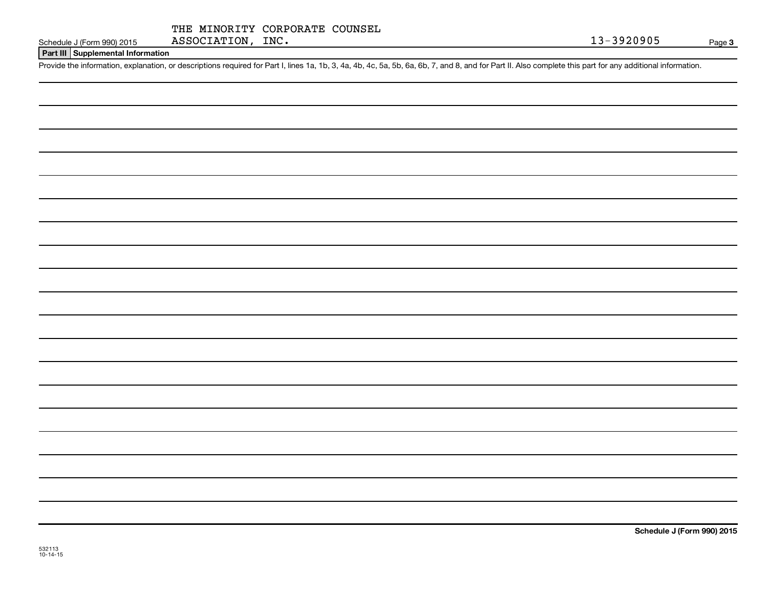THE MINORITY CORPORATE COUNSEL ASSOCIATION, INC. 13-3920905

Schedule J (Form 990) 2015

## Part III Supplemental Information

Provide the information, explanation, or descriptions required for Part I, lines 1a, 1b, 3, 4a, 4b, 4c, 5a, 5b, 6a, 6b, 7, and 8, and for Part II. Also complete this part for any additional information.

Schedule J (Form 990) 2015

532113 10-14-15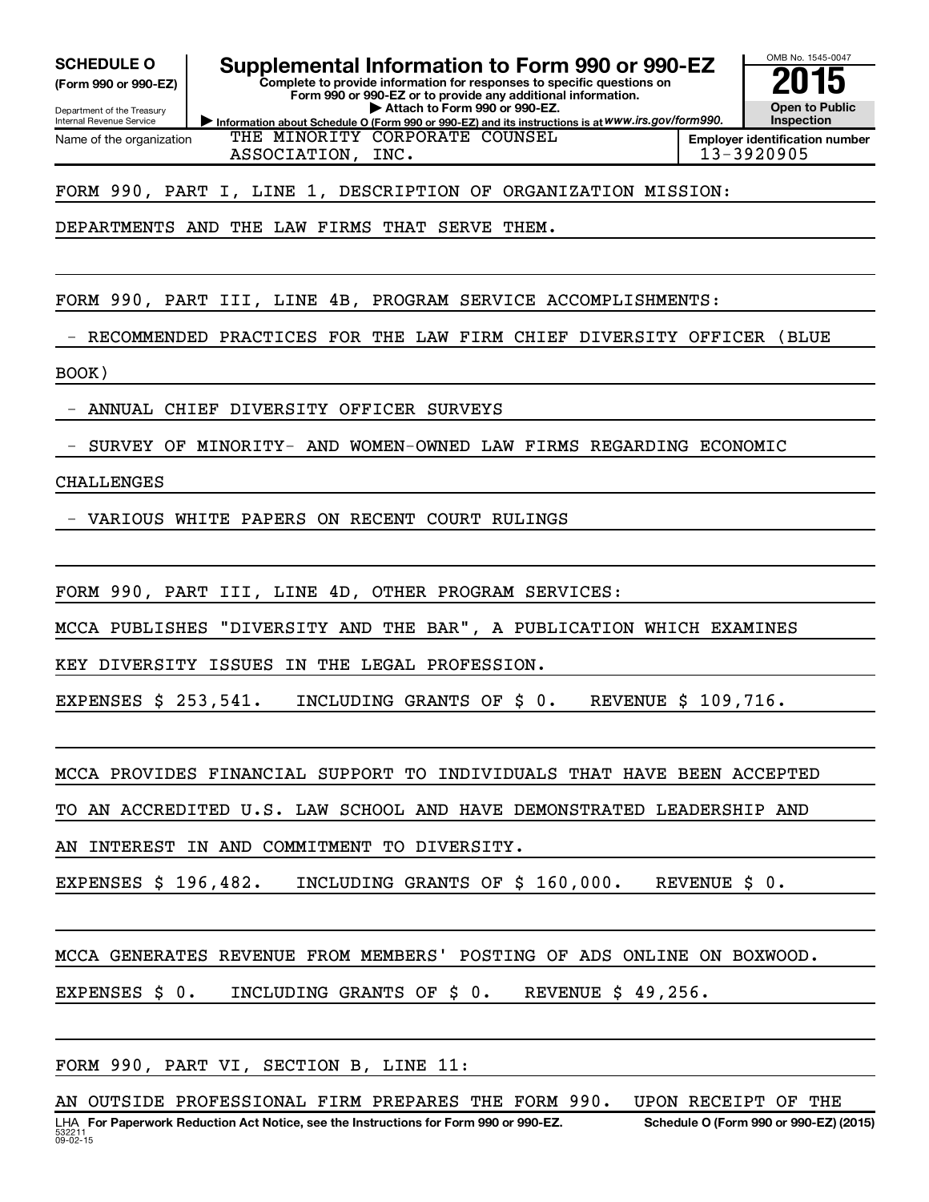**SCHEDULE O (Form 990 or 990-EZ)**

Department of the Treasury
Internal Revenue Service

# Supplemental Information to Form 990 or 990-EZ

**Complete to provide information for responses to specific questions on Form 990 or 990-EZ or to provide any additional information.**

▶ **Attach to Form 990 or 990-EZ.**

▶ **Information about Schedule O (Form 990 or 990-EZ) and its instructions is at** *www.irs.gov/form990.*

OMB No. 1545-0047

**2015**

**Open to Public Inspection**

| Name of the organization | Employer identification number |
|---|---|
| THE MINORITY CORPORATE COUNSEL ASSOCIATION, INC. | 13-3920905 |

FORM 990, PART I, LINE 1, DESCRIPTION OF ORGANIZATION MISSION:

DEPARTMENTS AND THE LAW FIRMS THAT SERVE THEM.

FORM 990, PART III, LINE 4B, PROGRAM SERVICE ACCOMPLISHMENTS:

- RECOMMENDED PRACTICES FOR THE LAW FIRM CHIEF DIVERSITY OFFICER (BLUE BOOK)
- ANNUAL CHIEF DIVERSITY OFFICER SURVEYS
- SURVEY OF MINORITY- AND WOMEN-OWNED LAW FIRMS REGARDING ECONOMIC CHALLENGES
- VARIOUS WHITE PAPERS ON RECENT COURT RULINGS

FORM 990, PART III, LINE 4D, OTHER PROGRAM SERVICES:

MCCA PUBLISHES "DIVERSITY AND THE BAR", A PUBLICATION WHICH EXAMINES KEY DIVERSITY ISSUES IN THE LEGAL PROFESSION.

EXPENSES $ 253,541. INCLUDING GRANTS OF $ 0. REVENUE $ 109,716.

MCCA PROVIDES FINANCIAL SUPPORT TO INDIVIDUALS THAT HAVE BEEN ACCEPTED TO AN ACCREDITED U.S. LAW SCHOOL AND HAVE DEMONSTRATED LEADERSHIP AND AN INTEREST IN AND COMMITMENT TO DIVERSITY.

EXPENSES $ 196,482. INCLUDING GRANTS OF $ 160,000. REVENUE $ 0.

MCCA GENERATES REVENUE FROM MEMBERS' POSTING OF ADS ONLINE ON BOXWOOD.

EXPENSES $ 0. INCLUDING GRANTS OF $ 0. REVENUE $ 49,256.

FORM 990, PART VI, SECTION B, LINE 11:

AN OUTSIDE PROFESSIONAL FIRM PREPARES THE FORM 990. UPON RECEIPT OF THE

LHA **For Paperwork Reduction Act Notice, see the Instructions for Form 990 or 990-EZ.** **Schedule O (Form 990 or 990-EZ) (2015)**

532211
09-02-15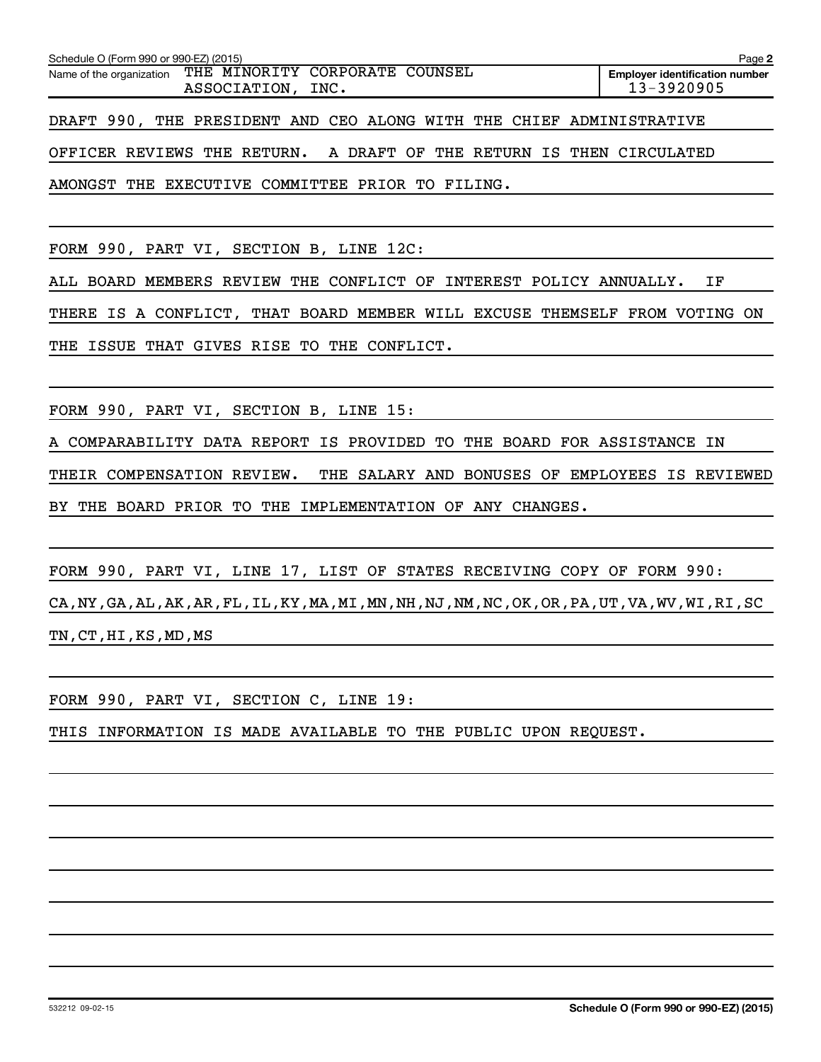Name of the organization THE MINORITY CORPORATE COUNSEL ASSOCIATION, INC.

Employer identification number 13-3920905

DRAFT 990, THE PRESIDENT AND CEO ALONG WITH THE CHIEF ADMINISTRATIVE OFFICER REVIEWS THE RETURN. A DRAFT OF THE RETURN IS THEN CIRCULATED AMONGST THE EXECUTIVE COMMITTEE PRIOR TO FILING.

FORM 990, PART VI, SECTION B, LINE 12C:

ALL BOARD MEMBERS REVIEW THE CONFLICT OF INTEREST POLICY ANNUALLY. IF THERE IS A CONFLICT, THAT BOARD MEMBER WILL EXCUSE THEMSELF FROM VOTING ON THE ISSUE THAT GIVES RISE TO THE CONFLICT.

FORM 990, PART VI, SECTION B, LINE 15:

A COMPARABILITY DATA REPORT IS PROVIDED TO THE BOARD FOR ASSISTANCE IN THEIR COMPENSATION REVIEW. THE SALARY AND BONUSES OF EMPLOYEES IS REVIEWED BY THE BOARD PRIOR TO THE IMPLEMENTATION OF ANY CHANGES.

FORM 990, PART VI, LINE 17, LIST OF STATES RECEIVING COPY OF FORM 990:

CA,NY,GA,AL,AK,AR,FL,IL,KY,MA,MI,MN,NH,NJ,NM,NC,OK,OR,PA,UT,VA,WV,WI,RI,SC TN,CT,HI,KS,MD,MS

FORM 990, PART VI, SECTION C, LINE 19:

THIS INFORMATION IS MADE AVAILABLE TO THE PUBLIC UPON REQUEST.

532212 09-02-15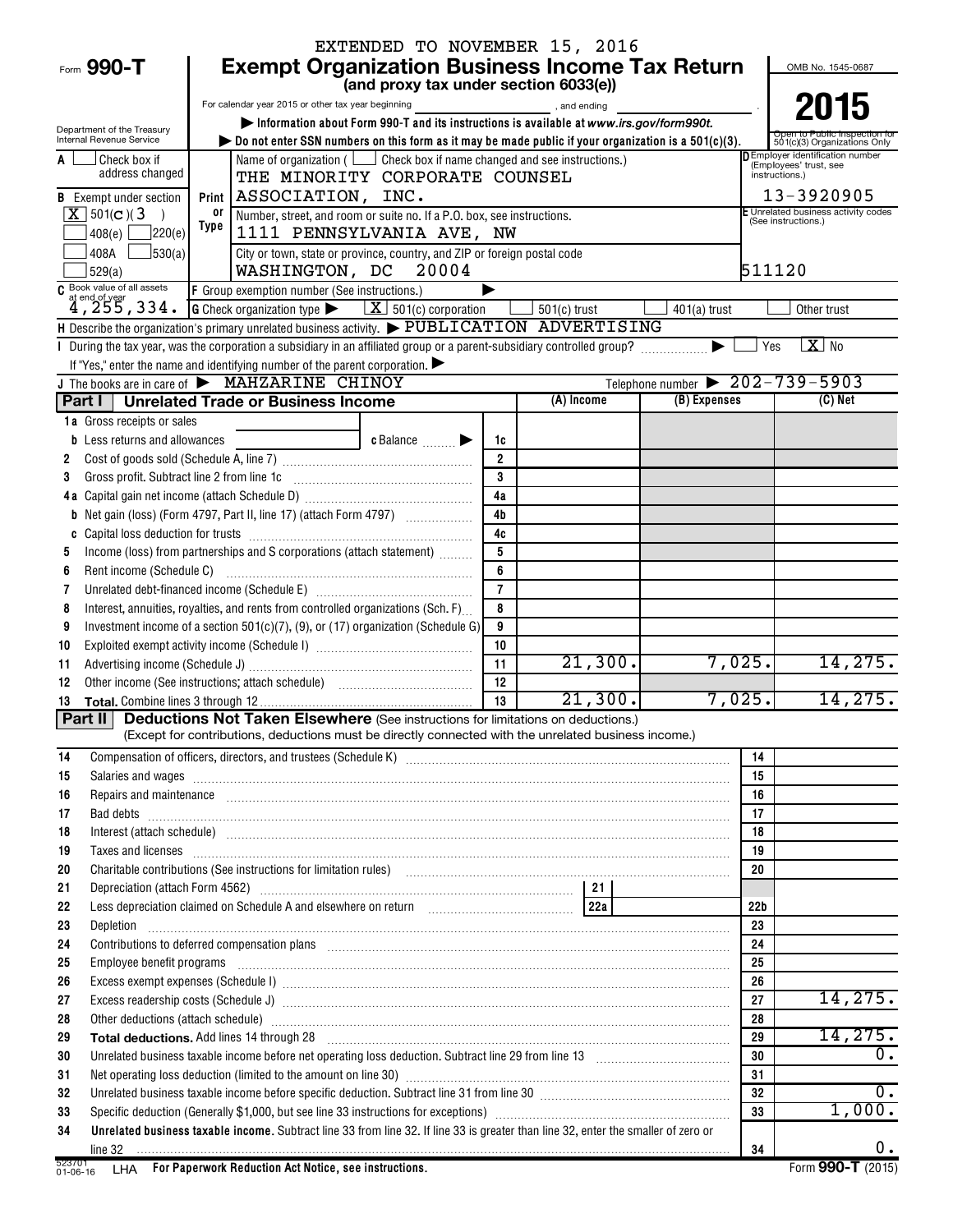EXTENDED TO NOVEMBER 15, 2016

Form **990-T**

# Exempt Organization Business Income Tax Return

**(and proxy tax under section 6033(e))**

For calendar year 2015 or other tax year beginning , and ending .

▶ Information about Form 990-T and its instructions is available at www.irs.gov/form990t.

▶ Do not enter SSN numbers on this form as it may be made public if your organization is a 501(c)(3).

Department of the Treasury
Internal Revenue Service

OMB No. 1545-0687

**2015**

Open to Public Inspection for 501(c)(3) Organizations Only

**A** ☐ Check box if address changed

**B** Exempt under section
☒ 501(C)(3)
☐ 408(e) ☐ 220(e)
☐ 408A ☐ 530(a)
☐ 529(a)

Print or Type

Name of organization ( ☐ Check box if name changed and see instructions.)
THE MINORITY CORPORATE COUNSEL ASSOCIATION, INC.

Number, street, and room or suite no. If a P.O. box, see instructions.
1111 PENNSYLVANIA AVE, NW

City or town, state or province, country, and ZIP or foreign postal code
WASHINGTON, DC 20004

**D** Employer identification number (Employees' trust, see instructions.)
13-3920905

**E** Unrelated business activity codes (See instructions.)
511120

**C** Book value of all assets at end of year: 4,255,334.

**F** Group exemption number (See instructions.) ▶

**G** Check organization type ▶ ☒ 501(c) corporation ☐ 501(c) trust ☐ 401(a) trust ☐ Other trust

**H** Describe the organization's primary unrelated business activity. ▶ PUBLICATION ADVERTISING

**I** During the tax year, was the corporation a subsidiary in an affiliated group or a parent-subsidiary controlled group? ▶ ☐ Yes ☒ No

If "Yes," enter the name and identifying number of the parent corporation. ▶

**J** The books are in care of ▶ MAHZARINE CHINOY   Telephone number ▶ 202-739-5903

## Part I Unrelated Trade or Business Income

| | | | (A) Income | (B) Expenses | (C) Net |
|---|---|---|---|---|---|
| 1a | Gross receipts or sales | | | | |
| b | Less returns and allowances     c Balance ▶ | 1c | | | |
| 2 | Cost of goods sold (Schedule A, line 7) | 2 | | | |
| 3 | Gross profit. Subtract line 2 from line 1c | 3 | | | |
| 4a | Capital gain net income (attach Schedule D) | 4a | | | |
| b | Net gain (loss) (Form 4797, Part II, line 17) (attach Form 4797) | 4b | | | |
| c | Capital loss deduction for trusts | 4c | | | |
| 5 | Income (loss) from partnerships and S corporations (attach statement) | 5 | | | |
| 6 | Rent income (Schedule C) | 6 | | | |
| 7 | Unrelated debt-financed income (Schedule E) | 7 | | | |
| 8 | Interest, annuities, royalties, and rents from controlled organizations (Sch. F) | 8 | | | |
| 9 | Investment income of a section 501(c)(7), (9), or (17) organization (Schedule G) | 9 | | | |
| 10 | Exploited exempt activity income (Schedule I) | 10 | | | |
| 11 | Advertising income (Schedule J) | 11 | 21,300. | 7,025. | 14,275. |
| 12 | Other income (See instructions; attach schedule) | 12 | | | |
| 13 | **Total.** Combine lines 3 through 12 | 13 | 21,300. | 7,025. | 14,275. |

## Part II Deductions Not Taken Elsewhere (See instructions for limitations on deductions.)

(Except for contributions, deductions must be directly connected with the unrelated business income.)

| | | | |
|---|---|---|---|
| 14 | Compensation of officers, directors, and trustees (Schedule K) | 14 | |
| 15 | Salaries and wages | 15 | |
| 16 | Repairs and maintenance | 16 | |
| 17 | Bad debts | 17 | |
| 18 | Interest (attach schedule) | 18 | |
| 19 | Taxes and licenses | 19 | |
| 20 | Charitable contributions (See instructions for limitation rules) | 20 | |
| 21 | Depreciation (attach Form 4562)   21 | | |
| 22 | Less depreciation claimed on Schedule A and elsewhere on return   22a | 22b | |
| 23 | Depletion | 23 | |
| 24 | Contributions to deferred compensation plans | 24 | |
| 25 | Employee benefit programs | 25 | |
| 26 | Excess exempt expenses (Schedule I) | 26 | |
| 27 | Excess readership costs (Schedule J) | 27 | 14,275. |
| 28 | Other deductions (attach schedule) | 28 | |
| 29 | **Total deductions.** Add lines 14 through 28 | 29 | 14,275. |
| 30 | Unrelated business taxable income before net operating loss deduction. Subtract line 29 from line 13 | 30 | 0. |
| 31 | Net operating loss deduction (limited to the amount on line 30) | 31 | |
| 32 | Unrelated business taxable income before specific deduction. Subtract line 31 from line 30 | 32 | 0. |
| 33 | Specific deduction (Generally $1,000, but see line 33 instructions for exceptions) | 33 | 1,000. |
| 34 | **Unrelated business taxable income.** Subtract line 33 from line 32. If line 33 is greater than line 32, enter the smaller of zero or line 32 | 34 | 0. |

523701 01-06-16 LHA **For Paperwork Reduction Act Notice, see instructions.** Form **990-T** (2015)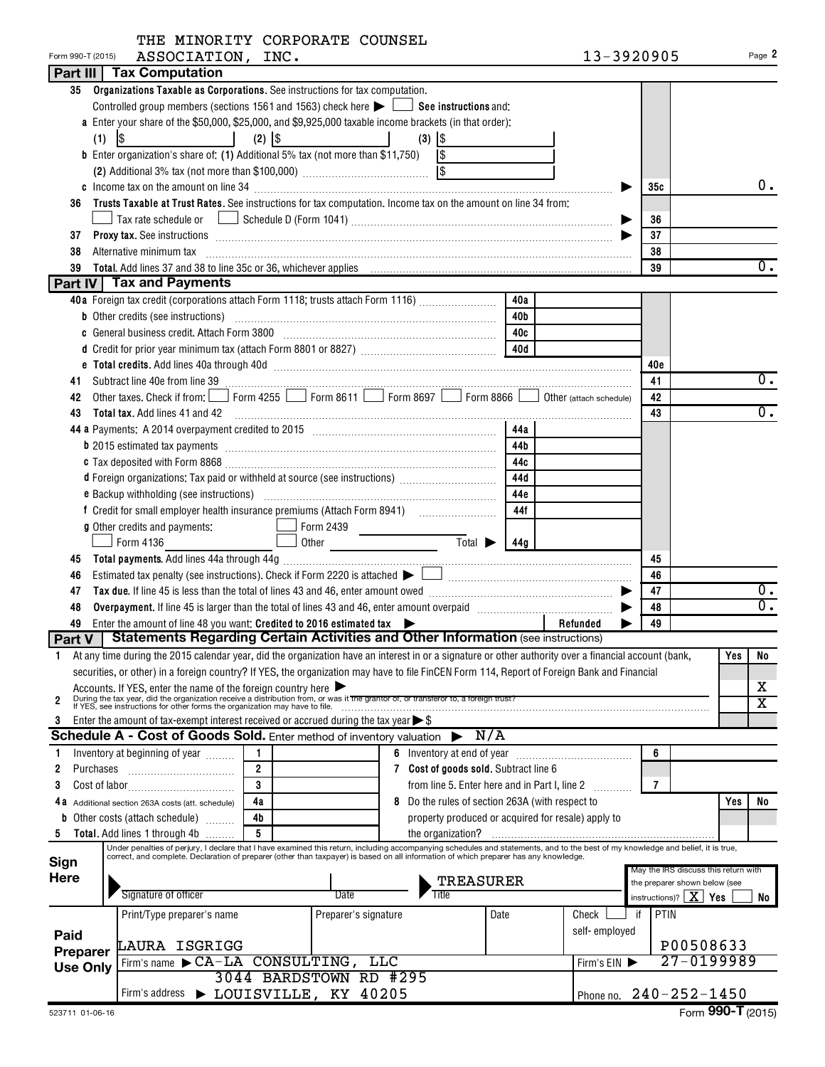Form 990-T (2015) THE MINORITY CORPORATE COUNSEL ASSOCIATION, INC. 13-3920905 Page 2

## Part III Tax Computation

| | | | |
|---|---|---|---|
| 35 | **Organizations Taxable as Corporations.** See instructions for tax computation. Controlled group members (sections 1561 and 1563) check here ▶ ☐ **See instructions** and: | | |
| a | Enter your share of the $50,000, $25,000, and $9,925,000 taxable income brackets (in that order): (1) $ (2) $ (3) $ | | |
| b | Enter organization's share of: (1) Additional 5% tax (not more than $11,750) $ (2) Additional 3% tax (not more than $100,000) $ | | |
| c | Income tax on the amount on line 34 ▶ | 35c | 0. |
| 36 | **Trusts Taxable at Trust Rates.** See instructions for tax computation. Income tax on the amount on line 34 from: ☐ Tax rate schedule or ☐ Schedule D (Form 1041) ▶ | 36 | |
| 37 | **Proxy tax.** See instructions ▶ | 37 | |
| 38 | Alternative minimum tax | 38 | |
| 39 | **Total.** Add lines 37 and 38 to line 35c or 36, whichever applies | 39 | 0. |

## Part IV Tax and Payments

| | | | | | |
|---|---|---|---|---|---|
| 40a | Foreign tax credit (corporations attach Form 1118; trusts attach Form 1116) | 40a | | | |
| b | Other credits (see instructions) | 40b | | | |
| c | General business credit. Attach Form 3800 | 40c | | | |
| d | Credit for prior year minimum tax (attach Form 8801 or 8827) | 40d | | | |
| e | **Total credits.** Add lines 40a through 40d | | | 40e | |
| 41 | Subtract line 40e from line 39 | | | 41 | 0. |
| 42 | Other taxes. Check if from: ☐ Form 4255 ☐ Form 8611 ☐ Form 8697 ☐ Form 8866 ☐ Other (attach schedule) | | | 42 | |
| 43 | **Total tax.** Add lines 41 and 42 | | | 43 | 0. |
| 44a | Payments: A 2014 overpayment credited to 2015 | 44a | | | |
| b | 2015 estimated tax payments | 44b | | | |
| c | Tax deposited with Form 8868 | 44c | | | |
| d | Foreign organizations: Tax paid or withheld at source (see instructions) | 44d | | | |
| e | Backup withholding (see instructions) | 44e | | | |
| f | Credit for small employer health insurance premiums (Attach Form 8941) | 44f | | | |
| g | Other credits and payments: ☐ Form 2439 ☐ Form 4136 ☐ Other Total ▶ | 44g | | | |
| 45 | **Total payments.** Add lines 44a through 44g | | | 45 | |
| 46 | Estimated tax penalty (see instructions). Check if Form 2220 is attached ▶ ☐ | | | 46 | |
| 47 | **Tax due.** If line 45 is less than the total of lines 43 and 46, enter amount owed ▶ | | | 47 | 0. |
| 48 | **Overpayment.** If line 45 is larger than the total of lines 43 and 46, enter amount overpaid ▶ | | | 48 | 0. |
| 49 | Enter the amount of line 48 you want: **Credited to 2016 estimated tax** ▶ | | Refunded ▶ | 49 | |

## Part V Statements Regarding Certain Activities and Other Information (see instructions)

| | | Yes | No |
|---|---|---|---|
| 1 | At any time during the 2015 calendar year, did the organization have an interest in or a signature or other authority over a financial account (bank, securities, or other) in a foreign country? If YES, the organization may have to file FinCEN Form 114, Report of Foreign Bank and Financial Accounts. If YES, enter the name of the foreign country here ▶ | | X |
| 2 | During the tax year, did the organization receive a distribution from, or was it the grantor of, or transferor to, a foreign trust? If YES, see instructions for other forms the organization may have to file. | | X |
| 3 | Enter the amount of tax-exempt interest received or accrued during the tax year ▶ $ | | |

## Schedule A - Cost of Goods Sold. Enter method of inventory valuation ▶ N/A

| | | | | | | | |
|---|---|---|---|---|---|---|---|
| 1 | Inventory at beginning of year | 1 | | 6 | Inventory at end of year | 6 | |
| 2 | Purchases | 2 | | 7 | **Cost of goods sold.** Subtract line 6 from line 5. Enter here and in Part I, line 2 | 7 | |
| 3 | Cost of labor | 3 | | 8 | Do the rules of section 263A (with respect to property produced or acquired for resale) apply to the organization? | Yes | No |
| 4a | Additional section 263A costs (att. schedule) | 4a | | | | | |
| b | Other costs (attach schedule) | 4b | | | | | |
| 5 | **Total.** Add lines 1 through 4b | 5 | | | | | |

**Sign Here**

Under penalties of perjury, I declare that I have examined this return, including accompanying schedules and statements, and to the best of my knowledge and belief, it is true, correct, and complete. Declaration of preparer (other than taxpayer) is based on all information of which preparer has any knowledge.

Signature of officer | Date | Title: TREASURER

May the IRS discuss this return with the preparer shown below (see instructions)? ☒ Yes ☐ No

**Paid Preparer Use Only**

| Print/Type preparer's name | Preparer's signature | Date | Check ☐ if self-employed | PTIN |
|---|---|---|---|---|
| LAURA ISGRIGG | | | | P00508633 |
| Firm's name ▶ CA-LA CONSULTING, LLC | | | Firm's EIN ▶ | 27-0199989 |
| Firm's address ▶ 3044 BARDSTOWN RD #295 LOUISVILLE, KY 40205 | | | Phone no. | 240-252-1450 |

523711 01-06-16 Form **990-T** (2015)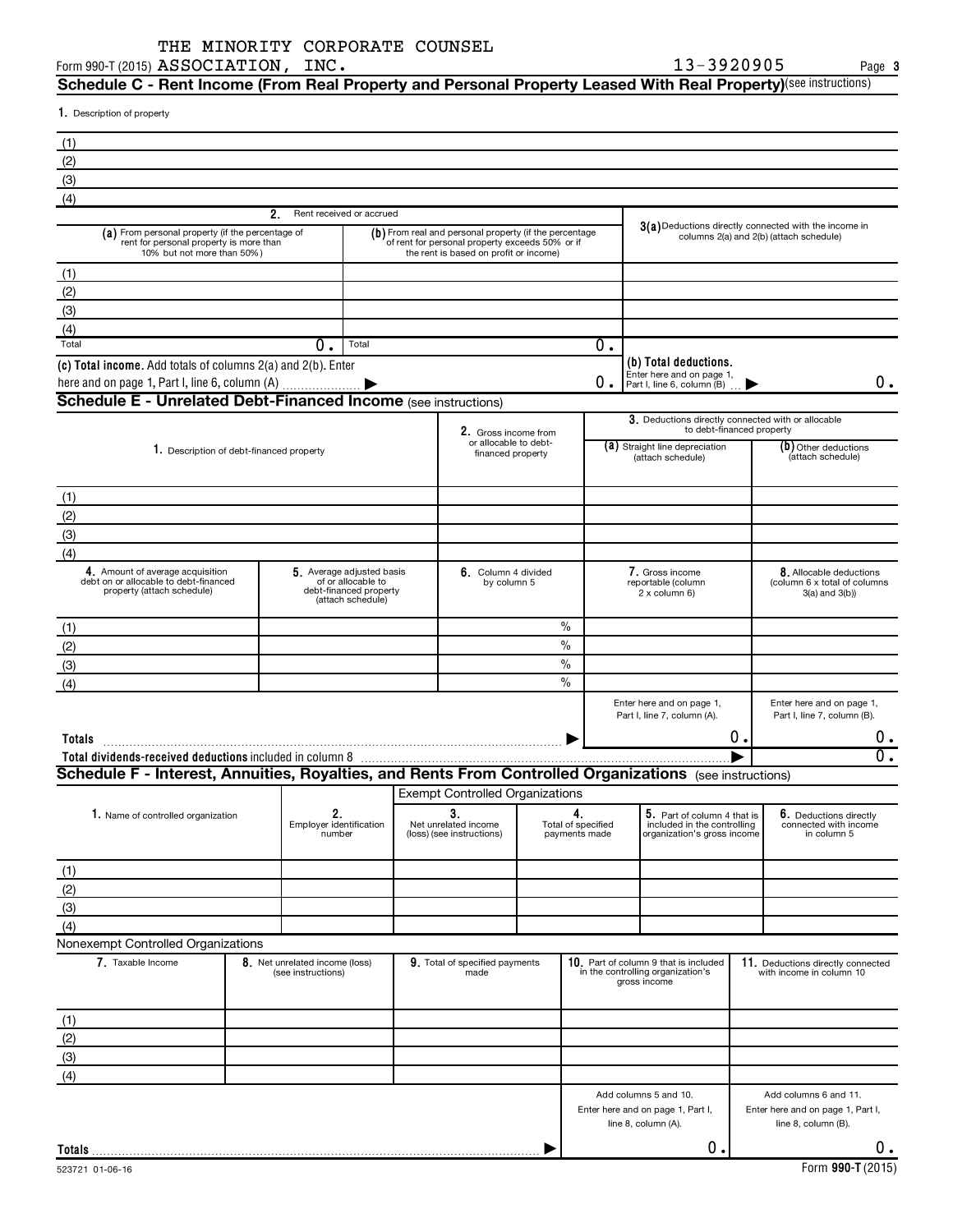THE MINORITY CORPORATE COUNSEL
Form 990-T (2015) ASSOCIATION, INC. 13-3920905 Page 3

## Schedule C - Rent Income (From Real Property and Personal Property Leased With Real Property) (see instructions)

1. Description of property

| |
|---|
| (1) |
| (2) |
| (3) |
| (4) |

| 2. Rent received or accrued | | 3(a) Deductions directly connected with the income in columns 2(a) and 2(b) (attach schedule) |
|---|---|---|
| (a) From personal property (if the percentage of rent for personal property is more than 10% but not more than 50%) | (b) From real and personal property (if the percentage of rent for personal property exceeds 50% or if the rent is based on profit or income) | |
| (1) | | |
| (2) | | |
| (3) | | |
| (4) | | |
| Total 0. | Total 0. | |
| (c) Total income. Add totals of columns 2(a) and 2(b). Enter here and on page 1, Part I, line 6, column (A) | 0. | (b) Total deductions. Enter here and on page 1, Part I, line 6, column (B) 0. |

## Schedule E - Unrelated Debt-Financed Income (see instructions)

| 1. Description of debt-financed property | 2. Gross income from or allocable to debt-financed property | 3. Deductions directly connected with or allocable to debt-financed property (a) Straight line depreciation (attach schedule) | (b) Other deductions (attach schedule) |
|---|---|---|---|
| (1) | | | |
| (2) | | | |
| (3) | | | |
| (4) | | | |

| 4. Amount of average acquisition debt on or allocable to debt-financed property (attach schedule) | 5. Average adjusted basis of or allocable to debt-financed property (attach schedule) | 6. Column 4 divided by column 5 | 7. Gross income reportable (column 2 x column 6) | 8. Allocable deductions (column 6 x total of columns 3(a) and 3(b)) |
|---|---|---|---|---|
| (1) | | % | | |
| (2) | | % | | |
| (3) | | % | | |
| (4) | | % | | |
| | | | Enter here and on page 1, Part I, line 7, column (A). | Enter here and on page 1, Part I, line 7, column (B). |
| Totals | | | 0. | 0. |
| Total dividends-received deductions included in column 8 | | | | 0. |

## Schedule F - Interest, Annuities, Royalties, and Rents From Controlled Organizations (see instructions)

Exempt Controlled Organizations

| 1. Name of controlled organization | 2. Employer identification number | 3. Net unrelated income (loss) (see instructions) | 4. Total of specified payments made | 5. Part of column 4 that is included in the controlling organization's gross income | 6. Deductions directly connected with income in column 5 |
|---|---|---|---|---|---|
| (1) | | | | | |
| (2) | | | | | |
| (3) | | | | | |
| (4) | | | | | |

Nonexempt Controlled Organizations

| 7. Taxable Income | 8. Net unrelated income (loss) (see instructions) | 9. Total of specified payments made | 10. Part of column 9 that is included in the controlling organization's gross income | 11. Deductions directly connected with income in column 10 |
|---|---|---|---|---|
| (1) | | | | |
| (2) | | | | |
| (3) | | | | |
| (4) | | | | |
| | | | Add columns 5 and 10. Enter here and on page 1, Part I, line 8, column (A). | Add columns 6 and 11. Enter here and on page 1, Part I, line 8, column (B). |
| Totals | | | 0. | 0. |

523721 01-06-16 Form 990-T (2015)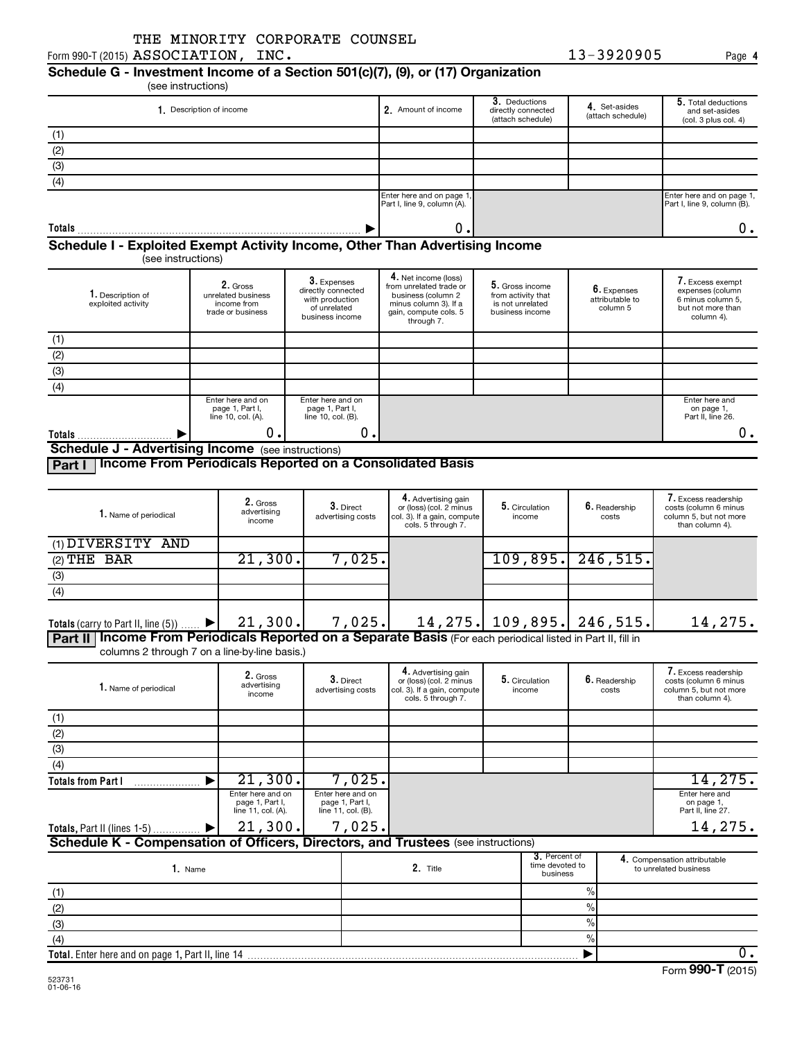Form 990-T (2015) THE MINORITY CORPORATE COUNSEL ASSOCIATION, INC. 13-3920905 Page 4

## Schedule G - Investment Income of a Section 501(c)(7), (9), or (17) Organization

(see instructions)

| 1. Description of income | 2. Amount of income | 3. Deductions directly connected (attach schedule) | 4. Set-asides (attach schedule) | 5. Total deductions and set-asides (col. 3 plus col. 4) |
|---|---|---|---|---|
| (1) | | | | |
| (2) | | | | |
| (3) | | | | |
| (4) | | | | |
| | Enter here and on page 1, Part I, line 9, column (A). | | | Enter here and on page 1, Part I, line 9, column (B). |
| Totals | 0. | | | 0. |

## Schedule I - Exploited Exempt Activity Income, Other Than Advertising Income

(see instructions)

| 1. Description of exploited activity | 2. Gross unrelated business income from trade or business | 3. Expenses directly connected with production of unrelated business income | 4. Net income (loss) from unrelated trade or business (column 2 minus column 3). If a gain, compute cols. 5 through 7. | 5. Gross income from activity that is not unrelated business income | 6. Expenses attributable to column 5 | 7. Excess exempt expenses (column 6 minus column 5, but not more than column 4). |
|---|---|---|---|---|---|---|
| (1) | | | | | | |
| (2) | | | | | | |
| (3) | | | | | | |
| (4) | | | | | | |
| | Enter here and on page 1, Part I, line 10, col. (A). | Enter here and on page 1, Part I, line 10, col. (B). | | | | Enter here and on page 1, Part II, line 26. |
| Totals | 0. | 0. | | | | 0. |

## Schedule J - Advertising Income (see instructions)

### Part I Income From Periodicals Reported on a Consolidated Basis

| 1. Name of periodical | 2. Gross advertising income | 3. Direct advertising costs | 4. Advertising gain or (loss) (col. 2 minus col. 3). If a gain, compute cols. 5 through 7. | 5. Circulation income | 6. Readership costs | 7. Excess readership costs (column 6 minus column 5, but not more than column 4). |
|---|---|---|---|---|---|---|
| (1) DIVERSITY AND | | | | | | |
| (2) THE BAR | 21,300. | 7,025. | | 109,895. | 246,515. | |
| (3) | | | | | | |
| (4) | | | | | | |
| Totals (carry to Part II, line (5)) | 21,300. | 7,025. | 14,275. | 109,895. | 246,515. | 14,275. |

### Part II Income From Periodicals Reported on a Separate Basis (For each periodical listed in Part II, fill in columns 2 through 7 on a line-by-line basis.)

| 1. Name of periodical | 2. Gross advertising income | 3. Direct advertising costs | 4. Advertising gain or (loss) (col. 2 minus col. 3). If a gain, compute cols. 5 through 7. | 5. Circulation income | 6. Readership costs | 7. Excess readership costs (column 6 minus column 5, but not more than column 4). |
|---|---|---|---|---|---|---|
| (1) | | | | | | |
| (2) | | | | | | |
| (3) | | | | | | |
| (4) | | | | | | |
| Totals from Part I | 21,300. | 7,025. | | | | 14,275. |
| | Enter here and on page 1, Part I, line 11, col. (A). | Enter here and on page 1, Part I, line 11, col. (B). | | | | Enter here and on page 1, Part II, line 27. |
| Totals, Part II (lines 1-5) | 21,300. | 7,025. | | | | 14,275. |

## Schedule K - Compensation of Officers, Directors, and Trustees (see instructions)

| 1. Name | 2. Title | 3. Percent of time devoted to business | 4. Compensation attributable to unrelated business |
|---|---|---|---|
| (1) | | % | |
| (2) | | % | |
| (3) | | % | |
| (4) | | % | |
| Total. Enter here and on page 1, Part II, line 14 | | | 0. |

Form 990-T (2015)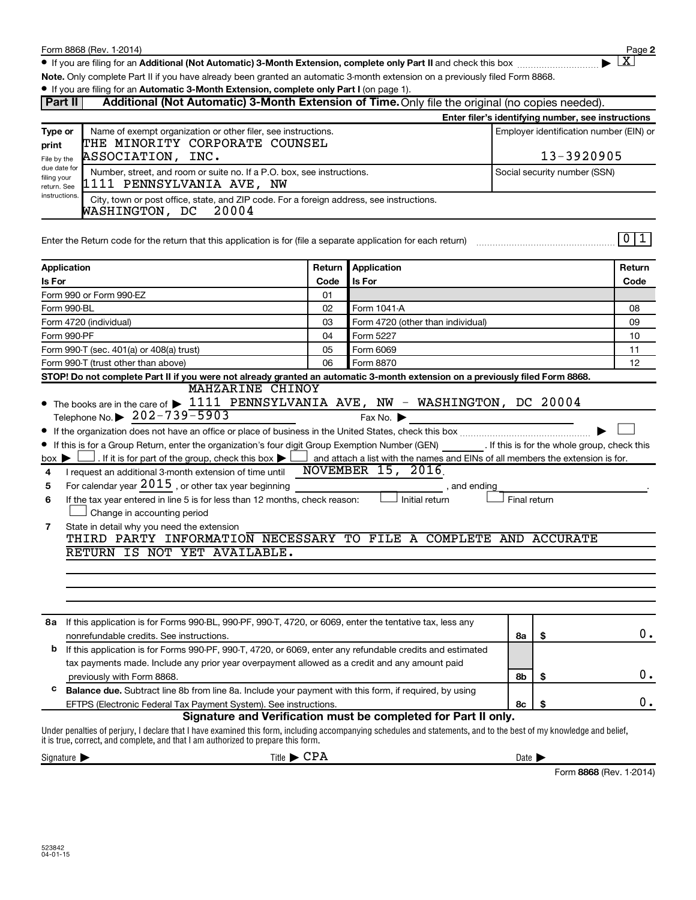Form 8868 (Rev. 1-2014)

- If you are filing for an **Additional (Not Automatic) 3-Month Extension, complete only Part II** and check this box ▶ [X]

**Note.** Only complete Part II if you have already been granted an automatic 3-month extension on a previously filed Form 8868.

- If you are filing for an **Automatic 3-Month Extension, complete only Part I** (on page 1).

## Part II — Additional (Not Automatic) 3-Month Extension of Time. Only file the original (no copies needed).

**Enter filer's identifying number, see instructions**

| Type or print. File by the due date for filing your return. See instructions. | | |
|---|---|---|
| | Name of exempt organization or other filer, see instructions.<br>THE MINORITY CORPORATE COUNSEL ASSOCIATION, INC. | Employer identification number (EIN) or<br>13-3920905 |
| | Number, street, and room or suite no. If a P.O. box, see instructions.<br>1111 PENNSYLVANIA AVE, NW | Social security number (SSN) |
| | City, town or post office, state, and ZIP code. For a foreign address, see instructions.<br>WASHINGTON, DC 20004 | |

Enter the Return code for the return that this application is for (file a separate application for each return) ........ 0 1

| Application Is For | Return Code | Application Is For | Return Code |
|---|---|---|---|
| Form 990 or Form 990-EZ | 01 | | |
| Form 990-BL | 02 | Form 1041-A | 08 |
| Form 4720 (individual) | 03 | Form 4720 (other than individual) | 09 |
| Form 990-PF | 04 | Form 5227 | 10 |
| Form 990-T (sec. 401(a) or 408(a) trust) | 05 | Form 6069 | 11 |
| Form 990-T (trust other than above) | 06 | Form 8870 | 12 |

**STOP! Do not complete Part II if you were not already granted an automatic 3-month extension on a previously filed Form 8868.**

- The books are in the care of ▶ MAHZARINE CHINOY 1111 PENNSYLVANIA AVE, NW - WASHINGTON, DC 20004
  Telephone No. ▶ 202-739-5903 Fax No. ▶
- If the organization does not have an office or place of business in the United States, check this box ▶ [ ]
- If this is for a Group Return, enter the organization's four digit Group Exemption Number (GEN) ______. If this is for the whole group, check this box ▶ [ ]. If it is for part of the group, check this box ▶ [ ] and attach a list with the names and EINs of all members the extension is for.

**4** I request an additional 3-month extension of time until NOVEMBER 15, 2016.

**5** For calendar year 2015, or other tax year beginning ______, and ending ______.

**6** If the tax year entered in line 5 is for less than 12 months, check reason: [ ] Initial return [ ] Final return [ ] Change in accounting period

**7** State in detail why you need the extension
THIRD PARTY INFORMATION NECESSARY TO FILE A COMPLETE AND ACCURATE RETURN IS NOT YET AVAILABLE.

| | | | |
|---|---|---|---|
| **8a** | If this application is for Forms 990-BL, 990-PF, 990-T, 4720, or 6069, enter the tentative tax, less any nonrefundable credits. See instructions. | 8a | $ 0. |
| **b** | If this application is for Forms 990-PF, 990-T, 4720, or 6069, enter any refundable credits and estimated tax payments made. Include any prior year overpayment allowed as a credit and any amount paid previously with Form 8868. | 8b | $ 0. |
| **c** | **Balance due.** Subtract line 8b from line 8a. Include your payment with this form, if required, by using EFTPS (Electronic Federal Tax Payment System). See instructions. | 8c | $ 0. |

**Signature and Verification must be completed for Part II only.**

Under penalties of perjury, I declare that I have examined this form, including accompanying schedules and statements, and to the best of my knowledge and belief, it is true, correct, and complete, and that I am authorized to prepare this form.

Signature ▶ Title ▶ CPA Date ▶

Form **8868** (Rev. 1-2014)

523842 04-01-15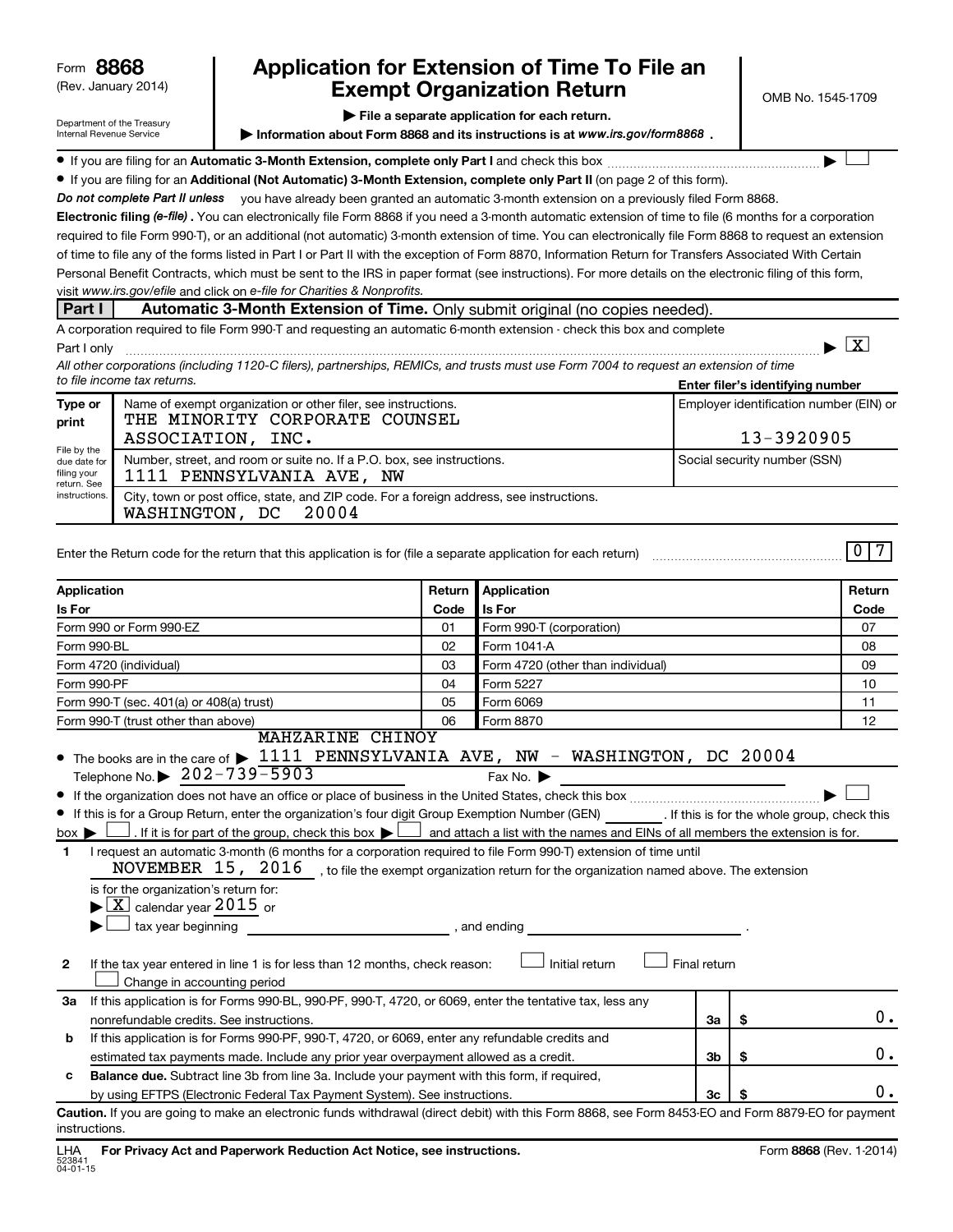Form **8868**
(Rev. January 2014)

Department of the Treasury
Internal Revenue Service

# Application for Extension of Time To File an Exempt Organization Return

▶ **File a separate application for each return.**

▶ **Information about Form 8868 and its instructions is at *www.irs.gov/form8868* .**

OMB No. 1545-1709

- If you are filing for an **Automatic 3-Month Extension, complete only Part I** and check this box ▶ ☐
- If you are filing for an **Additional (Not Automatic) 3-Month Extension, complete only Part II** (on page 2 of this form).

***Do not complete Part II unless*** you have already been granted an automatic 3-month extension on a previously filed Form 8868.

**Electronic filing *(e-file)* .** You can electronically file Form 8868 if you need a 3-month automatic extension of time to file (6 months for a corporation required to file Form 990-T), or an additional (not automatic) 3-month extension of time. You can electronically file Form 8868 to request an extension of time to file any of the forms listed in Part I or Part II with the exception of Form 8870, Information Return for Transfers Associated With Certain Personal Benefit Contracts, which must be sent to the IRS in paper format (see instructions). For more details on the electronic filing of this form, visit *www.irs.gov/efile* and click on *e-file for Charities & Nonprofits.*

## Part I — Automatic 3-Month Extension of Time. Only submit original (no copies needed).

A corporation required to file Form 990-T and requesting an automatic 6-month extension - check this box and complete Part I only ▶ ☒

*All other corporations (including 1120-C filers), partnerships, REMICs, and trusts must use Form 7004 to request an extension of time to file income tax returns.*

**Enter filer's identifying number**

| | | |
|---|---|---|
| **Type or print** | Name of exempt organization or other filer, see instructions. THE MINORITY CORPORATE COUNSEL ASSOCIATION, INC. | Employer identification number (EIN) or 13-3920905 |
| File by the due date for filing your return. See instructions. | Number, street, and room or suite no. If a P.O. box, see instructions. 1111 PENNSYLVANIA AVE, NW | Social security number (SSN) |
| | City, town or post office, state, and ZIP code. For a foreign address, see instructions. WASHINGTON, DC 20004 | |

Enter the Return code for the return that this application is for (file a separate application for each return) 0 7

| Application Is For | Return Code | Application Is For | Return Code |
|---|---|---|---|
| Form 990 or Form 990-EZ | 01 | Form 990-T (corporation) | 07 |
| Form 990-BL | 02 | Form 1041-A | 08 |
| Form 4720 (individual) | 03 | Form 4720 (other than individual) | 09 |
| Form 990-PF | 04 | Form 5227 | 10 |
| Form 990-T (sec. 401(a) or 408(a) trust) | 05 | Form 6069 | 11 |
| Form 990-T (trust other than above) | 06 | Form 8870 | 12 |

- The books are in the care of ▶ MAHZARINE CHINOY 1111 PENNSYLVANIA AVE, NW - WASHINGTON, DC 20004
  Telephone No. ▶ 202-739-5903 Fax No. ▶
- If the organization does not have an office or place of business in the United States, check this box ▶ ☐
- If this is for a Group Return, enter the organization's four digit Group Exemption Number (GEN) ______ . If this is for the whole group, check this box ▶ ☐ . If it is for part of the group, check this box ▶ ☐ and attach a list with the names and EINs of all members the extension is for.

**1** I request an automatic 3-month (6 months for a corporation required to file Form 990-T) extension of time until NOVEMBER 15, 2016 , to file the exempt organization return for the organization named above. The extension is for the organization's return for:
▶ ☒ calendar year 2015 or
▶ ☐ tax year beginning ______________ , and ending ______________ .

**2** If the tax year entered in line 1 is for less than 12 months, check reason: ☐ Initial return ☐ Final return ☐ Change in accounting period

| | | | |
|---|---|---|---|
| **3a** | If this application is for Forms 990-BL, 990-PF, 990-T, 4720, or 6069, enter the tentative tax, less any nonrefundable credits. See instructions. | 3a | $ 0. |
| **b** | If this application is for Forms 990-PF, 990-T, 4720, or 6069, enter any refundable credits and estimated tax payments made. Include any prior year overpayment allowed as a credit. | 3b | $ 0. |
| **c** | **Balance due.** Subtract line 3b from line 3a. Include your payment with this form, if required, by using EFTPS (Electronic Federal Tax Payment System). See instructions. | 3c | $ 0. |

**Caution.** If you are going to make an electronic funds withdrawal (direct debit) with this Form 8868, see Form 8453-EO and Form 8879-EO for payment instructions.

LHA **For Privacy Act and Paperwork Reduction Act Notice, see instructions.** Form **8868** (Rev. 1-2014)

523841 04-01-15